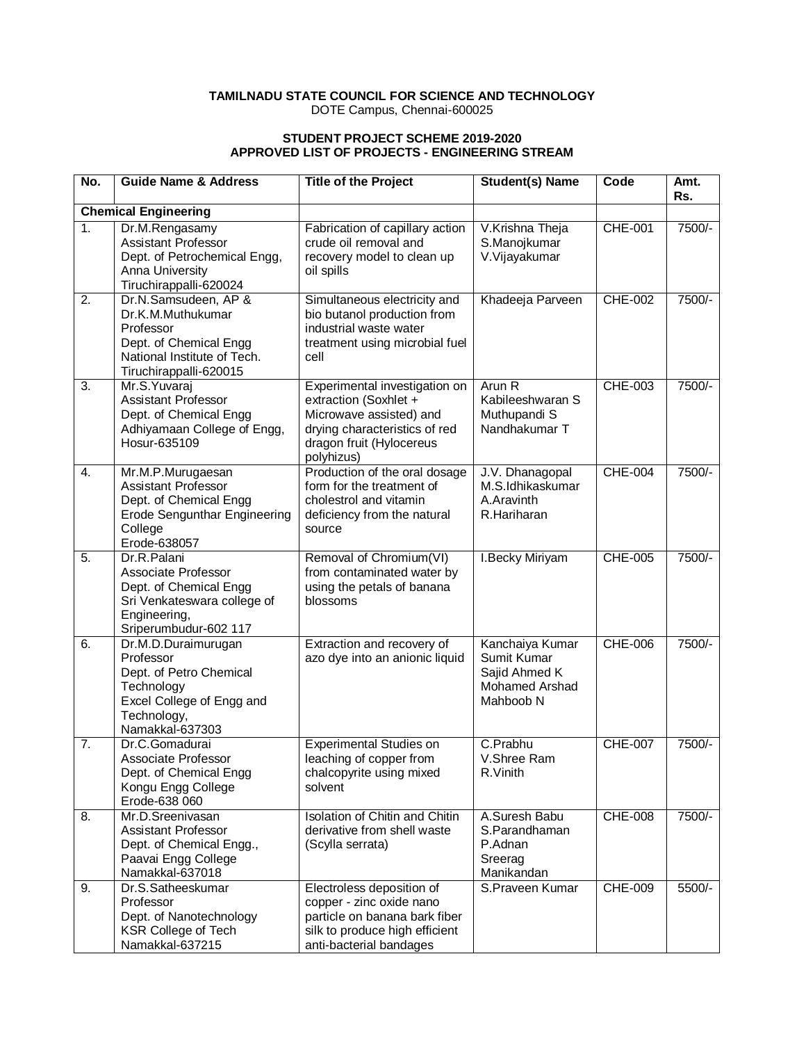**TAMILNADU STATE COUNCIL FOR SCIENCE AND TECHNOLOGY**
DOTE Campus, Chennai-600025

**STUDENT PROJECT SCHEME 2019-2020**
**APPROVED LIST OF PROJECTS - ENGINEERING STREAM**

| No. | Guide Name & Address | Title of the Project | Student(s) Name | Code | Amt. Rs. |
|---|---|---|---|---|---|
| **Chemical Engineering** | | | | | |
| 1. | Dr.M.Rengasamy<br>Assistant Professor<br>Dept. of Petrochemical Engg,<br>Anna University<br>Tiruchirappalli-620024 | Fabrication of capillary action crude oil removal and recovery model to clean up oil spills | V.Krishna Theja<br>S.Manojkumar<br>V.Vijayakumar | CHE-001 | 7500/- |
| 2. | Dr.N.Samsudeen, AP &<br>Dr.K.M.Muthukumar<br>Professor<br>Dept. of Chemical Engg<br>National Institute of Tech.<br>Tiruchirappalli-620015 | Simultaneous electricity and bio butanol production from industrial waste water treatment using microbial fuel cell | Khadeeja Parveen | CHE-002 | 7500/- |
| 3. | Mr.S.Yuvaraj<br>Assistant Professor<br>Dept. of Chemical Engg<br>Adhiyamaan College of Engg,<br>Hosur-635109 | Experimental investigation on extraction (Soxhlet + Microwave assisted) and drying characteristics of red dragon fruit (Hylocereus polyhizus) | Arun R<br>Kabileeshwaran S<br>Muthupandi S<br>Nandhakumar T | CHE-003 | 7500/- |
| 4. | Mr.M.P.Murugaesan<br>Assistant Professor<br>Dept. of Chemical Engg<br>Erode Sengunthar Engineering College<br>Erode-638057 | Production of the oral dosage form for the treatment of cholestrol and vitamin deficiency from the natural source | J.V. Dhanagopal<br>M.S.Idhikaskumar<br>A.Aravinth<br>R.Hariharan | CHE-004 | 7500/- |
| 5. | Dr.R.Palani<br>Associate Professor<br>Dept. of Chemical Engg<br>Sri Venkateswara college of Engineering,<br>Sriperumbudur-602 117 | Removal of Chromium(VI) from contaminated water by using the petals of banana blossoms | I.Becky Miriyam | CHE-005 | 7500/- |
| 6. | Dr.M.D.Duraimurugan<br>Professor<br>Dept. of Petro Chemical Technology<br>Excel College of Engg and Technology,<br>Namakkal-637303 | Extraction and recovery of azo dye into an anionic liquid | Kanchaiya Kumar<br>Sumit Kumar<br>Sajid Ahmed K<br>Mohamed Arshad<br>Mahboob N | CHE-006 | 7500/- |
| 7. | Dr.C.Gomadurai<br>Associate Professor<br>Dept. of Chemical Engg<br>Kongu Engg College<br>Erode-638 060 | Experimental Studies on leaching of copper from chalcopyrite using mixed solvent | C.Prabhu<br>V.Shree Ram<br>R.Vinith | CHE-007 | 7500/- |
| 8. | Mr.D.Sreenivasan<br>Assistant Professor<br>Dept. of Chemical Engg.,<br>Paavai Engg College<br>Namakkal-637018 | Isolation of Chitin and Chitin derivative from shell waste (Scylla serrata) | A.Suresh Babu<br>S.Parandhaman<br>P.Adnan<br>Sreerag<br>Manikandan | CHE-008 | 7500/- |
| 9. | Dr.S.Satheeskumar<br>Professor<br>Dept. of Nanotechnology<br>KSR College of Tech<br>Namakkal-637215 | Electroless deposition of copper - zinc oxide nano particle on banana bark fiber silk to produce high efficient anti-bacterial bandages | S.Praveen Kumar | CHE-009 | 5500/- |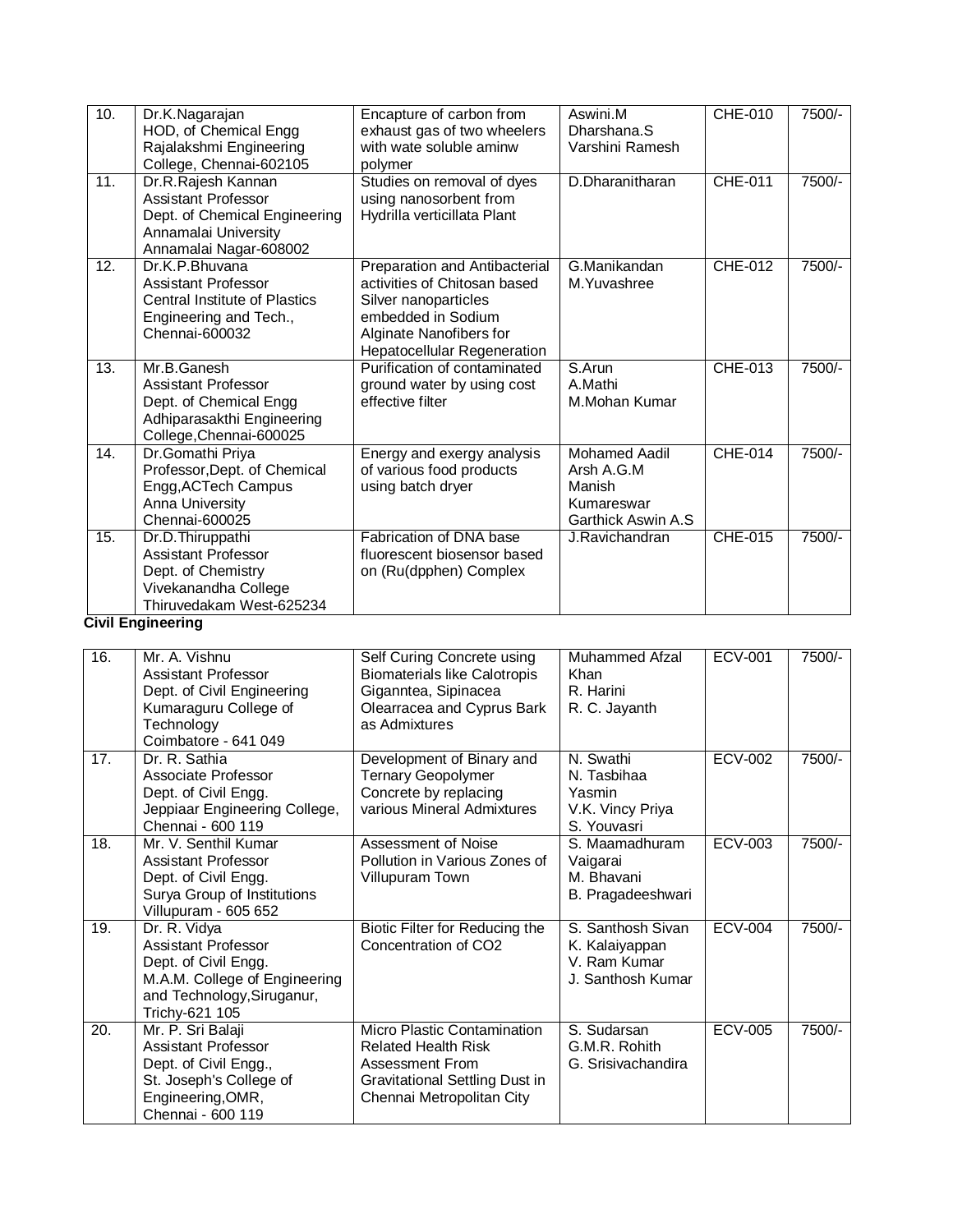| 10. | Dr.K.Nagarajan<br>HOD, of Chemical Engg<br>Rajalakshmi Engineering College, Chennai-602105 | Encapture of carbon from exhaust gas of two wheelers with wate soluble aminw polymer | Aswini.M<br>Dharshana.S<br>Varshini Ramesh | CHE-010 | 7500/- |
|---|---|---|---|---|---|
| 11. | Dr.R.Rajesh Kannan<br>Assistant Professor<br>Dept. of Chemical Engineering<br>Annamalai University<br>Annamalai Nagar-608002 | Studies on removal of dyes using nanosorbent from Hydrilla verticillata Plant | D.Dharanitharan | CHE-011 | 7500/- |
| 12. | Dr.K.P.Bhuvana<br>Assistant Professor<br>Central Institute of Plastics Engineering and Tech.,<br>Chennai-600032 | Preparation and Antibacterial activities of Chitosan based Silver nanoparticles embedded in Sodium Alginate Nanofibers for Hepatocellular Regeneration | G.Manikandan<br>M.Yuvashree | CHE-012 | 7500/- |
| 13. | Mr.B.Ganesh<br>Assistant Professor<br>Dept. of Chemical Engg<br>Adhiparasakthi Engineering College,Chennai-600025 | Purification of contaminated ground water by using cost effective filter | S.Arun<br>A.Mathi<br>M.Mohan Kumar | CHE-013 | 7500/- |
| 14. | Dr.Gomathi Priya<br>Professor,Dept. of Chemical Engg,ACTech Campus<br>Anna University<br>Chennai-600025 | Energy and exergy analysis of various food products using batch dryer | Mohamed Aadil Arsh A.G.M<br>Manish Kumareswar<br>Garthick Aswin A.S | CHE-014 | 7500/- |
| 15. | Dr.D.Thiruppathi<br>Assistant Professor<br>Dept. of Chemistry<br>Vivekanandha College<br>Thiruvedakam West-625234 | Fabrication of DNA base fluorescent biosensor based on (Ru(dpphen) Complex | J.Ravichandran | CHE-015 | 7500/- |

**Civil Engineering**

| 16. | Mr. A. Vishnu<br>Assistant Professor<br>Dept. of Civil Engineering<br>Kumaraguru College of Technology<br>Coimbatore - 641 049 | Self Curing Concrete using Biomaterials like Calotropis Giganntea, Sipinacea Olearracea and Cyprus Bark as Admixtures | Muhammed Afzal Khan<br>R. Harini<br>R. C. Jayanth | ECV-001 | 7500/- |
|---|---|---|---|---|---|
| 17. | Dr. R. Sathia<br>Associate Professor<br>Dept. of Civil Engg.<br>Jeppiaar Engineering College,<br>Chennai - 600 119 | Development of Binary and Ternary Geopolymer Concrete by replacing various Mineral Admixtures | N. Swathi<br>N. Tasbihaa Yasmin<br>V.K. Vincy Priya<br>S. Youvasri | ECV-002 | 7500/- |
| 18. | Mr. V. Senthil Kumar<br>Assistant Professor<br>Dept. of Civil Engg.<br>Surya Group of Institutions<br>Villupuram - 605 652 | Assessment of Noise Pollution in Various Zones of Villupuram Town | S. Maamadhuram Vaigarai<br>M. Bhavani<br>B. Pragadeeshwari | ECV-003 | 7500/- |
| 19. | Dr. R. Vidya<br>Assistant Professor<br>Dept. of Civil Engg.<br>M.A.M. College of Engineering and Technology,Siruganur,<br>Trichy-621 105 | Biotic Filter for Reducing the Concentration of $CO_2$ | S. Santhosh Sivan<br>K. Kalaiyappan<br>V. Ram Kumar<br>J. Santhosh Kumar | ECV-004 | 7500/- |
| 20. | Mr. P. Sri Balaji<br>Assistant Professor<br>Dept. of Civil Engg.,<br>St. Joseph's College of Engineering,OMR,<br>Chennai - 600 119 | Micro Plastic Contamination Related Health Risk Assessment From Gravitational Settling Dust in Chennai Metropolitan City | S. Sudarsan<br>G.M.R. Rohith<br>G. Srisivachandira | ECV-005 | 7500/- |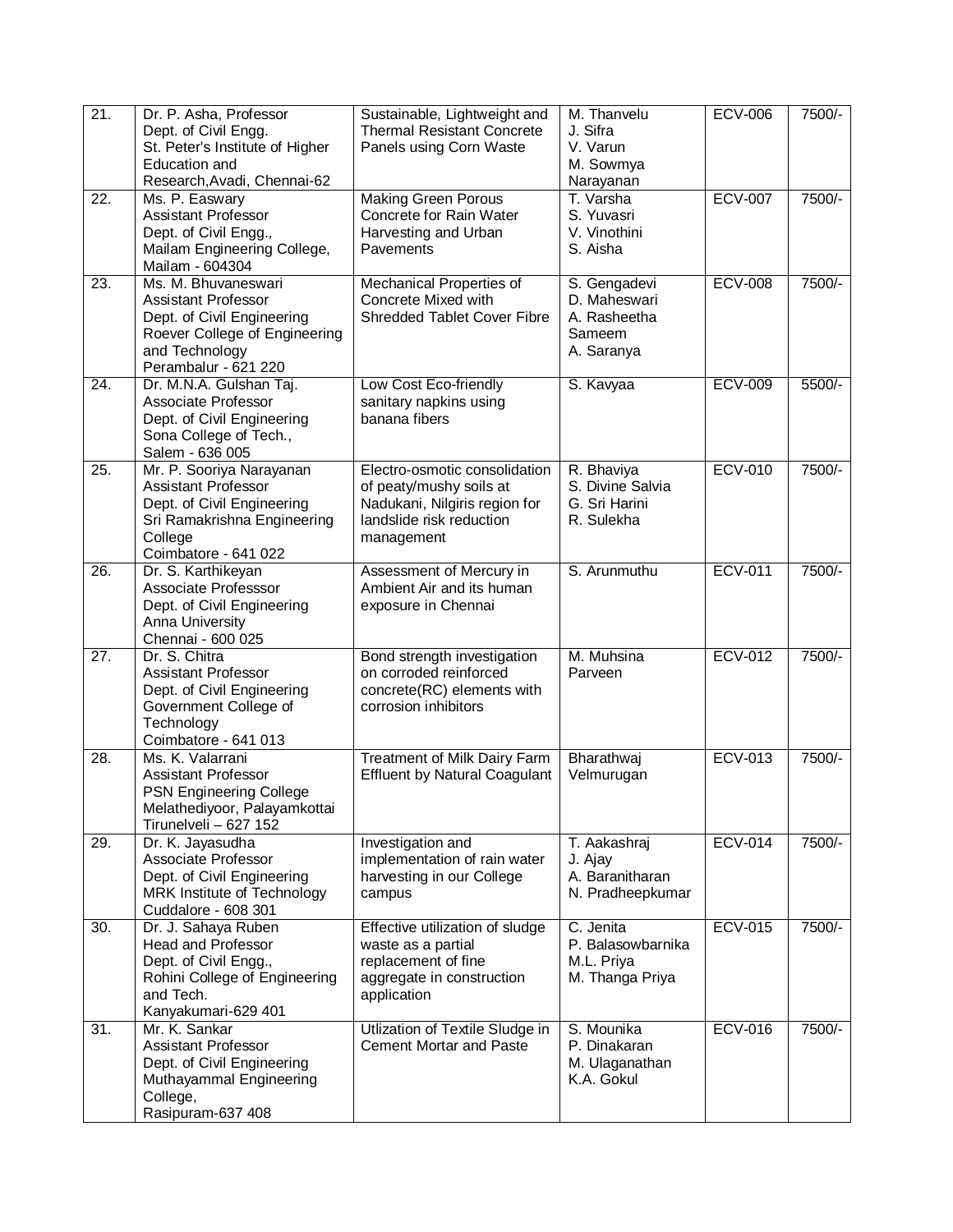| 21. | Dr. P. Asha, Professor<br>Dept. of Civil Engg.<br>St. Peter's Institute of Higher Education and Research,Avadi, Chennai-62 | Sustainable, Lightweight and Thermal Resistant Concrete Panels using Corn Waste | M. Thanvelu<br>J. Sifra<br>V. Varun<br>M. Sowmya Narayanan | ECV-006 | 7500/- |
|---|---|---|---|---|---|
| 22. | Ms. P. Easwary<br>Assistant Professor<br>Dept. of Civil Engg.,<br>Mailam Engineering College, Mailam - 604304 | Making Green Porous Concrete for Rain Water Harvesting and Urban Pavements | T. Varsha<br>S. Yuvasri<br>V. Vinothini<br>S. Aisha | ECV-007 | 7500/- |
| 23. | Ms. M. Bhuvaneswari<br>Assistant Professor<br>Dept. of Civil Engineering<br>Roever College of Engineering and Technology<br>Perambalur - 621 220 | Mechanical Properties of Concrete Mixed with Shredded Tablet Cover Fibre | S. Gengadevi<br>D. Maheswari<br>A. Rasheetha Sameem<br>A. Saranya | ECV-008 | 7500/- |
| 24. | Dr. M.N.A. Gulshan Taj.<br>Associate Professor<br>Dept. of Civil Engineering<br>Sona College of Tech.,<br>Salem - 636 005 | Low Cost Eco-friendly sanitary napkins using banana fibers | S. Kavyaa | ECV-009 | 5500/- |
| 25. | Mr. P. Sooriya Narayanan<br>Assistant Professor<br>Dept. of Civil Engineering<br>Sri Ramakrishna Engineering College<br>Coimbatore - 641 022 | Electro-osmotic consolidation of peaty/mushy soils at Nadukani, Nilgiris region for landslide risk reduction management | R. Bhaviya<br>S. Divine Salvia<br>G. Sri Harini<br>R. Sulekha | ECV-010 | 7500/- |
| 26. | Dr. S. Karthikeyan<br>Associate Professsor<br>Dept. of Civil Engineering<br>Anna University<br>Chennai - 600 025 | Assessment of Mercury in Ambient Air and its human exposure in Chennai | S. Arunmuthu | ECV-011 | 7500/- |
| 27. | Dr. S. Chitra<br>Assistant Professor<br>Dept. of Civil Engineering<br>Government College of Technology<br>Coimbatore - 641 013 | Bond strength investigation on corroded reinforced concrete(RC) elements with corrosion inhibitors | M. Muhsina Parveen | ECV-012 | 7500/- |
| 28. | Ms. K. Valarrani<br>Assistant Professor<br>PSN Engineering College<br>Melathediyoor, Palayamkottai<br>Tirunelveli – 627 152 | Treatment of Milk Dairy Farm Effluent by Natural Coagulant | Bharathwaj Velmurugan | ECV-013 | 7500/- |
| 29. | Dr. K. Jayasudha<br>Associate Professor<br>Dept. of Civil Engineering<br>MRK Institute of Technology<br>Cuddalore - 608 301 | Investigation and implementation of rain water harvesting in our College campus | T. Aakashraj<br>J. Ajay<br>A. Baranitharan<br>N. Pradheepkumar | ECV-014 | 7500/- |
| 30. | Dr. J. Sahaya Ruben<br>Head and Professor<br>Dept. of Civil Engg.,<br>Rohini College of Engineering and Tech.<br>Kanyakumari-629 401 | Effective utilization of sludge waste as a partial replacement of fine aggregate in construction application | C. Jenita<br>P. Balasowbarnika<br>M.L. Priya<br>M. Thanga Priya | ECV-015 | 7500/- |
| 31. | Mr. K. Sankar<br>Assistant Professor<br>Dept. of Civil Engineering<br>Muthayammal Engineering College,<br>Rasipuram-637 408 | Utlization of Textile Sludge in Cement Mortar and Paste | S. Mounika<br>P. Dinakaran<br>M. Ulaganathan<br>K.A. Gokul | ECV-016 | 7500/- |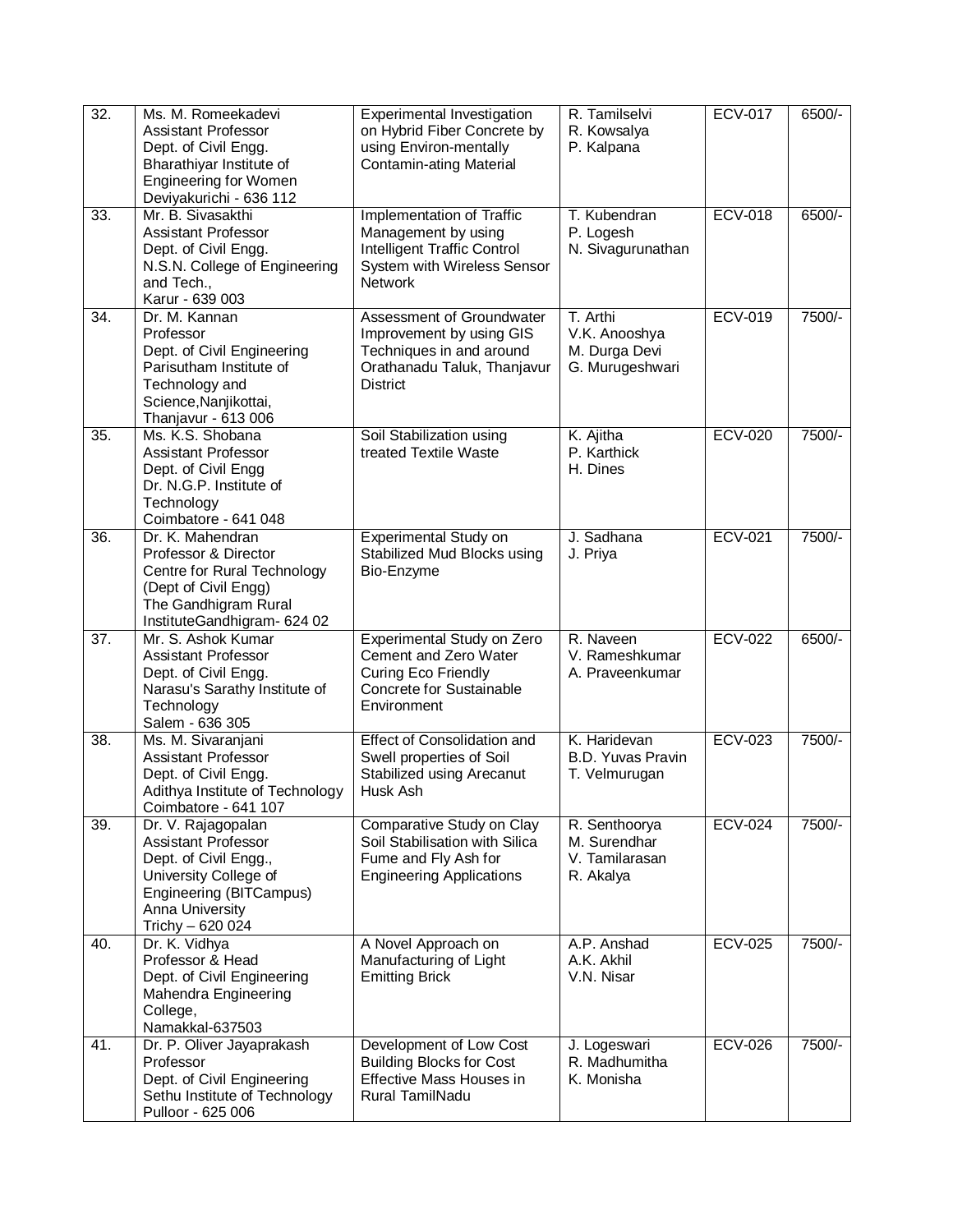| | | | | | |
|---|---|---|---|---|---|
| 32. | Ms. M. Romeekadevi<br>Assistant Professor<br>Dept. of Civil Engg.<br>Bharathiyar Institute of Engineering for Women<br>Deviyakurichi - 636 112 | Experimental Investigation on Hybrid Fiber Concrete by using Environ-mentally Contamin-ating Material | R. Tamilselvi<br>R. Kowsalya<br>P. Kalpana | ECV-017 | 6500/- |
| 33. | Mr. B. Sivasakthi<br>Assistant Professor<br>Dept. of Civil Engg.<br>N.S.N. College of Engineering and Tech.,<br>Karur - 639 003 | Implementation of Traffic Management by using Intelligent Traffic Control System with Wireless Sensor Network | T. Kubendran<br>P. Logesh<br>N. Sivagurunathan | ECV-018 | 6500/- |
| 34. | Dr. M. Kannan<br>Professor<br>Dept. of Civil Engineering<br>Parisutham Institute of Technology and Science,Nanjikottai,<br>Thanjavur - 613 006 | Assessment of Groundwater Improvement by using GIS Techniques in and around Orathanadu Taluk, Thanjavur District | T. Arthi<br>V.K. Anooshya<br>M. Durga Devi<br>G. Murugeshwari | ECV-019 | 7500/- |
| 35. | Ms. K.S. Shobana<br>Assistant Professor<br>Dept. of Civil Engg<br>Dr. N.G.P. Institute of Technology<br>Coimbatore - 641 048 | Soil Stabilization using treated Textile Waste | K. Ajitha<br>P. Karthick<br>H. Dines | ECV-020 | 7500/- |
| 36. | Dr. K. Mahendran<br>Professor & Director<br>Centre for Rural Technology (Dept of Civil Engg)<br>The Gandhigram Rural InstituteGandhigram- 624 02 | Experimental Study on Stabilized Mud Blocks using Bio-Enzyme | J. Sadhana<br>J. Priya | ECV-021 | 7500/- |
| 37. | Mr. S. Ashok Kumar<br>Assistant Professor<br>Dept. of Civil Engg.<br>Narasu's Sarathy Institute of Technology<br>Salem - 636 305 | Experimental Study on Zero Cement and Zero Water Curing Eco Friendly Concrete for Sustainable Environment | R. Naveen<br>V. Rameshkumar<br>A. Praveenkumar | ECV-022 | 6500/- |
| 38. | Ms. M. Sivaranjani<br>Assistant Professor<br>Dept. of Civil Engg.<br>Adithya Institute of Technology<br>Coimbatore - 641 107 | Effect of Consolidation and Swell properties of Soil Stabilized using Arecanut Husk Ash | K. Haridevan<br>B.D. Yuvas Pravin<br>T. Velmurugan | ECV-023 | 7500/- |
| 39. | Dr. V. Rajagopalan<br>Assistant Professor<br>Dept. of Civil Engg.,<br>University College of Engineering (BITCampus)<br>Anna University<br>Trichy – 620 024 | Comparative Study on Clay Soil Stabilisation with Silica Fume and Fly Ash for Engineering Applications | R. Senthoorya<br>M. Surendhar<br>V. Tamilarasan<br>R. Akalya | ECV-024 | 7500/- |
| 40. | Dr. K. Vidhya<br>Professor & Head<br>Dept. of Civil Engineering<br>Mahendra Engineering College,<br>Namakkal-637503 | A Novel Approach on Manufacturing of Light Emitting Brick | A.P. Anshad<br>A.K. Akhil<br>V.N. Nisar | ECV-025 | 7500/- |
| 41. | Dr. P. Oliver Jayaprakash<br>Professor<br>Dept. of Civil Engineering<br>Sethu Institute of Technology<br>Pulloor - 625 006 | Development of Low Cost Building Blocks for Cost Effective Mass Houses in Rural TamilNadu | J. Logeswari<br>R. Madhumitha<br>K. Monisha | ECV-026 | 7500/- |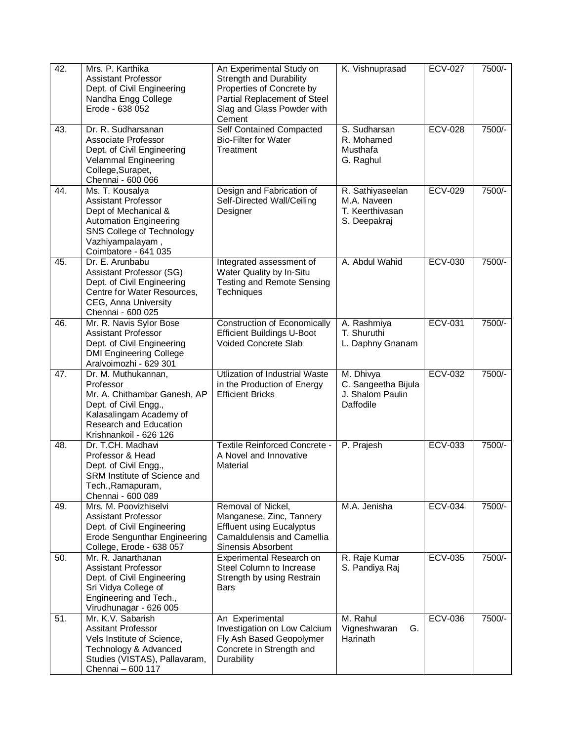| 42. | Mrs. P. Karthika<br>Assistant Professor<br>Dept. of Civil Engineering<br>Nandha Engg College<br>Erode - 638 052 | An Experimental Study on Strength and Durability Properties of Concrete by Partial Replacement of Steel Slag and Glass Powder with Cement | K. Vishnuprasad | ECV-027 | 7500/- |
|---|---|---|---|---|---|
| 43. | Dr. R. Sudharsanan<br>Associate Professor<br>Dept. of Civil Engineering<br>Velammal Engineering College,Surapet,<br>Chennai - 600 066 | Self Contained Compacted Bio-Filter for Water Treatment | S. Sudharsan<br>R. Mohamed Musthafa<br>G. Raghul | ECV-028 | 7500/- |
| 44. | Ms. T. Kousalya<br>Assistant Professor<br>Dept of Mechanical & Automation Engineering<br>SNS College of Technology<br>Vazhiyampalayam ,<br>Coimbatore - 641 035 | Design and Fabrication of Self-Directed Wall/Ceiling Designer | R. Sathiyaseelan<br>M.A. Naveen<br>T. Keerthivasan<br>S. Deepakraj | ECV-029 | 7500/- |
| 45. | Dr. E. Arunbabu<br>Assistant Professor (SG)<br>Dept. of Civil Engineering<br>Centre for Water Resources,<br>CEG, Anna University<br>Chennai - 600 025 | Integrated assessment of Water Quality by In-Situ Testing and Remote Sensing Techniques | A. Abdul Wahid | ECV-030 | 7500/- |
| 46. | Mr. R. Navis Sylor Bose<br>Assistant Professor<br>Dept. of Civil Engineering<br>DMI Engineering College<br>Aralvoimozhi - 629 301 | Construction of Economically Efficient Buildings U-Boot Voided Concrete Slab | A. Rashmiya<br>T. Shuruthi<br>L. Daphny Gnanam | ECV-031 | 7500/- |
| 47. | Dr. M. Muthukannan,<br>Professor<br>Mr. A. Chithambar Ganesh, AP<br>Dept. of Civil Engg.,<br>Kalasalingam Academy of Research and Education<br>Krishnankoil - 626 126 | Utlization of Industrial Waste in the Production of Energy Efficient Bricks | M. Dhivya<br>C. Sangeetha Bijula<br>J. Shalom Paulin Daffodile | ECV-032 | 7500/- |
| 48. | Dr. T.CH. Madhavi<br>Professor & Head<br>Dept. of Civil Engg.,<br>SRM Institute of Science and Tech.,Ramapuram,<br>Chennai - 600 089 | Textile Reinforced Concrete - A Novel and Innovative Material | P. Prajesh | ECV-033 | 7500/- |
| 49. | Mrs. M. Poovizhiselvi<br>Assistant Professor<br>Dept. of Civil Engineering<br>Erode Sengunthar Engineering College, Erode - 638 057 | Removal of Nickel, Manganese, Zinc, Tannery Effluent using Eucalyptus Camaldulensis and Camellia Sinensis Absorbent | M.A. Jenisha | ECV-034 | 7500/- |
| 50. | Mr. R. Janarthanan<br>Assistant Professor<br>Dept. of Civil Engineering<br>Sri Vidya College of Engineering and Tech.,<br>Virudhunagar - 626 005 | Experimental Research on Steel Column to Increase Strength by using Restrain Bars | R. Raje Kumar<br>S. Pandiya Raj | ECV-035 | 7500/- |
| 51. | Mr. K.V. Sabarish<br>Assitant Professor<br>Vels Institute of Science, Technology & Advanced Studies (VISTAS), Pallavaram,<br>Chennai – 600 117 | An Experimental Investigation on Low Calcium Fly Ash Based Geopolymer Concrete in Strength and Durability | M. Rahul Vigneshwaran G. Harinath | ECV-036 | 7500/- |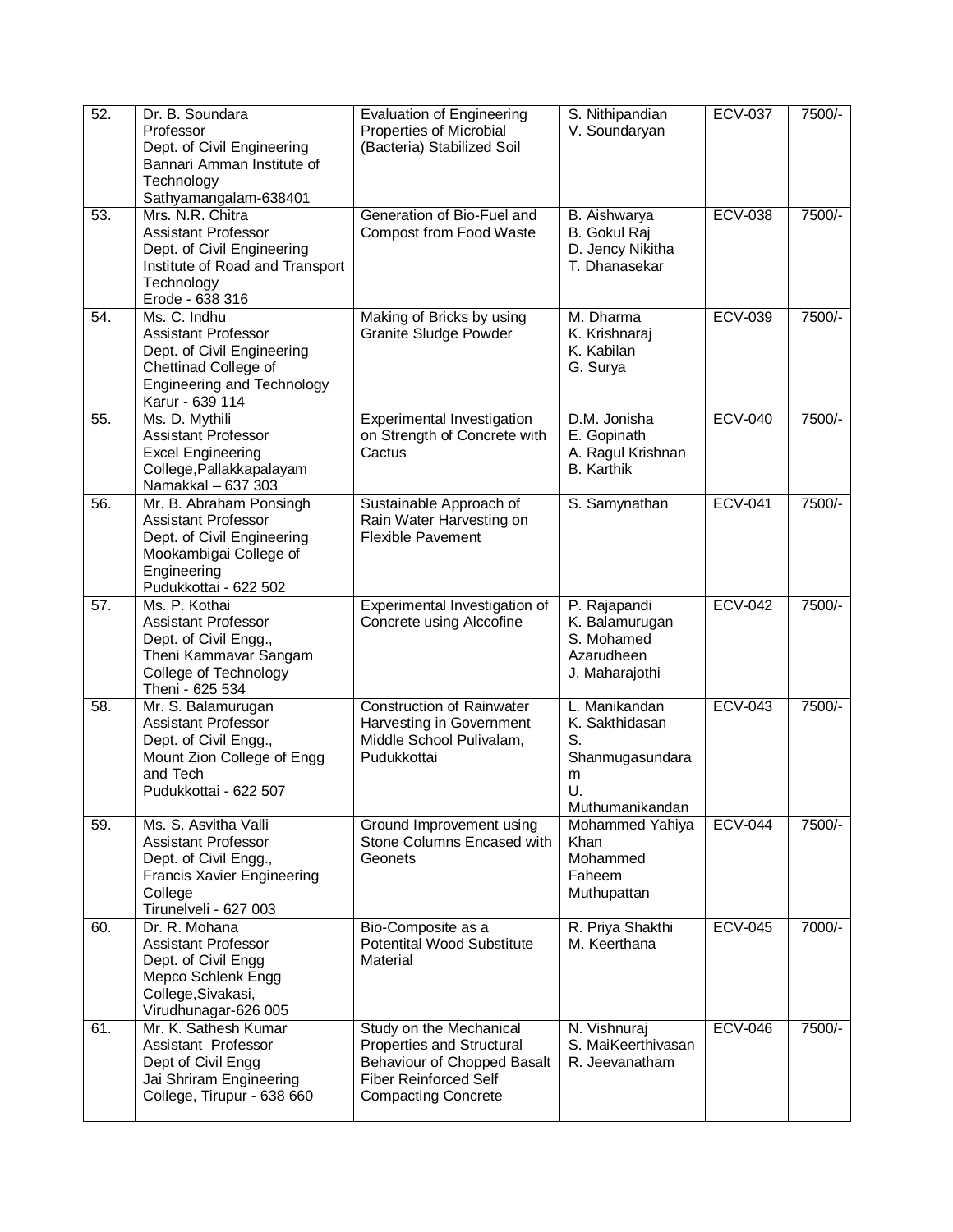| 52. | Dr. B. Soundara<br>Professor<br>Dept. of Civil Engineering<br>Bannari Amman Institute of Technology<br>Sathyamangalam-638401 | Evaluation of Engineering Properties of Microbial (Bacteria) Stabilized Soil | S. Nithipandian<br>V. Soundaryan | ECV-037 | 7500/- |
|---|---|---|---|---|---|
| 53. | Mrs. N.R. Chitra<br>Assistant Professor<br>Dept. of Civil Engineering<br>Institute of Road and Transport Technology<br>Erode - 638 316 | Generation of Bio-Fuel and Compost from Food Waste | B. Aishwarya<br>B. Gokul Raj<br>D. Jency Nikitha<br>T. Dhanasekar | ECV-038 | 7500/- |
| 54. | Ms. C. Indhu<br>Assistant Professor<br>Dept. of Civil Engineering<br>Chettinad College of Engineering and Technology<br>Karur - 639 114 | Making of Bricks by using Granite Sludge Powder | M. Dharma<br>K. Krishnaraj<br>K. Kabilan<br>G. Surya | ECV-039 | 7500/- |
| 55. | Ms. D. Mythili<br>Assistant Professor<br>Excel Engineering College,Pallakkapalayam<br>Namakkal – 637 303 | Experimental Investigation on Strength of Concrete with Cactus | D.M. Jonisha<br>E. Gopinath<br>A. Ragul Krishnan<br>B. Karthik | ECV-040 | 7500/- |
| 56. | Mr. B. Abraham Ponsingh<br>Assistant Professor<br>Dept. of Civil Engineering<br>Mookambigai College of Engineering<br>Pudukkottai - 622 502 | Sustainable Approach of Rain Water Harvesting on Flexible Pavement | S. Samynathan | ECV-041 | 7500/- |
| 57. | Ms. P. Kothai<br>Assistant Professor<br>Dept. of Civil Engg.,<br>Theni Kammavar Sangam College of Technology<br>Theni - 625 534 | Experimental Investigation of Concrete using Alccofine | P. Rajapandi<br>K. Balamurugan<br>S. Mohamed Azarudheen<br>J. Maharajothi | ECV-042 | 7500/- |
| 58. | Mr. S. Balamurugan<br>Assistant Professor<br>Dept. of Civil Engg.,<br>Mount Zion College of Engg and Tech<br>Pudukkottai - 622 507 | Construction of Rainwater Harvesting in Government Middle School Pulivalam, Pudukkottai | L. Manikandan<br>K. Sakthidasan<br>S. Shanmugasundaram<br>U. Muthumanikandan | ECV-043 | 7500/- |
| 59. | Ms. S. Asvitha Valli<br>Assistant Professor<br>Dept. of Civil Engg.,<br>Francis Xavier Engineering College<br>Tirunelveli - 627 003 | Ground Improvement using Stone Columns Encased with Geonets | Mohammed Yahiya Khan<br>Mohammed Faheem Muthupattan | ECV-044 | 7500/- |
| 60. | Dr. R. Mohana<br>Assistant Professor<br>Dept. of Civil Engg<br>Mepco Schlenk Engg College,Sivakasi,<br>Virudhunagar-626 005 | Bio-Composite as a Potentital Wood Substitute Material | R. Priya Shakthi<br>M. Keerthana | ECV-045 | 7000/- |
| 61. | Mr. K. Sathesh Kumar<br>Assistant Professor<br>Dept of Civil Engg<br>Jai Shriram Engineering College, Tirupur - 638 660 | Study on the Mechanical Properties and Structural Behaviour of Chopped Basalt Fiber Reinforced Self Compacting Concrete | N. Vishnuraj<br>S. MaiKeerthivasan<br>R. Jeevanatham | ECV-046 | 7500/- |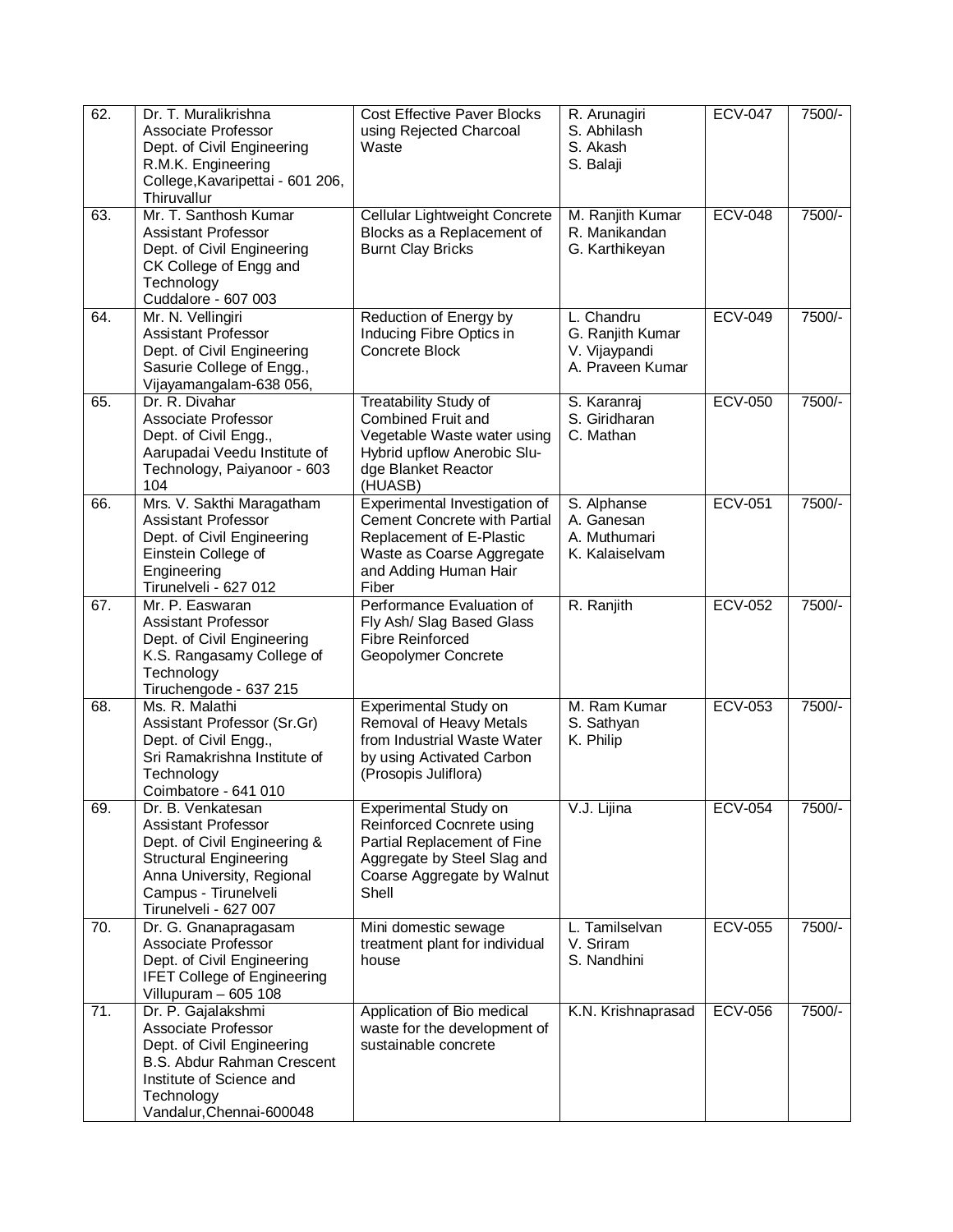| | | | | | |
|---|---|---|---|---|---|
| 62. | Dr. T. Muralikrishna<br>Associate Professor<br>Dept. of Civil Engineering<br>R.M.K. Engineering College,Kavaripettai - 601 206, Thiruvallur | Cost Effective Paver Blocks using Rejected Charcoal Waste | R. Arunagiri<br>S. Abhilash<br>S. Akash<br>S. Balaji | ECV-047 | 7500/- |
| 63. | Mr. T. Santhosh Kumar<br>Assistant Professor<br>Dept. of Civil Engineering<br>CK College of Engg and Technology<br>Cuddalore - 607 003 | Cellular Lightweight Concrete Blocks as a Replacement of Burnt Clay Bricks | M. Ranjith Kumar<br>R. Manikandan<br>G. Karthikeyan | ECV-048 | 7500/- |
| 64. | Mr. N. Vellingiri<br>Assistant Professor<br>Dept. of Civil Engineering<br>Sasurie College of Engg.,<br>Vijayamangalam-638 056, | Reduction of Energy by Inducing Fibre Optics in Concrete Block | L. Chandru<br>G. Ranjith Kumar<br>V. Vijaypandi<br>A. Praveen Kumar | ECV-049 | 7500/- |
| 65. | Dr. R. Divahar<br>Associate Professor<br>Dept. of Civil Engg.,<br>Aarupadai Veedu Institute of Technology, Paiyanoor - 603 104 | Treatability Study of Combined Fruit and Vegetable Waste water using Hybrid upflow Anerobic Slu-dge Blanket Reactor (HUASB) | S. Karanraj<br>S. Giridharan<br>C. Mathan | ECV-050 | 7500/- |
| 66. | Mrs. V. Sakthi Maragatham<br>Assistant Professor<br>Dept. of Civil Engineering<br>Einstein College of Engineering<br>Tirunelveli - 627 012 | Experimental Investigation of Cement Concrete with Partial Replacement of E-Plastic Waste as Coarse Aggregate and Adding Human Hair Fiber | S. Alphanse<br>A. Ganesan<br>A. Muthumari<br>K. Kalaiselvam | ECV-051 | 7500/- |
| 67. | Mr. P. Easwaran<br>Assistant Professor<br>Dept. of Civil Engineering<br>K.S. Rangasamy College of Technology<br>Tiruchengode - 637 215 | Performance Evaluation of Fly Ash/ Slag Based Glass Fibre Reinforced Geopolymer Concrete | R. Ranjith | ECV-052 | 7500/- |
| 68. | Ms. R. Malathi<br>Assistant Professor (Sr.Gr)<br>Dept. of Civil Engg.,<br>Sri Ramakrishna Institute of Technology<br>Coimbatore - 641 010 | Experimental Study on Removal of Heavy Metals from Industrial Waste Water by using Activated Carbon (Prosopis Juliflora) | M. Ram Kumar<br>S. Sathyan<br>K. Philip | ECV-053 | 7500/- |
| 69. | Dr. B. Venkatesan<br>Assistant Professor<br>Dept. of Civil Engineering & Structural Engineering<br>Anna University, Regional Campus - Tirunelveli<br>Tirunelveli - 627 007 | Experimental Study on Reinforced Cocnrete using Partial Replacement of Fine Aggregate by Steel Slag and Coarse Aggregate by Walnut Shell | V.J. Lijina | ECV-054 | 7500/- |
| 70. | Dr. G. Gnanapragasam<br>Associate Professor<br>Dept. of Civil Engineering<br>IFET College of Engineering<br>Villupuram – 605 108 | Mini domestic sewage treatment plant for individual house | L. Tamilselvan<br>V. Sriram<br>S. Nandhini | ECV-055 | 7500/- |
| 71. | Dr. P. Gajalakshmi<br>Associate Professor<br>Dept. of Civil Engineering<br>B.S. Abdur Rahman Crescent Institute of Science and Technology<br>Vandalur,Chennai-600048 | Application of Bio medical waste for the development of sustainable concrete | K.N. Krishnaprasad | ECV-056 | 7500/- |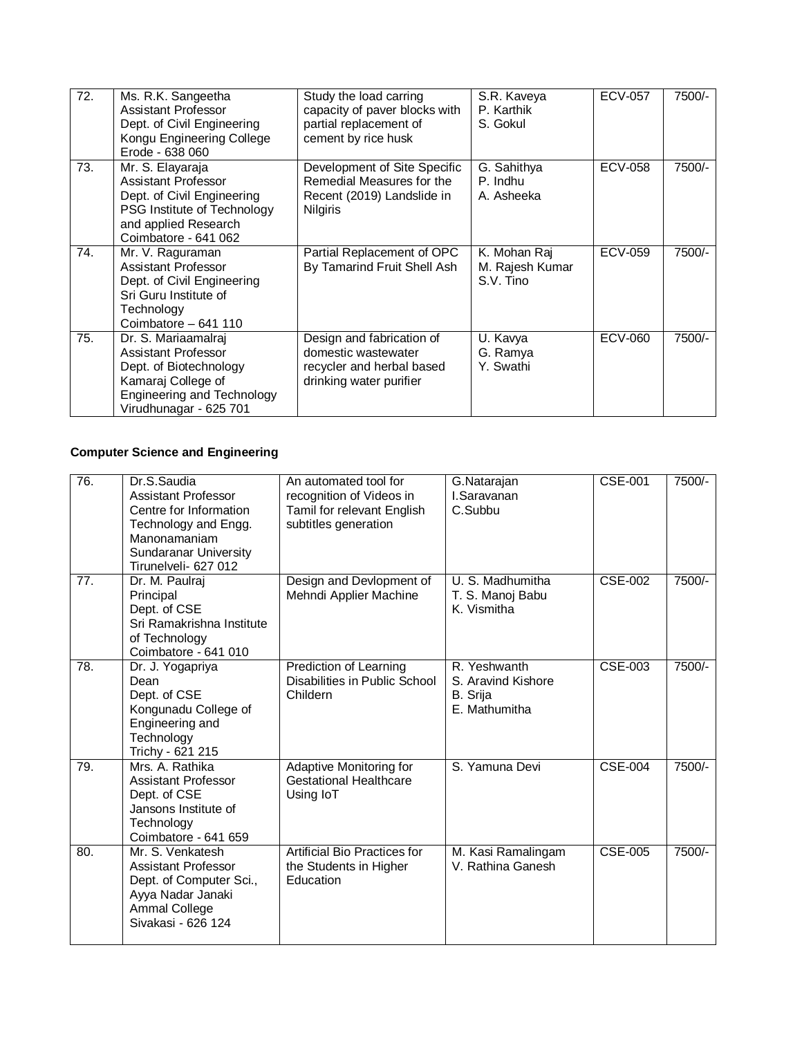| 72. | Ms. R.K. Sangeetha<br>Assistant Professor<br>Dept. of Civil Engineering<br>Kongu Engineering College<br>Erode - 638 060 | Study the load carring capacity of paver blocks with partial replacement of cement by rice husk | S.R. Kaveya<br>P. Karthik<br>S. Gokul | ECV-057 | 7500/- |
|---|---|---|---|---|---|
| 73. | Mr. S. Elayaraja<br>Assistant Professor<br>Dept. of Civil Engineering<br>PSG Institute of Technology and applied Research<br>Coimbatore - 641 062 | Development of Site Specific Remedial Measures for the Recent (2019) Landslide in Nilgiris | G. Sahithya<br>P. Indhu<br>A. Asheeka | ECV-058 | 7500/- |
| 74. | Mr. V. Raguraman<br>Assistant Professor<br>Dept. of Civil Engineering<br>Sri Guru Institute of Technology<br>Coimbatore – 641 110 | Partial Replacement of OPC By Tamarind Fruit Shell Ash | K. Mohan Raj<br>M. Rajesh Kumar<br>S.V. Tino | ECV-059 | 7500/- |
| 75. | Dr. S. Mariaamalraj<br>Assistant Professor<br>Dept. of Biotechnology<br>Kamaraj College of Engineering and Technology<br>Virudhunagar - 625 701 | Design and fabrication of domestic wastewater recycler and herbal based drinking water purifier | U. Kavya<br>G. Ramya<br>Y. Swathi | ECV-060 | 7500/- |

**Computer Science and Engineering**

| 76. | Dr.S.Saudia<br>Assistant Professor<br>Centre for Information Technology and Engg.<br>Manonamaniam Sundaranar University<br>Tirunelveli- 627 012 | An automated tool for recognition of Videos in Tamil for relevant English subtitles generation | G.Natarajan<br>I.Saravanan<br>C.Subbu | CSE-001 | 7500/- |
|---|---|---|---|---|---|
| 77. | Dr. M. Paulraj<br>Principal<br>Dept. of CSE<br>Sri Ramakrishna Institute of Technology<br>Coimbatore - 641 010 | Design and Devlopment of Mehndi Applier Machine | U. S. Madhumitha<br>T. S. Manoj Babu<br>K. Vismitha | CSE-002 | 7500/- |
| 78. | Dr. J. Yogapriya<br>Dean<br>Dept. of CSE<br>Kongunadu College of Engineering and Technology<br>Trichy - 621 215 | Prediction of Learning Disabilities in Public School Childern | R. Yeshwanth<br>S. Aravind Kishore<br>B. Srija<br>E. Mathumitha | CSE-003 | 7500/- |
| 79. | Mrs. A. Rathika<br>Assistant Professor<br>Dept. of CSE<br>Jansons Institute of Technology<br>Coimbatore - 641 659 | Adaptive Monitoring for Gestational Healthcare Using IoT | S. Yamuna Devi | CSE-004 | 7500/- |
| 80. | Mr. S. Venkatesh<br>Assistant Professor<br>Dept. of Computer Sci.,<br>Ayya Nadar Janaki Ammal College<br>Sivakasi - 626 124 | Artificial Bio Practices for the Students in Higher Education | M. Kasi Ramalingam<br>V. Rathina Ganesh | CSE-005 | 7500/- |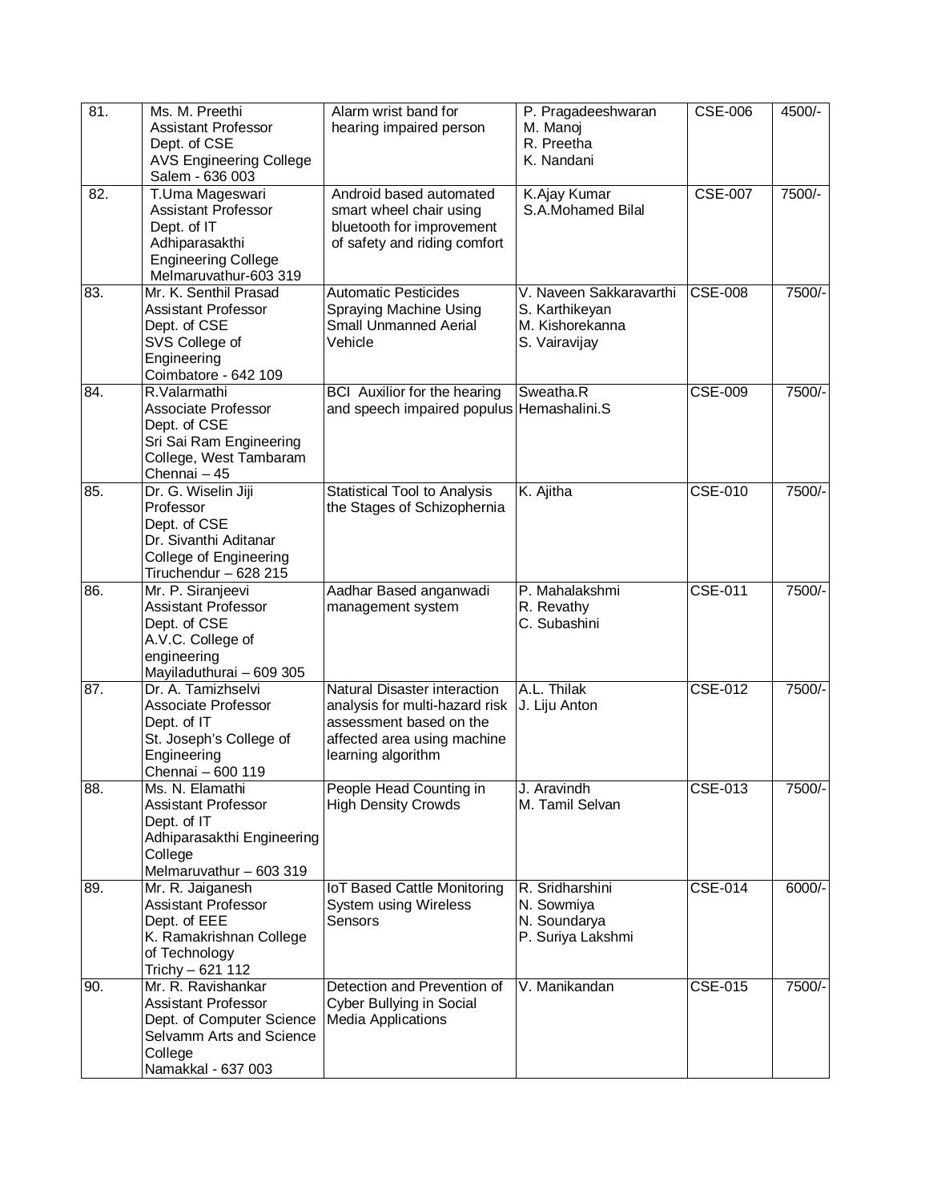| 81. | Ms. M. Preethi<br>Assistant Professor<br>Dept. of CSE<br>AVS Engineering College<br>Salem - 636 003 | Alarm wrist band for hearing impaired person | P. Pragadeeshwaran<br>M. Manoj<br>R. Preetha<br>K. Nandani | CSE-006 | 4500/- |
|---|---|---|---|---|---|
| 82. | T.Uma Mageswari<br>Assistant Professor<br>Dept. of IT<br>Adhiparasakthi Engineering College<br>Melmaruvathur-603 319 | Android based automated smart wheel chair using bluetooth for improvement of safety and riding comfort | K.Ajay Kumar<br>S.A.Mohamed Bilal | CSE-007 | 7500/- |
| 83. | Mr. K. Senthil Prasad<br>Assistant Professor<br>Dept. of CSE<br>SVS College of Engineering<br>Coimbatore - 642 109 | Automatic Pesticides Spraying Machine Using Small Unmanned Aerial Vehicle | V. Naveen Sakkaravarthi<br>S. Karthikeyan<br>M. Kishorekanna<br>S. Vairavijay | CSE-008 | 7500/- |
| 84. | R.Valarmathi<br>Associate Professor<br>Dept. of CSE<br>Sri Sai Ram Engineering College, West Tambaram<br>Chennai – 45 | BCI Auxilior for the hearing and speech impaired populus | Sweatha.R<br>Hemashalini.S | CSE-009 | 7500/- |
| 85. | Dr. G. Wiselin Jiji<br>Professor<br>Dept. of CSE<br>Dr. Sivanthi Aditanar College of Engineering<br>Tiruchendur – 628 215 | Statistical Tool to Analysis the Stages of Schizophernia | K. Ajitha | CSE-010 | 7500/- |
| 86. | Mr. P. Siranjeevi<br>Assistant Professor<br>Dept. of CSE<br>A.V.C. College of engineering<br>Mayiladuthurai – 609 305 | Aadhar Based anganwadi management system | P. Mahalakshmi<br>R. Revathy<br>C. Subashini | CSE-011 | 7500/- |
| 87. | Dr. A. Tamizhselvi<br>Associate Professor<br>Dept. of IT<br>St. Joseph's College of Engineering<br>Chennai – 600 119 | Natural Disaster interaction analysis for multi-hazard risk assessment based on the affected area using machine learning algorithm | A.L. Thilak<br>J. Liju Anton | CSE-012 | 7500/- |
| 88. | Ms. N. Elamathi<br>Assistant Professor<br>Dept. of IT<br>Adhiparasakthi Engineering College<br>Melmaruvathur – 603 319 | People Head Counting in High Density Crowds | J. Aravindh<br>M. Tamil Selvan | CSE-013 | 7500/- |
| 89. | Mr. R. Jaiganesh<br>Assistant Professor<br>Dept. of EEE<br>K. Ramakrishnan College of Technology<br>Trichy – 621 112 | IoT Based Cattle Monitoring System using Wireless Sensors | R. Sridharshini<br>N. Sowmiya<br>N. Soundarya<br>P. Suriya Lakshmi | CSE-014 | 6000/- |
| 90. | Mr. R. Ravishankar<br>Assistant Professor<br>Dept. of Computer Science<br>Selvamm Arts and Science College<br>Namakkal - 637 003 | Detection and Prevention of Cyber Bullying in Social Media Applications | V. Manikandan | CSE-015 | 7500/- |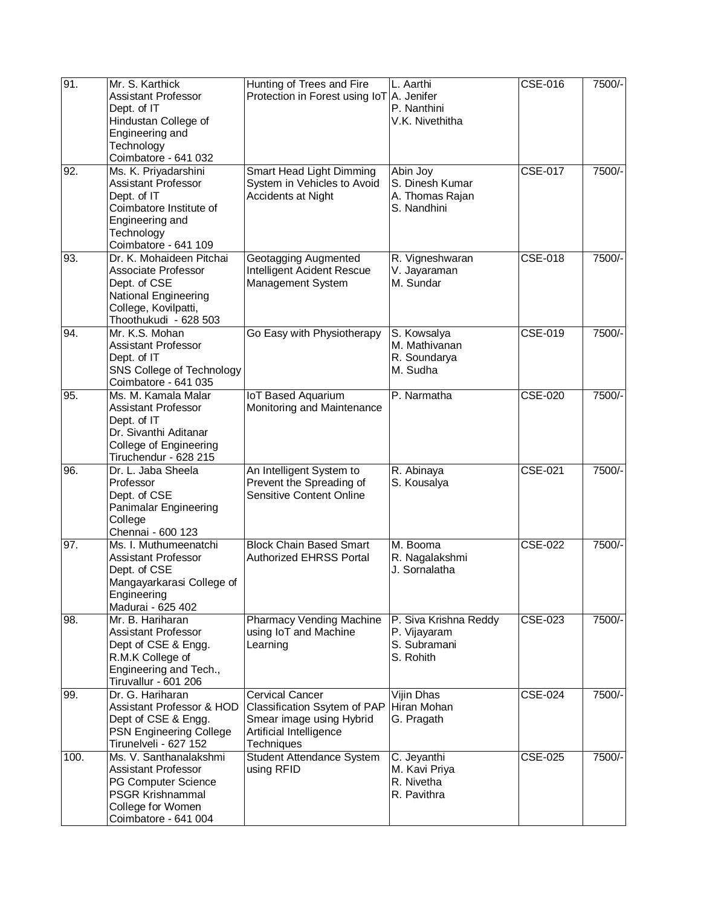| 91. | Mr. S. Karthick<br>Assistant Professor<br>Dept. of IT<br>Hindustan College of Engineering and Technology<br>Coimbatore - 641 032 | Hunting of Trees and Fire Protection in Forest using IoT | L. Aarthi<br>A. Jenifer<br>P. Nanthini<br>V.K. Nivethitha | CSE-016 | 7500/- |
|---|---|---|---|---|---|
| 92. | Ms. K. Priyadarshini<br>Assistant Professor<br>Dept. of IT<br>Coimbatore Institute of Engineering and Technology<br>Coimbatore - 641 109 | Smart Head Light Dimming System in Vehicles to Avoid Accidents at Night | Abin Joy<br>S. Dinesh Kumar<br>A. Thomas Rajan<br>S. Nandhini | CSE-017 | 7500/- |
| 93. | Dr. K. Mohaideen Pitchai<br>Associate Professor<br>Dept. of CSE<br>National Engineering College, Kovilpatti,<br>Thoothukudi - 628 503 | Geotagging Augmented Intelligent Acident Rescue Management System | R. Vigneshwaran<br>V. Jayaraman<br>M. Sundar | CSE-018 | 7500/- |
| 94. | Mr. K.S. Mohan<br>Assistant Professor<br>Dept. of IT<br>SNS College of Technology<br>Coimbatore - 641 035 | Go Easy with Physiotherapy | S. Kowsalya<br>M. Mathivanan<br>R. Soundarya<br>M. Sudha | CSE-019 | 7500/- |
| 95. | Ms. M. Kamala Malar<br>Assistant Professor<br>Dept. of IT<br>Dr. Sivanthi Aditanar College of Engineering<br>Tiruchendur - 628 215 | IoT Based Aquarium Monitoring and Maintenance | P. Narmatha | CSE-020 | 7500/- |
| 96. | Dr. L. Jaba Sheela<br>Professor<br>Dept. of CSE<br>Panimalar Engineering College<br>Chennai - 600 123 | An Intelligent System to Prevent the Spreading of Sensitive Content Online | R. Abinaya<br>S. Kousalya | CSE-021 | 7500/- |
| 97. | Ms. I. Muthumeenatchi<br>Assistant Professor<br>Dept. of CSE<br>Mangayarkarasi College of Engineering<br>Madurai - 625 402 | Block Chain Based Smart Authorized EHRSS Portal | M. Booma<br>R. Nagalakshmi<br>J. Sornalatha | CSE-022 | 7500/- |
| 98. | Mr. B. Hariharan<br>Assistant Professor<br>Dept of CSE & Engg.<br>R.M.K College of Engineering and Tech.,<br>Tiruvallur - 601 206 | Pharmacy Vending Machine using IoT and Machine Learning | P. Siva Krishna Reddy<br>P. Vijayaram<br>S. Subramani<br>S. Rohith | CSE-023 | 7500/- |
| 99. | Dr. G. Hariharan<br>Assistant Professor & HOD<br>Dept of CSE & Engg.<br>PSN Engineering College<br>Tirunelveli - 627 152 | Cervical Cancer Classification Ssytem of PAP Smear image using Hybrid Artificial Intelligence Techniques | Vijin Dhas<br>Hiran Mohan<br>G. Pragath | CSE-024 | 7500/- |
| 100. | Ms. V. Santhanalakshmi<br>Assistant Professor<br>PG Computer Science<br>PSGR Krishnammal College for Women<br>Coimbatore - 641 004 | Student Attendance System using RFID | C. Jeyanthi<br>M. Kavi Priya<br>R. Nivetha<br>R. Pavithra | CSE-025 | 7500/- |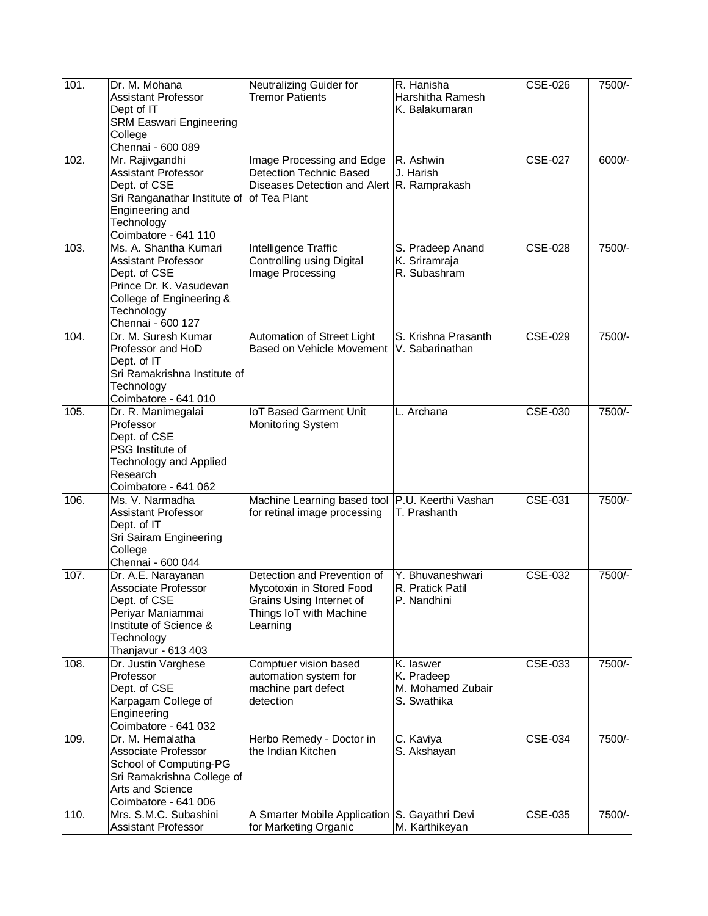| 101. | Dr. M. Mohana<br>Assistant Professor<br>Dept of IT<br>SRM Easwari Engineering College<br>Chennai - 600 089 | Neutralizing Guider for Tremor Patients | R. Hanisha<br>Harshitha Ramesh<br>K. Balakumaran | CSE-026 | 7500/- |
|---|---|---|---|---|---|
| 102. | Mr. Rajivgandhi<br>Assistant Professor<br>Dept. of CSE<br>Sri Ranganathar Institute of Engineering and Technology<br>Coimbatore - 641 110 | Image Processing and Edge Detection Technic Based Diseases Detection and Alert of Tea Plant | R. Ashwin<br>J. Harish<br>R. Ramprakash | CSE-027 | 6000/- |
| 103. | Ms. A. Shantha Kumari<br>Assistant Professor<br>Dept. of CSE<br>Prince Dr. K. Vasudevan College of Engineering & Technology<br>Chennai - 600 127 | Intelligence Traffic Controlling using Digital Image Processing | S. Pradeep Anand<br>K. Sriramraja<br>R. Subashram | CSE-028 | 7500/- |
| 104. | Dr. M. Suresh Kumar<br>Professor and HoD<br>Dept. of IT<br>Sri Ramakrishna Institute of Technology<br>Coimbatore - 641 010 | Automation of Street Light Based on Vehicle Movement | S. Krishna Prasanth<br>V. Sabarinathan | CSE-029 | 7500/- |
| 105. | Dr. R. Manimegalai<br>Professor<br>Dept. of CSE<br>PSG Institute of Technology and Applied Research<br>Coimbatore - 641 062 | IoT Based Garment Unit Monitoring System | L. Archana | CSE-030 | 7500/- |
| 106. | Ms. V. Narmadha<br>Assistant Professor<br>Dept. of IT<br>Sri Sairam Engineering College<br>Chennai - 600 044 | Machine Learning based tool for retinal image processing | P.U. Keerthi Vashan<br>T. Prashanth | CSE-031 | 7500/- |
| 107. | Dr. A.E. Narayanan<br>Associate Professor<br>Dept. of CSE<br>Periyar Maniammai Institute of Science & Technology<br>Thanjavur - 613 403 | Detection and Prevention of Mycotoxin in Stored Food Grains Using Internet of Things IoT with Machine Learning | Y. Bhuvaneshwari<br>R. Pratick Patil<br>P. Nandhini | CSE-032 | 7500/- |
| 108. | Dr. Justin Varghese<br>Professor<br>Dept. of CSE<br>Karpagam College of Engineering<br>Coimbatore - 641 032 | Comptuer vision based automation system for machine part defect detection | K. Iaswer<br>K. Pradeep<br>M. Mohamed Zubair<br>S. Swathika | CSE-033 | 7500/- |
| 109. | Dr. M. Hemalatha<br>Associate Professor<br>School of Computing-PG<br>Sri Ramakrishna College of Arts and Science<br>Coimbatore - 641 006 | Herbo Remedy - Doctor in the Indian Kitchen | C. Kaviya<br>S. Akshayan | CSE-034 | 7500/- |
| 110. | Mrs. S.M.C. Subashini<br>Assistant Professor | A Smarter Mobile Application for Marketing Organic | S. Gayathri Devi<br>M. Karthikeyan | CSE-035 | 7500/- |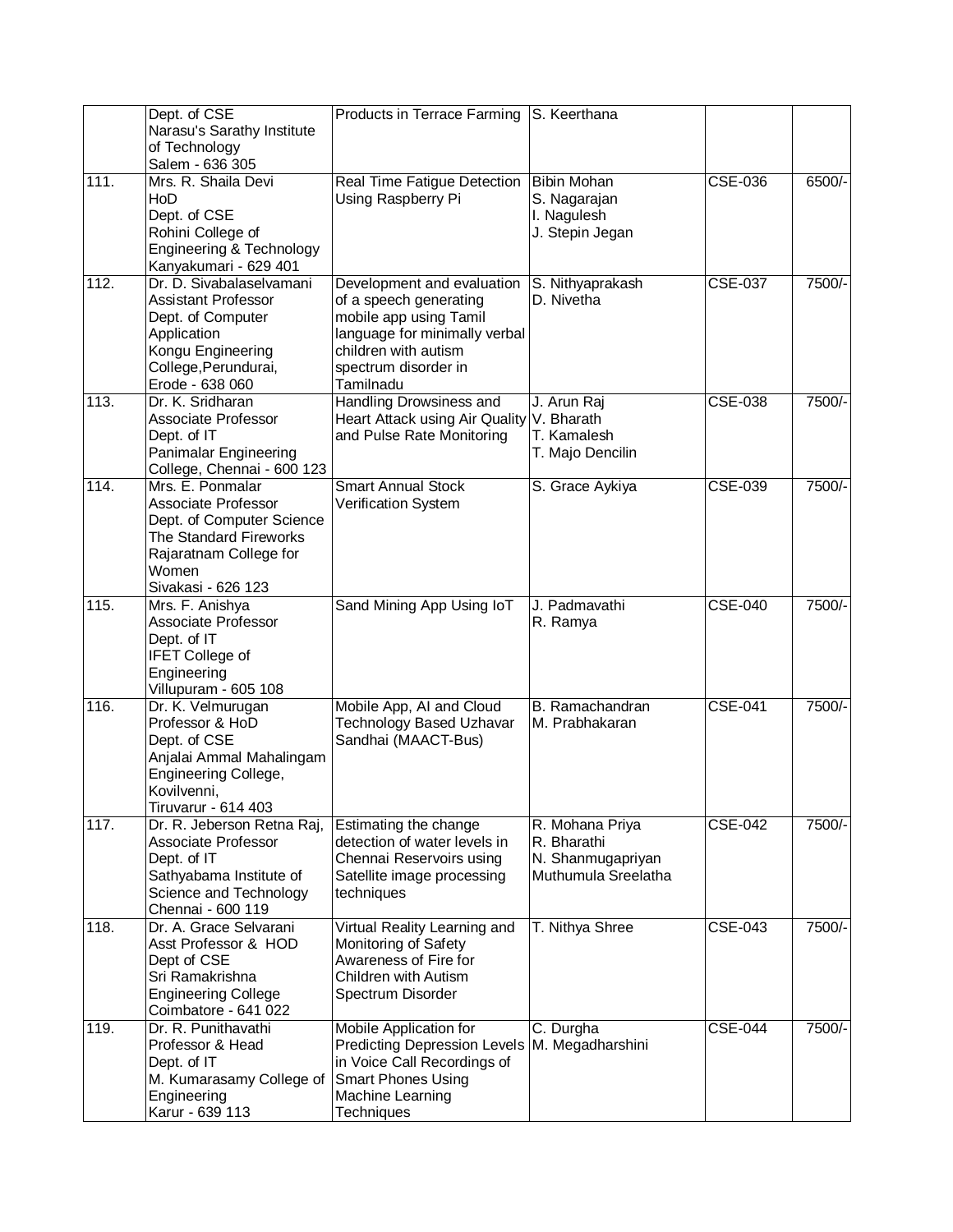| | | | | | |
|---|---|---|---|---|---|
| | Dept. of CSE<br>Narasu's Sarathy Institute of Technology<br>Salem - 636 305 | Products in Terrace Farming | S. Keerthana | | |
| 111. | Mrs. R. Shaila Devi<br>HoD<br>Dept. of CSE<br>Rohini College of Engineering & Technology<br>Kanyakumari - 629 401 | Real Time Fatigue Detection Using Raspberry Pi | Bibin Mohan<br>S. Nagarajan<br>I. Nagulesh<br>J. Stepin Jegan | CSE-036 | 6500/- |
| 112. | Dr. D. Sivabalaselvamani<br>Assistant Professor<br>Dept. of Computer Application<br>Kongu Engineering College,Perundurai,<br>Erode - 638 060 | Development and evaluation of a speech generating mobile app using Tamil language for minimally verbal children with autism spectrum disorder in Tamilnadu | S. Nithyaprakash<br>D. Nivetha | CSE-037 | 7500/- |
| 113. | Dr. K. Sridharan<br>Associate Professor<br>Dept. of IT<br>Panimalar Engineering College, Chennai - 600 123 | Handling Drowsiness and Heart Attack using Air Quality and Pulse Rate Monitoring | J. Arun Raj<br>V. Bharath<br>T. Kamalesh<br>T. Majo Dencilin | CSE-038 | 7500/- |
| 114. | Mrs. E. Ponmalar<br>Associate Professor<br>Dept. of Computer Science<br>The Standard Fireworks Rajaratnam College for Women<br>Sivakasi - 626 123 | Smart Annual Stock Verification System | S. Grace Aykiya | CSE-039 | 7500/- |
| 115. | Mrs. F. Anishya<br>Associate Professor<br>Dept. of IT<br>IFET College of Engineering<br>Villupuram - 605 108 | Sand Mining App Using IoT | J. Padmavathi<br>R. Ramya | CSE-040 | 7500/- |
| 116. | Dr. K. Velmurugan<br>Professor & HoD<br>Dept. of CSE<br>Anjalai Ammal Mahalingam Engineering College,<br>Kovilvenni,<br>Tiruvarur - 614 403 | Mobile App, AI and Cloud Technology Based Uzhavar Sandhai (MAACT-Bus) | B. Ramachandran<br>M. Prabhakaran | CSE-041 | 7500/- |
| 117. | Dr. R. Jeberson Retna Raj,<br>Associate Professor<br>Dept. of IT<br>Sathyabama Institute of Science and Technology<br>Chennai - 600 119 | Estimating the change detection of water levels in Chennai Reservoirs using Satellite image processing techniques | R. Mohana Priya<br>R. Bharathi<br>N. Shanmugapriyan<br>Muthumula Sreelatha | CSE-042 | 7500/- |
| 118. | Dr. A. Grace Selvarani<br>Asst Professor & HOD<br>Dept of CSE<br>Sri Ramakrishna Engineering College<br>Coimbatore - 641 022 | Virtual Reality Learning and Monitoring of Safety Awareness of Fire for Children with Autism Spectrum Disorder | T. Nithya Shree | CSE-043 | 7500/- |
| 119. | Dr. R. Punithavathi<br>Professor & Head<br>Dept. of IT<br>M. Kumarasamy College of Engineering<br>Karur - 639 113 | Mobile Application for Predicting Depression Levels in Voice Call Recordings of Smart Phones Using Machine Learning Techniques | C. Durgha<br>M. Megadharshini | CSE-044 | 7500/- |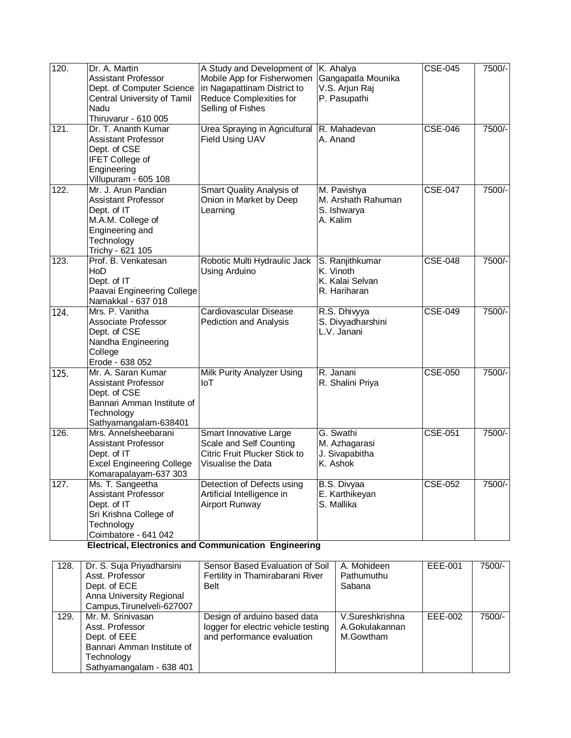| 120. | Dr. A. Martin<br>Assistant Professor<br>Dept. of Computer Science<br>Central University of Tamil Nadu<br>Thiruvarur - 610 005 | A Study and Development of Mobile App for Fisherwomen in Nagapattinam District to Reduce Complexities for Selling of Fishes | K. Ahalya<br>Gangapatla Mounika<br>V.S. Arjun Raj<br>P. Pasupathi | CSE-045 | 7500/- |
|---|---|---|---|---|---|
| 121. | Dr. T. Ananth Kumar<br>Assistant Professor<br>Dept. of CSE<br>IFET College of Engineering<br>Villupuram - 605 108 | Urea Spraying in Agricultural Field Using UAV | R. Mahadevan<br>A. Anand | CSE-046 | 7500/- |
| 122. | Mr. J. Arun Pandian<br>Assistant Professor<br>Dept. of IT<br>M.A.M. College of Engineering and Technology<br>Trichy - 621 105 | Smart Quality Analysis of Onion in Market by Deep Learning | M. Pavishya<br>M. Arshath Rahuman<br>S. Ishwarya<br>A. Kalim | CSE-047 | 7500/- |
| 123. | Prof. B. Venkatesan<br>HoD<br>Dept. of IT<br>Paavai Engineering College<br>Namakkal - 637 018 | Robotic Multi Hydraulic Jack Using Arduino | S. Ranjithkumar<br>K. Vinoth<br>K. Kalai Selvan<br>R. Hariharan | CSE-048 | 7500/- |
| 124. | Mrs. P. Vanitha<br>Associate Professor<br>Dept. of CSE<br>Nandha Engineering College<br>Erode - 638 052 | Cardiovascular Disease Pediction and Analysis | R.S. Dhivyya<br>S. Divyadharshini<br>L.V. Janani | CSE-049 | 7500/- |
| 125. | Mr. A. Saran Kumar<br>Assistant Professor<br>Dept. of CSE<br>Bannari Amman Institute of Technology<br>Sathyamangalam-638401 | Milk Purity Analyzer Using IoT | R. Janani<br>R. Shalini Priya | CSE-050 | 7500/- |
| 126. | Mrs. Annelsheebarani<br>Assistant Professor<br>Dept. of IT<br>Excel Engineering College<br>Komarapalayam-637 303 | Smart Innovative Large Scale and Self Counting Citric Fruit Plucker Stick to Visualise the Data | G. Swathi<br>M. Azhagarasi<br>J. Sivapabitha<br>K. Ashok | CSE-051 | 7500/- |
| 127. | Ms. T. Sangeetha<br>Assistant Professor<br>Dept. of IT<br>Sri Krishna College of Technology<br>Coimbatore - 641 042 | Detection of Defects using Artificial Intelligence in Airport Runway | B.S. Divyaa<br>E. Karthikeyan<br>S. Mallika | CSE-052 | 7500/- |

**Electrical, Electronics and Communication Engineering**

| 128. | Dr. S. Suja Priyadharsini<br>Asst. Professor<br>Dept. of ECE<br>Anna University Regional Campus,Tirunelveli-627007 | Sensor Based Evaluation of Soil Fertility in Thamirabarani River Belt | A. Mohideen Pathumuthu Sabana | EEE-001 | 7500/- |
|---|---|---|---|---|---|
| 129. | Mr. M. Srinivasan<br>Asst. Professor<br>Dept. of EEE<br>Bannari Amman Institute of Technology<br>Sathyamangalam - 638 401 | Design of arduino based data logger for electric vehicle testing and performance evaluation | V.Sureshkrishna<br>A.Gokulakannan<br>M.Gowtham | EEE-002 | 7500/- |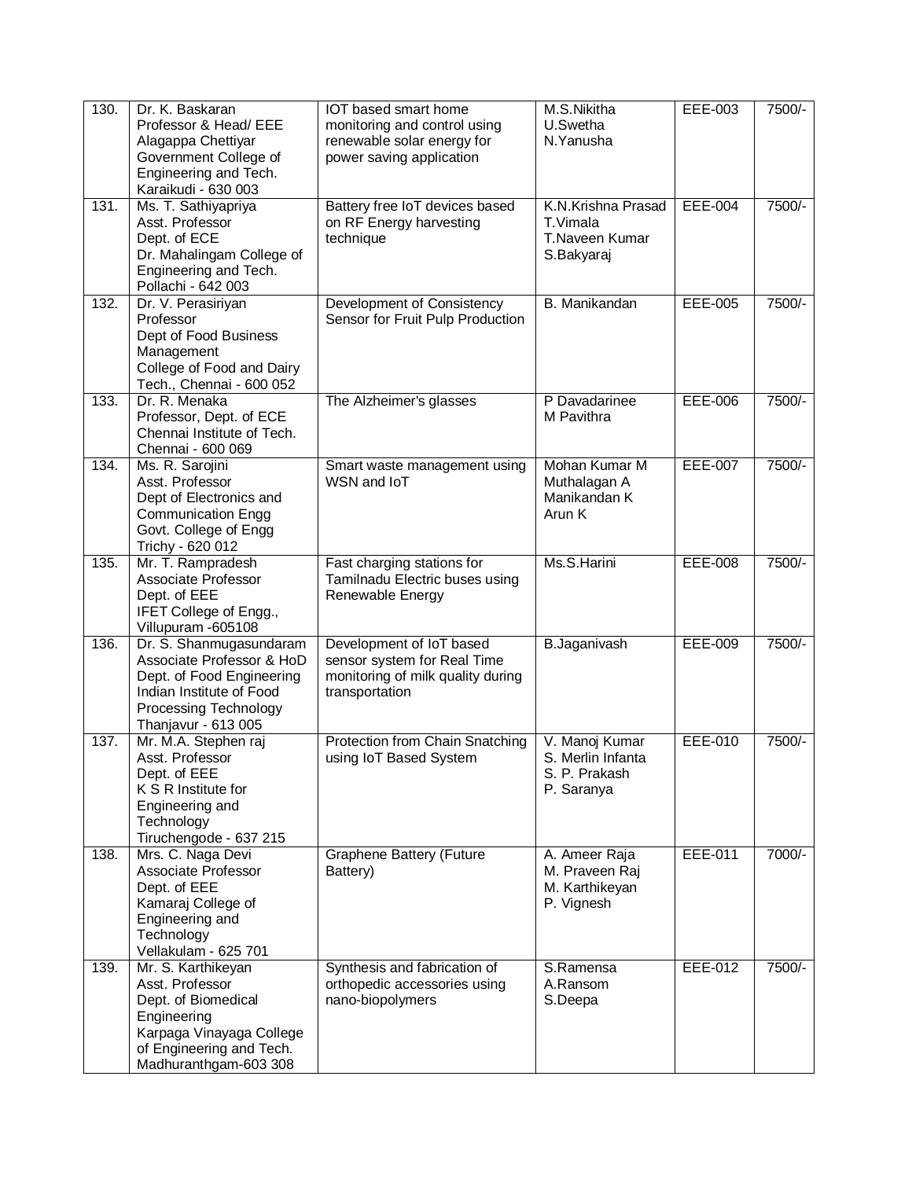| 130. | Dr. K. Baskaran<br>Professor & Head/ EEE<br>Alagappa Chettiyar Government College of Engineering and Tech.<br>Karaikudi - 630 003 | IOT based smart home monitoring and control using renewable solar energy for power saving application | M.S.Nikitha<br>U.Swetha<br>N.Yanusha | EEE-003 | 7500/- |
|---|---|---|---|---|---|
| 131. | Ms. T. Sathiyapriya<br>Asst. Professor<br>Dept. of ECE<br>Dr. Mahalingam College of Engineering and Tech.<br>Pollachi - 642 003 | Battery free IoT devices based on RF Energy harvesting technique | K.N.Krishna Prasad<br>T.Vimala<br>T.Naveen Kumar<br>S.Bakyaraj | EEE-004 | 7500/- |
| 132. | Dr. V. Perasiriyan<br>Professor<br>Dept of Food Business Management<br>College of Food and Dairy Tech., Chennai - 600 052 | Development of Consistency Sensor for Fruit Pulp Production | B. Manikandan | EEE-005 | 7500/- |
| 133. | Dr. R. Menaka<br>Professor, Dept. of ECE<br>Chennai Institute of Tech.<br>Chennai - 600 069 | The Alzheimer's glasses | P Davadarinee<br>M Pavithra | EEE-006 | 7500/- |
| 134. | Ms. R. Sarojini<br>Asst. Professor<br>Dept of Electronics and Communication Engg<br>Govt. College of Engg<br>Trichy - 620 012 | Smart waste management using WSN and IoT | Mohan Kumar M<br>Muthalagan A<br>Manikandan K<br>Arun K | EEE-007 | 7500/- |
| 135. | Mr. T. Rampradesh<br>Associate Professor<br>Dept. of EEE<br>IFET College of Engg.,<br>Villupuram -605108 | Fast charging stations for Tamilnadu Electric buses using Renewable Energy | Ms.S.Harini | EEE-008 | 7500/- |
| 136. | Dr. S. Shanmugasundaram<br>Associate Professor & HoD<br>Dept. of Food Engineering<br>Indian Institute of Food Processing Technology<br>Thanjavur - 613 005 | Development of IoT based sensor system for Real Time monitoring of milk quality during transportation | B.Jaganivash | EEE-009 | 7500/- |
| 137. | Mr. M.A. Stephen raj<br>Asst. Professor<br>Dept. of EEE<br>K S R Institute for Engineering and Technology<br>Tiruchengode - 637 215 | Protection from Chain Snatching using IoT Based System | V. Manoj Kumar<br>S. Merlin Infanta<br>S. P. Prakash<br>P. Saranya | EEE-010 | 7500/- |
| 138. | Mrs. C. Naga Devi<br>Associate Professor<br>Dept. of EEE<br>Kamaraj College of Engineering and Technology<br>Vellakulam - 625 701 | Graphene Battery (Future Battery) | A. Ameer Raja<br>M. Praveen Raj<br>M. Karthikeyan<br>P. Vignesh | EEE-011 | 7000/- |
| 139. | Mr. S. Karthikeyan<br>Asst. Professor<br>Dept. of Biomedical Engineering<br>Karpaga Vinayaga College of Engineering and Tech.<br>Madhuranthgam-603 308 | Synthesis and fabrication of orthopedic accessories using nano-biopolymers | S.Ramensa<br>A.Ransom<br>S.Deepa | EEE-012 | 7500/- |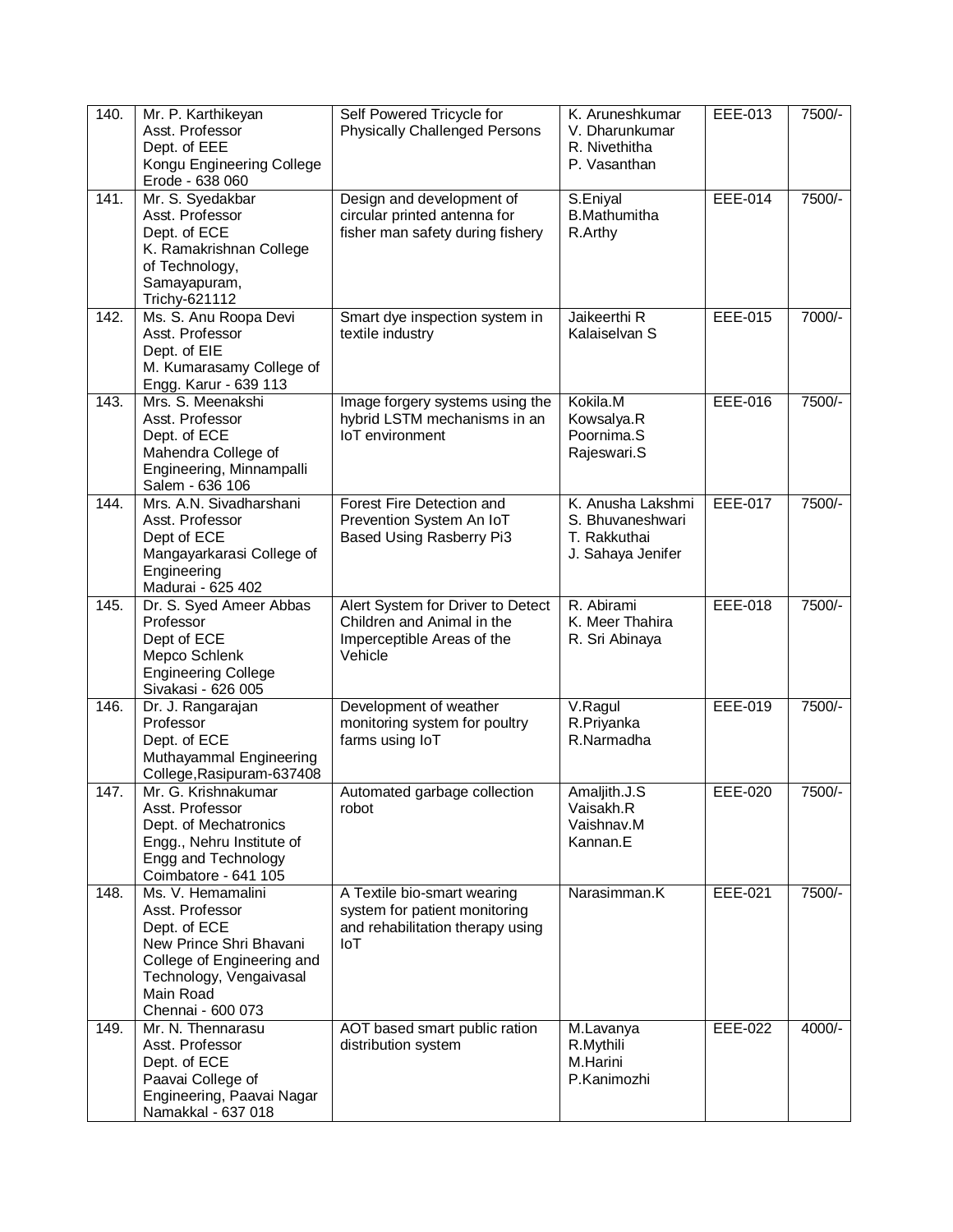| 140. | Mr. P. Karthikeyan<br>Asst. Professor<br>Dept. of EEE<br>Kongu Engineering College<br>Erode - 638 060 | Self Powered Tricycle for Physically Challenged Persons | K. Aruneshkumar<br>V. Dharunkumar<br>R. Nivethitha<br>P. Vasanthan | EEE-013 | 7500/- |
|---|---|---|---|---|---|
| 141. | Mr. S. Syedakbar<br>Asst. Professor<br>Dept. of ECE<br>K. Ramakrishnan College of Technology,<br>Samayapuram,<br>Trichy-621112 | Design and development of circular printed antenna for fisher man safety during fishery | S.Eniyal<br>B.Mathumitha<br>R.Arthy | EEE-014 | 7500/- |
| 142. | Ms. S. Anu Roopa Devi<br>Asst. Professor<br>Dept. of EIE<br>M. Kumarasamy College of Engg. Karur - 639 113 | Smart dye inspection system in textile industry | Jaikeerthi R<br>Kalaiselvan S | EEE-015 | 7000/- |
| 143. | Mrs. S. Meenakshi<br>Asst. Professor<br>Dept. of ECE<br>Mahendra College of Engineering, Minnampalli<br>Salem - 636 106 | Image forgery systems using the hybrid LSTM mechanisms in an IoT environment | Kokila.M<br>Kowsalya.R<br>Poornima.S<br>Rajeswari.S | EEE-016 | 7500/- |
| 144. | Mrs. A.N. Sivadharshani<br>Asst. Professor<br>Dept of ECE<br>Mangayarkarasi College of Engineering<br>Madurai - 625 402 | Forest Fire Detection and Prevention System An IoT Based Using Rasberry Pi3 | K. Anusha Lakshmi<br>S. Bhuvaneshwari<br>T. Rakkuthai<br>J. Sahaya Jenifer | EEE-017 | 7500/- |
| 145. | Dr. S. Syed Ameer Abbas<br>Professor<br>Dept of ECE<br>Mepco Schlenk Engineering College<br>Sivakasi - 626 005 | Alert System for Driver to Detect Children and Animal in the Imperceptible Areas of the Vehicle | R. Abirami<br>K. Meer Thahira<br>R. Sri Abinaya | EEE-018 | 7500/- |
| 146. | Dr. J. Rangarajan<br>Professor<br>Dept. of ECE<br>Muthayammal Engineering College,Rasipuram-637408 | Development of weather monitoring system for poultry farms using IoT | V.Ragul<br>R.Priyanka<br>R.Narmadha | EEE-019 | 7500/- |
| 147. | Mr. G. Krishnakumar<br>Asst. Professor<br>Dept. of Mechatronics Engg., Nehru Institute of Engg and Technology<br>Coimbatore - 641 105 | Automated garbage collection robot | Amaljith.J.S<br>Vaisakh.R<br>Vaishnav.M<br>Kannan.E | EEE-020 | 7500/- |
| 148. | Ms. V. Hemamalini<br>Asst. Professor<br>Dept. of ECE<br>New Prince Shri Bhavani College of Engineering and Technology, Vengaivasal Main Road<br>Chennai - 600 073 | A Textile bio-smart wearing system for patient monitoring and rehabilitation therapy using IoT | Narasimman.K | EEE-021 | 7500/- |
| 149. | Mr. N. Thennarasu<br>Asst. Professor<br>Dept. of ECE<br>Paavai College of Engineering, Paavai Nagar<br>Namakkal - 637 018 | AOT based smart public ration distribution system | M.Lavanya<br>R.Mythili<br>M.Harini<br>P.Kanimozhi | EEE-022 | 4000/- |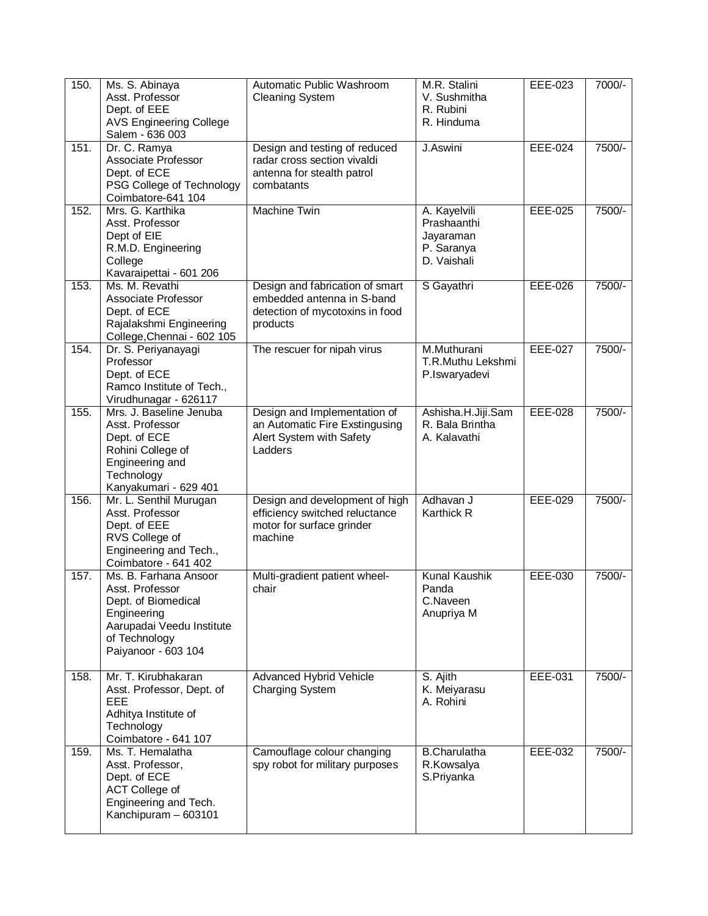| 150. | Ms. S. Abinaya<br>Asst. Professor<br>Dept. of EEE<br>AVS Engineering College<br>Salem - 636 003 | Automatic Public Washroom Cleaning System | M.R. Stalini<br>V. Sushmitha<br>R. Rubini<br>R. Hinduma | EEE-023 | 7000/- |
|---|---|---|---|---|---|
| 151. | Dr. C. Ramya<br>Associate Professor<br>Dept. of ECE<br>PSG College of Technology<br>Coimbatore-641 104 | Design and testing of reduced radar cross section vivaldi antenna for stealth patrol combatants | J.Aswini | EEE-024 | 7500/- |
| 152. | Mrs. G. Karthika<br>Asst. Professor<br>Dept of EIE<br>R.M.D. Engineering College<br>Kavaraipettai - 601 206 | Machine Twin | A. Kayelvili<br>Prashaanthi<br>Jayaraman<br>P. Saranya<br>D. Vaishali | EEE-025 | 7500/- |
| 153. | Ms. M. Revathi<br>Associate Professor<br>Dept. of ECE<br>Rajalakshmi Engineering College,Chennai - 602 105 | Design and fabrication of smart embedded antenna in S-band detection of mycotoxins in food products | S Gayathri | EEE-026 | 7500/- |
| 154. | Dr. S. Periyanayagi<br>Professor<br>Dept. of ECE<br>Ramco Institute of Tech.,<br>Virudhunagar - 626117 | The rescuer for nipah virus | M.Muthurani<br>T.R.Muthu Lekshmi<br>P.Iswaryadevi | EEE-027 | 7500/- |
| 155. | Mrs. J. Baseline Jenuba<br>Asst. Professor<br>Dept. of ECE<br>Rohini College of Engineering and Technology<br>Kanyakumari - 629 401 | Design and Implementation of an Automatic Fire Exstingusing Alert System with Safety Ladders | Ashisha.H.Jiji.Sam<br>R. Bala Brintha<br>A. Kalavathi | EEE-028 | 7500/- |
| 156. | Mr. L. Senthil Murugan<br>Asst. Professor<br>Dept. of EEE<br>RVS College of Engineering and Tech.,<br>Coimbatore - 641 402 | Design and development of high efficiency switched reluctance motor for surface grinder machine | Adhavan J<br>Karthick R | EEE-029 | 7500/- |
| 157. | Ms. B. Farhana Ansoor<br>Asst. Professor<br>Dept. of Biomedical Engineering<br>Aarupadai Veedu Institute of Technology<br>Paiyanoor - 603 104 | Multi-gradient patient wheel-chair | Kunal Kaushik Panda<br>C.Naveen<br>Anupriya M | EEE-030 | 7500/- |
| 158. | Mr. T. Kirubhakaran<br>Asst. Professor, Dept. of EEE<br>Adhitya Institute of Technology<br>Coimbatore - 641 107 | Advanced Hybrid Vehicle Charging System | S. Ajith<br>K. Meiyarasu<br>A. Rohini | EEE-031 | 7500/- |
| 159. | Ms. T. Hemalatha<br>Asst. Professor,<br>Dept. of ECE<br>ACT College of Engineering and Tech.<br>Kanchipuram – 603101 | Camouflage colour changing spy robot for military purposes | B.Charulatha<br>R.Kowsalya<br>S.Priyanka | EEE-032 | 7500/- |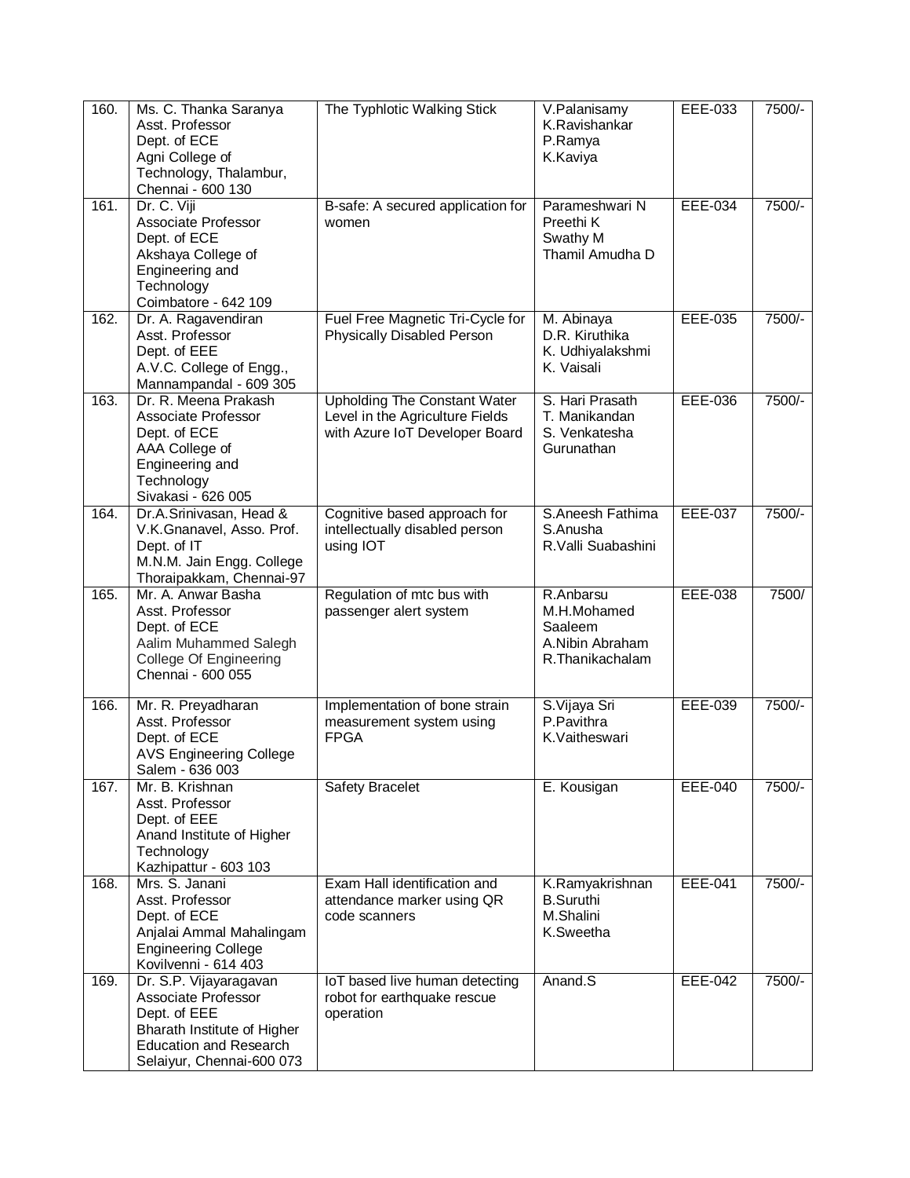| 160. | Ms. C. Thanka Saranya<br>Asst. Professor<br>Dept. of ECE<br>Agni College of Technology, Thalambur, Chennai - 600 130 | The Typhlotic Walking Stick | V.Palanisamy<br>K.Ravishankar<br>P.Ramya<br>K.Kaviya | EEE-033 | 7500/- |
|---|---|---|---|---|---|
| 161. | Dr. C. Viji<br>Associate Professor<br>Dept. of ECE<br>Akshaya College of Engineering and Technology<br>Coimbatore - 642 109 | B-safe: A secured application for women | Parameshwari N<br>Preethi K<br>Swathy M<br>Thamil Amudha D | EEE-034 | 7500/- |
| 162. | Dr. A. Ragavendiran<br>Asst. Professor<br>Dept. of EEE<br>A.V.C. College of Engg., Mannampandal - 609 305 | Fuel Free Magnetic Tri-Cycle for Physically Disabled Person | M. Abinaya<br>D.R. Kiruthika<br>K. Udhiyalakshmi<br>K. Vaisali | EEE-035 | 7500/- |
| 163. | Dr. R. Meena Prakash<br>Associate Professor<br>Dept. of ECE<br>AAA College of Engineering and Technology<br>Sivakasi - 626 005 | Upholding The Constant Water Level in the Agriculture Fields with Azure IoT Developer Board | S. Hari Prasath<br>T. Manikandan<br>S. Venkatesha Gurunathan | EEE-036 | 7500/- |
| 164. | Dr.A.Srinivasan, Head & V.K.Gnanavel, Asso. Prof.<br>Dept. of IT<br>M.N.M. Jain Engg. College Thoraipakkam, Chennai-97 | Cognitive based approach for intellectually disabled person using IOT | S.Aneesh Fathima<br>S.Anusha<br>R.Valli Suabashini | EEE-037 | 7500/- |
| 165. | Mr. A. Anwar Basha<br>Asst. Professor<br>Dept. of ECE<br>Aalim Muhammed Salegh College Of Engineering<br>Chennai - 600 055 | Regulation of mtc bus with passenger alert system | R.Anbarsu<br>M.H.Mohamed Saaleem<br>A.Nibin Abraham<br>R.Thanikachalam | EEE-038 | 7500/ |
| 166. | Mr. R. Preyadharan<br>Asst. Professor<br>Dept. of ECE<br>AVS Engineering College<br>Salem - 636 003 | Implementation of bone strain measurement system using FPGA | S.Vijaya Sri<br>P.Pavithra<br>K.Vaitheswari | EEE-039 | 7500/- |
| 167. | Mr. B. Krishnan<br>Asst. Professor<br>Dept. of EEE<br>Anand Institute of Higher Technology<br>Kazhipattur - 603 103 | Safety Bracelet | E. Kousigan | EEE-040 | 7500/- |
| 168. | Mrs. S. Janani<br>Asst. Professor<br>Dept. of ECE<br>Anjalai Ammal Mahalingam Engineering College<br>Kovilvenni - 614 403 | Exam Hall identification and attendance marker using QR code scanners | K.Ramyakrishnan<br>B.Suruthi<br>M.Shalini<br>K.Sweetha | EEE-041 | 7500/- |
| 169. | Dr. S.P. Vijayaragavan<br>Associate Professor<br>Dept. of EEE<br>Bharath Institute of Higher Education and Research<br>Selaiyur, Chennai-600 073 | IoT based live human detecting robot for earthquake rescue operation | Anand.S | EEE-042 | 7500/- |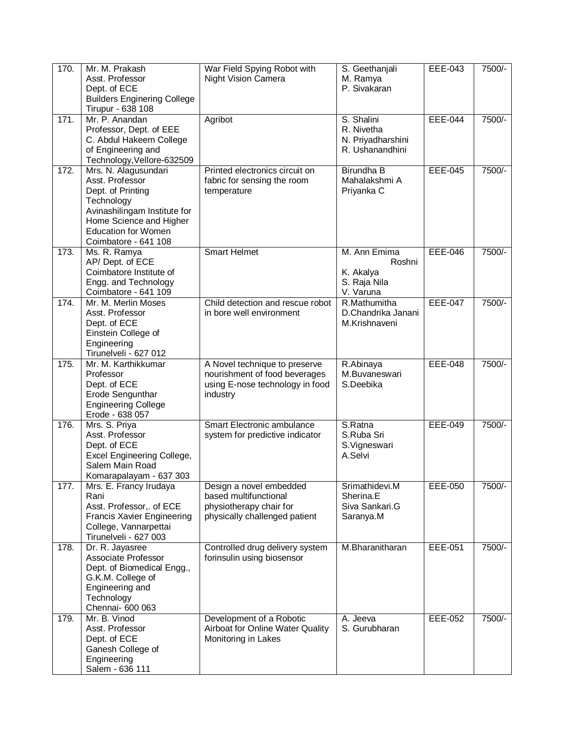| 170. | Mr. M. Prakash<br>Asst. Professor<br>Dept. of ECE<br>Builders Enginering College<br>Tirupur - 638 108 | War Field Spying Robot with Night Vision Camera | S. Geethanjali<br>M. Ramya<br>P. Sivakaran | EEE-043 | 7500/- |
|---|---|---|---|---|---|
| 171. | Mr. P. Anandan<br>Professor, Dept. of EEE<br>C. Abdul Hakeem College of Engineering and Technology,Vellore-632509 | Agribot | S. Shalini<br>R. Nivetha<br>N. Priyadharshini<br>R. Ushanandhini | EEE-044 | 7500/- |
| 172. | Mrs. N. Alagusundari<br>Asst. Professor<br>Dept. of Printing Technology<br>Avinashilingam Institute for Home Science and Higher Education for Women<br>Coimbatore - 641 108 | Printed electronics circuit on fabric for sensing the room temperature | Birundha B<br>Mahalakshmi A<br>Priyanka C | EEE-045 | 7500/- |
| 173. | Ms. R. Ramya<br>AP/ Dept. of ECE<br>Coimbatore Institute of Engg. and Technology<br>Coimbatore - 641 109 | Smart Helmet | M. Ann Emima Roshni<br>K. Akalya<br>S. Raja Nila<br>V. Varuna | EEE-046 | 7500/- |
| 174. | Mr. M. Merlin Moses<br>Asst. Professor<br>Dept. of ECE<br>Einstein College of Engineering<br>Tirunelveli - 627 012 | Child detection and rescue robot in bore well environment | R.Mathumitha<br>D.Chandrika Janani<br>M.Krishnaveni | EEE-047 | 7500/- |
| 175. | Mr. M. Karthikkumar<br>Professor<br>Dept. of ECE<br>Erode Sengunthar Engineering College<br>Erode - 638 057 | A Novel technique to preserve nourishment of food beverages using E-nose technology in food industry | R.Abinaya<br>M.Buvaneswari<br>S.Deebika | EEE-048 | 7500/- |
| 176. | Mrs. S. Priya<br>Asst. Professor<br>Dept. of ECE<br>Excel Engineering College, Salem Main Road<br>Komarapalayam - 637 303 | Smart Electronic ambulance system for predictive indicator | S.Ratna<br>S.Ruba Sri<br>S.Vigneswari<br>A.Selvi | EEE-049 | 7500/- |
| 177. | Mrs. E. Francy Irudaya Rani<br>Asst. Professor,. of ECE<br>Francis Xavier Engineering College, Vannarpettai<br>Tirunelveli - 627 003 | Design a novel embedded based multifunctional physiotherapy chair for physically challenged patient | Srimathidevi.M<br>Sherina.E<br>Siva Sankari.G<br>Saranya.M | EEE-050 | 7500/- |
| 178. | Dr. R. Jayasree<br>Associate Professor<br>Dept. of Biomedical Engg.,<br>G.K.M. College of Engineering and Technology<br>Chennai- 600 063 | Controlled drug delivery system forinsulin using biosensor | M.Bharanitharan | EEE-051 | 7500/- |
| 179. | Mr. B. Vinod<br>Asst. Professor<br>Dept. of ECE<br>Ganesh College of Engineering<br>Salem - 636 111 | Development of a Robotic Airboat for Online Water Quality Monitoring in Lakes | A. Jeeva<br>S. Gurubharan | EEE-052 | 7500/- |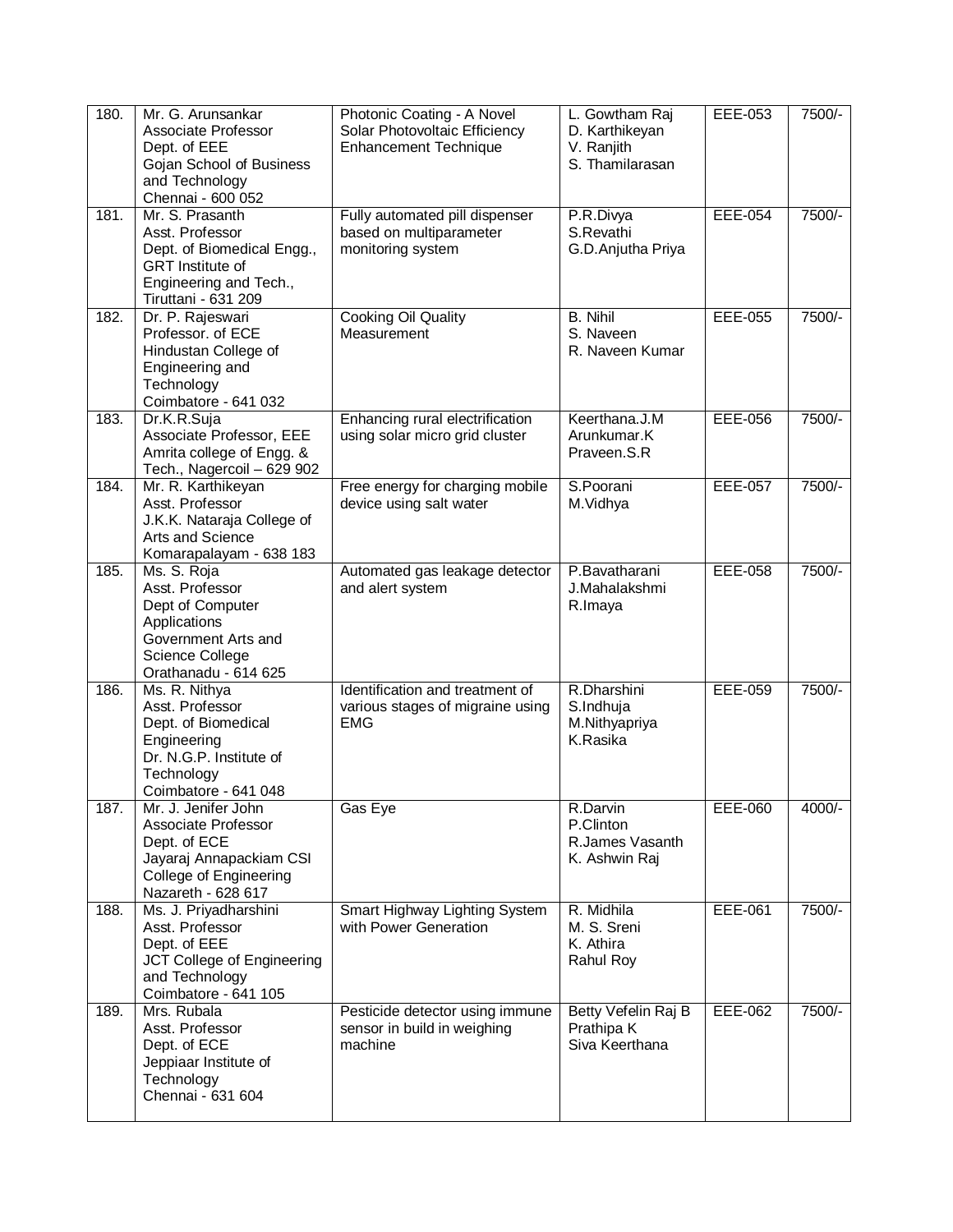| | | | | | |
|---|---|---|---|---|---|
| 180. | Mr. G. Arunsankar<br>Associate Professor<br>Dept. of EEE<br>Gojan School of Business and Technology<br>Chennai - 600 052 | Photonic Coating - A Novel Solar Photovoltaic Efficiency Enhancement Technique | L. Gowtham Raj<br>D. Karthikeyan<br>V. Ranjith<br>S. Thamilarasan | EEE-053 | 7500/- |
| 181. | Mr. S. Prasanth<br>Asst. Professor<br>Dept. of Biomedical Engg.,<br>GRT Institute of Engineering and Tech.,<br>Tiruttani - 631 209 | Fully automated pill dispenser based on multiparameter monitoring system | P.R.Divya<br>S.Revathi<br>G.D.Anjutha Priya | EEE-054 | 7500/- |
| 182. | Dr. P. Rajeswari<br>Professor. of ECE<br>Hindustan College of Engineering and Technology<br>Coimbatore - 641 032 | Cooking Oil Quality Measurement | B. Nihil<br>S. Naveen<br>R. Naveen Kumar | EEE-055 | 7500/- |
| 183. | Dr.K.R.Suja<br>Associate Professor, EEE<br>Amrita college of Engg. & Tech., Nagercoil – 629 902 | Enhancing rural electrification using solar micro grid cluster | Keerthana.J.M<br>Arunkumar.K<br>Praveen.S.R | EEE-056 | 7500/- |
| 184. | Mr. R. Karthikeyan<br>Asst. Professor<br>J.K.K. Nataraja College of Arts and Science<br>Komarapalayam - 638 183 | Free energy for charging mobile device using salt water | S.Poorani<br>M.Vidhya | EEE-057 | 7500/- |
| 185. | Ms. S. Roja<br>Asst. Professor<br>Dept of Computer Applications<br>Government Arts and Science College<br>Orathanadu - 614 625 | Automated gas leakage detector and alert system | P.Bavatharani<br>J.Mahalakshmi<br>R.Imaya | EEE-058 | 7500/- |
| 186. | Ms. R. Nithya<br>Asst. Professor<br>Dept. of Biomedical Engineering<br>Dr. N.G.P. Institute of Technology<br>Coimbatore - 641 048 | Identification and treatment of various stages of migraine using EMG | R.Dharshini<br>S.Indhuja<br>M.Nithyapriya<br>K.Rasika | EEE-059 | 7500/- |
| 187. | Mr. J. Jenifer John<br>Associate Professor<br>Dept. of ECE<br>Jayaraj Annapackiam CSI College of Engineering<br>Nazareth - 628 617 | Gas Eye | R.Darvin<br>P.Clinton<br>R.James Vasanth<br>K. Ashwin Raj | EEE-060 | 4000/- |
| 188. | Ms. J. Priyadharshini<br>Asst. Professor<br>Dept. of EEE<br>JCT College of Engineering and Technology<br>Coimbatore - 641 105 | Smart Highway Lighting System with Power Generation | R. Midhila<br>M. S. Sreni<br>K. Athira<br>Rahul Roy | EEE-061 | 7500/- |
| 189. | Mrs. Rubala<br>Asst. Professor<br>Dept. of ECE<br>Jeppiaar Institute of Technology<br>Chennai - 631 604 | Pesticide detector using immune sensor in build in weighing machine | Betty Vefelin Raj B<br>Prathipa K<br>Siva Keerthana | EEE-062 | 7500/- |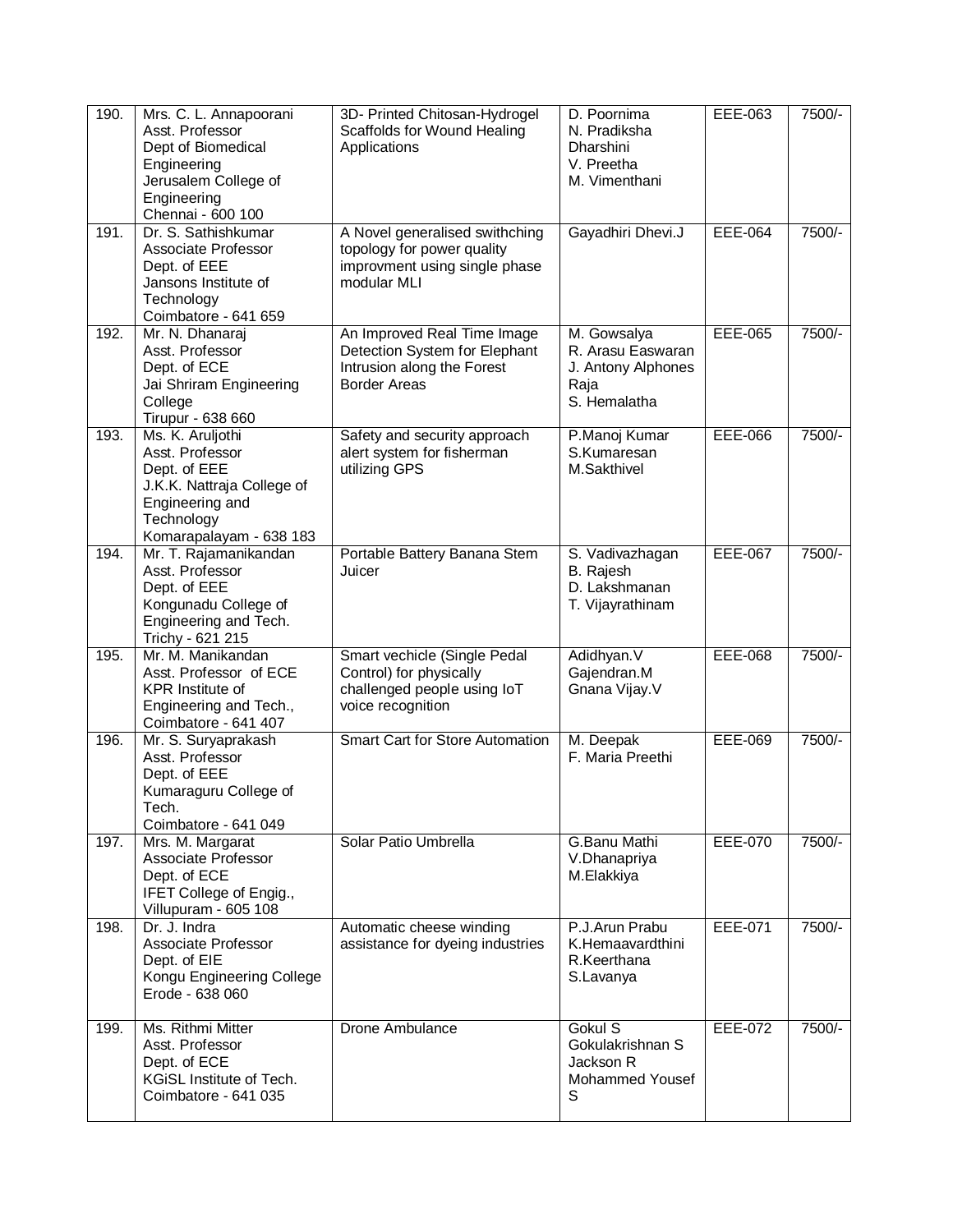| 190. | Mrs. C. L. Annapoorani<br>Asst. Professor<br>Dept of Biomedical Engineering<br>Jerusalem College of Engineering<br>Chennai - 600 100 | 3D- Printed Chitosan-Hydrogel Scaffolds for Wound Healing Applications | D. Poornima<br>N. Pradiksha Dharshini<br>V. Preetha<br>M. Vimenthani | EEE-063 | 7500/- |
|---|---|---|---|---|---|
| 191. | Dr. S. Sathishkumar<br>Associate Professor<br>Dept. of EEE<br>Jansons Institute of Technology<br>Coimbatore - 641 659 | A Novel generalised swithching topology for power quality improvment using single phase modular MLI | Gayadhiri Dhevi.J | EEE-064 | 7500/- |
| 192. | Mr. N. Dhanaraj<br>Asst. Professor<br>Dept. of ECE<br>Jai Shriram Engineering College<br>Tirupur - 638 660 | An Improved Real Time Image Detection System for Elephant Intrusion along the Forest Border Areas | M. Gowsalya<br>R. Arasu Easwaran<br>J. Antony Alphones Raja<br>S. Hemalatha | EEE-065 | 7500/- |
| 193. | Ms. K. Aruljothi<br>Asst. Professor<br>Dept. of EEE<br>J.K.K. Nattraja College of Engineering and Technology<br>Komarapalayam - 638 183 | Safety and security approach alert system for fisherman utilizing GPS | P.Manoj Kumar<br>S.Kumaresan<br>M.Sakthivel | EEE-066 | 7500/- |
| 194. | Mr. T. Rajamanikandan<br>Asst. Professor<br>Dept. of EEE<br>Kongunadu College of Engineering and Tech.<br>Trichy - 621 215 | Portable Battery Banana Stem Juicer | S. Vadivazhagan<br>B. Rajesh<br>D. Lakshmanan<br>T. Vijayrathinam | EEE-067 | 7500/- |
| 195. | Mr. M. Manikandan<br>Asst. Professor of ECE<br>KPR Institute of Engineering and Tech.,<br>Coimbatore - 641 407 | Smart vechicle (Single Pedal Control) for physically challenged people using IoT voice recognition | Adidhyan.V<br>Gajendran.M<br>Gnana Vijay.V | EEE-068 | 7500/- |
| 196. | Mr. S. Suryaprakash<br>Asst. Professor<br>Dept. of EEE<br>Kumaraguru College of Tech.<br>Coimbatore - 641 049 | Smart Cart for Store Automation | M. Deepak<br>F. Maria Preethi | EEE-069 | 7500/- |
| 197. | Mrs. M. Margarat<br>Associate Professor<br>Dept. of ECE<br>IFET College of Engig.,<br>Villupuram - 605 108 | Solar Patio Umbrella | G.Banu Mathi<br>V.Dhanapriya<br>M.Elakkiya | EEE-070 | 7500/- |
| 198. | Dr. J. Indra<br>Associate Professor<br>Dept. of EIE<br>Kongu Engineering College<br>Erode - 638 060 | Automatic cheese winding assistance for dyeing industries | P.J.Arun Prabu<br>K.Hemaavardthini<br>R.Keerthana<br>S.Lavanya | EEE-071 | 7500/- |
| 199. | Ms. Rithmi Mitter<br>Asst. Professor<br>Dept. of ECE<br>KGiSL Institute of Tech.<br>Coimbatore - 641 035 | Drone Ambulance | Gokul S<br>Gokulakrishnan S<br>Jackson R<br>Mohammed Yousef S | EEE-072 | 7500/- |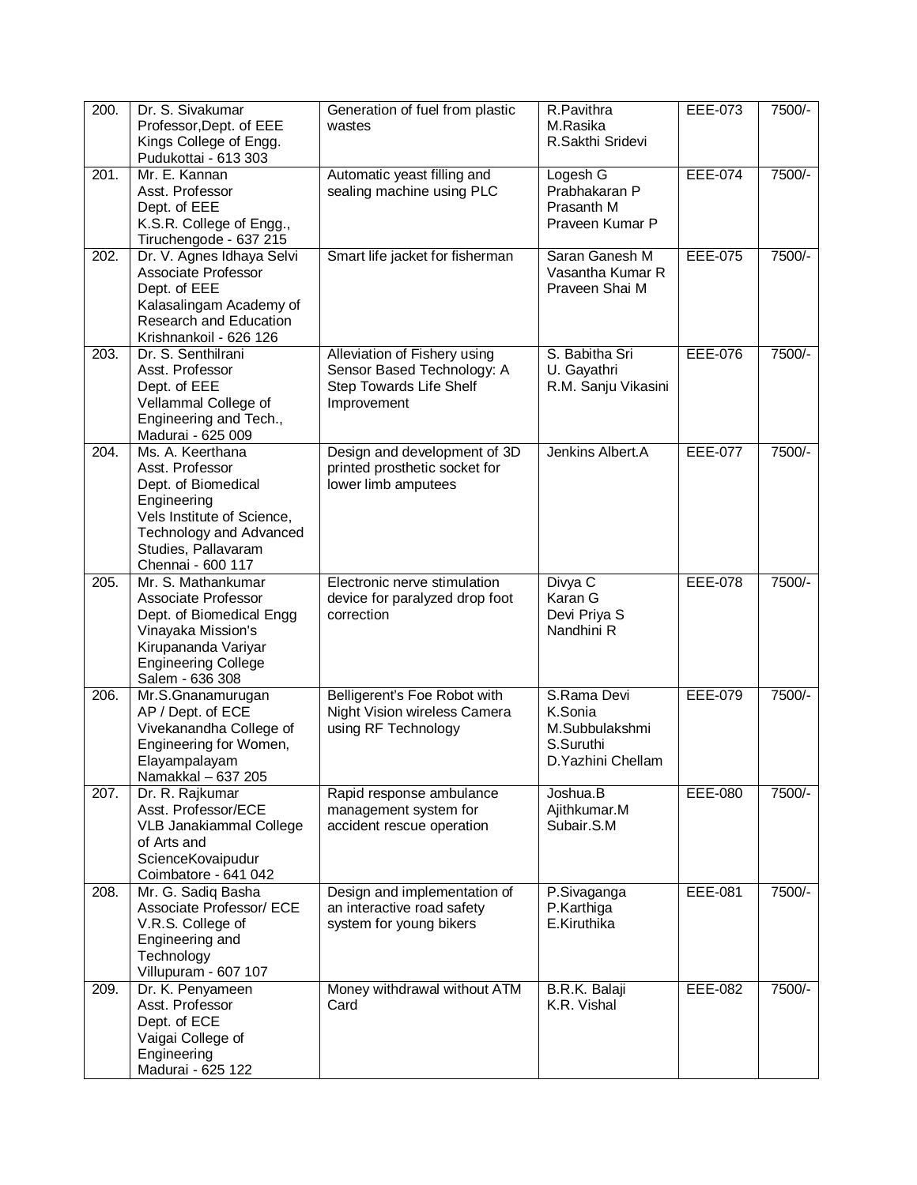| | | | | | |
|---|---|---|---|---|---|
| 200. | Dr. S. Sivakumar<br>Professor,Dept. of EEE<br>Kings College of Engg.<br>Pudukottai - 613 303 | Generation of fuel from plastic wastes | R.Pavithra<br>M.Rasika<br>R.Sakthi Sridevi | EEE-073 | 7500/- |
| 201. | Mr. E. Kannan<br>Asst. Professor<br>Dept. of EEE<br>K.S.R. College of Engg.,<br>Tiruchengode - 637 215 | Automatic yeast filling and sealing machine using PLC | Logesh G<br>Prabhakaran P<br>Prasanth M<br>Praveen Kumar P | EEE-074 | 7500/- |
| 202. | Dr. V. Agnes Idhaya Selvi<br>Associate Professor<br>Dept. of EEE<br>Kalasalingam Academy of Research and Education<br>Krishnankoil - 626 126 | Smart life jacket for fisherman | Saran Ganesh M<br>Vasantha Kumar R<br>Praveen Shai M | EEE-075 | 7500/- |
| 203. | Dr. S. Senthilrani<br>Asst. Professor<br>Dept. of EEE<br>Vellammal College of Engineering and Tech.,<br>Madurai - 625 009 | Alleviation of Fishery using Sensor Based Technology: A Step Towards Life Shelf Improvement | S. Babitha Sri<br>U. Gayathri<br>R.M. Sanju Vikasini | EEE-076 | 7500/- |
| 204. | Ms. A. Keerthana<br>Asst. Professor<br>Dept. of Biomedical Engineering<br>Vels Institute of Science, Technology and Advanced Studies, Pallavaram<br>Chennai - 600 117 | Design and development of 3D printed prosthetic socket for lower limb amputees | Jenkins Albert.A | EEE-077 | 7500/- |
| 205. | Mr. S. Mathankumar<br>Associate Professor<br>Dept. of Biomedical Engg<br>Vinayaka Mission's Kirupananda Variyar Engineering College<br>Salem - 636 308 | Electronic nerve stimulation device for paralyzed drop foot correction | Divya C<br>Karan G<br>Devi Priya S<br>Nandhini R | EEE-078 | 7500/- |
| 206. | Mr.S.Gnanamurugan<br>AP / Dept. of ECE<br>Vivekanandha College of Engineering for Women, Elayampalayam<br>Namakkal – 637 205 | Belligerent's Foe Robot with Night Vision wireless Camera using RF Technology | S.Rama Devi<br>K.Sonia<br>M.Subbulakshmi<br>S.Suruthi<br>D.Yazhini Chellam | EEE-079 | 7500/- |
| 207. | Dr. R. Rajkumar<br>Asst. Professor/ECE<br>VLB Janakiammal College of Arts and ScienceKovaipudur<br>Coimbatore - 641 042 | Rapid response ambulance management system for accident rescue operation | Joshua.B<br>Ajithkumar.M<br>Subair.S.M | EEE-080 | 7500/- |
| 208. | Mr. G. Sadiq Basha<br>Associate Professor/ ECE<br>V.R.S. College of Engineering and Technology<br>Villupuram - 607 107 | Design and implementation of an interactive road safety system for young bikers | P.Sivaganga<br>P.Karthiga<br>E.Kiruthika | EEE-081 | 7500/- |
| 209. | Dr. K. Penyameen<br>Asst. Professor<br>Dept. of ECE<br>Vaigai College of Engineering<br>Madurai - 625 122 | Money withdrawal without ATM Card | B.R.K. Balaji<br>K.R. Vishal | EEE-082 | 7500/- |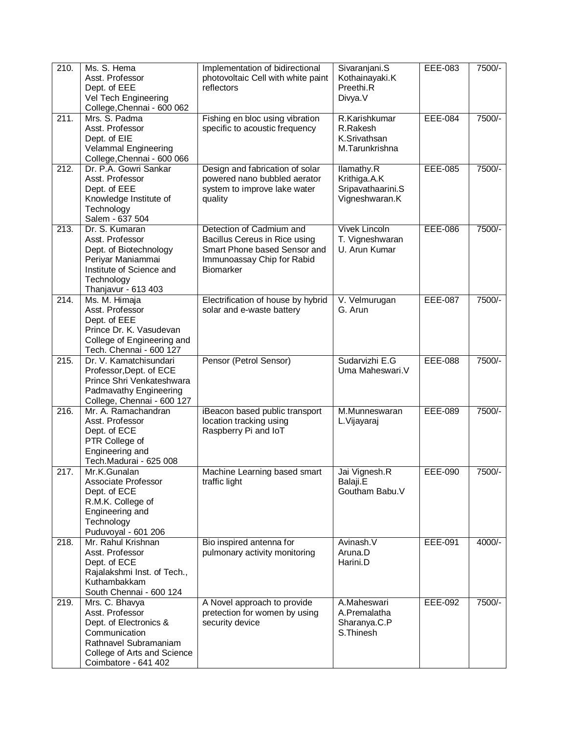| 210. | Ms. S. Hema<br>Asst. Professor<br>Dept. of EEE<br>Vel Tech Engineering College,Chennai - 600 062 | Implementation of bidirectional photovoltaic Cell with white paint reflectors | Sivaranjani.S<br>Kothainayaki.K<br>Preethi.R<br>Divya.V | EEE-083 | 7500/- |
|---|---|---|---|---|---|
| 211. | Mrs. S. Padma<br>Asst. Professor<br>Dept. of EIE<br>Velammal Engineering College,Chennai - 600 066 | Fishing en bloc using vibration specific to acoustic frequency | R.Karishkumar<br>R.Rakesh<br>K.Srivathsan<br>M.Tarunkrishna | EEE-084 | 7500/- |
| 212. | Dr. P.A. Gowri Sankar<br>Asst. Professor<br>Dept. of EEE<br>Knowledge Institute of Technology<br>Salem - 637 504 | Design and fabrication of solar powered nano bubbled aerator system to improve lake water quality | Ilamathy.R<br>Krithiga.A.K<br>Sripavathaarini.S<br>Vigneshwaran.K | EEE-085 | 7500/- |
| 213. | Dr. S. Kumaran<br>Asst. Professor<br>Dept. of Biotechnology<br>Periyar Maniammai Institute of Science and Technology<br>Thanjavur - 613 403 | Detection of Cadmium and Bacillus Cereus in Rice using Smart Phone based Sensor and Immunoassay Chip for Rabid Biomarker | Vivek Lincoln<br>T. Vigneshwaran<br>U. Arun Kumar | EEE-086 | 7500/- |
| 214. | Ms. M. Himaja<br>Asst. Professor<br>Dept. of EEE<br>Prince Dr. K. Vasudevan College of Engineering and Tech. Chennai - 600 127 | Electrification of house by hybrid solar and e-waste battery | V. Velmurugan<br>G. Arun | EEE-087 | 7500/- |
| 215. | Dr. V. Kamatchisundari<br>Professor,Dept. of ECE<br>Prince Shri Venkateshwara Padmavathy Engineering College, Chennai - 600 127 | Pensor (Petrol Sensor) | Sudarvizhi E.G<br>Uma Maheswari.V | EEE-088 | 7500/- |
| 216. | Mr. A. Ramachandran<br>Asst. Professor<br>Dept. of ECE<br>PTR College of Engineering and Tech.Madurai - 625 008 | iBeacon based public transport location tracking using Raspberry Pi and IoT | M.Munneswaran<br>L.Vijayaraj | EEE-089 | 7500/- |
| 217. | Mr.K.Gunalan<br>Associate Professor<br>Dept. of ECE<br>R.M.K. College of Engineering and Technology<br>Puduvoyal - 601 206 | Machine Learning based smart traffic light | Jai Vignesh.R<br>Balaji.E<br>Goutham Babu.V | EEE-090 | 7500/- |
| 218. | Mr. Rahul Krishnan<br>Asst. Professor<br>Dept. of ECE<br>Rajalakshmi Inst. of Tech., Kuthambakkam<br>South Chennai - 600 124 | Bio inspired antenna for pulmonary activity monitoring | Avinash.V<br>Aruna.D<br>Harini.D | EEE-091 | 4000/- |
| 219. | Mrs. C. Bhavya<br>Asst. Professor<br>Dept. of Electronics & Communication<br>Rathnavel Subramaniam College of Arts and Science<br>Coimbatore - 641 402 | A Novel approach to provide pretection for women by using security device | A.Maheswari<br>A.Premalatha<br>Sharanya.C.P<br>S.Thinesh | EEE-092 | 7500/- |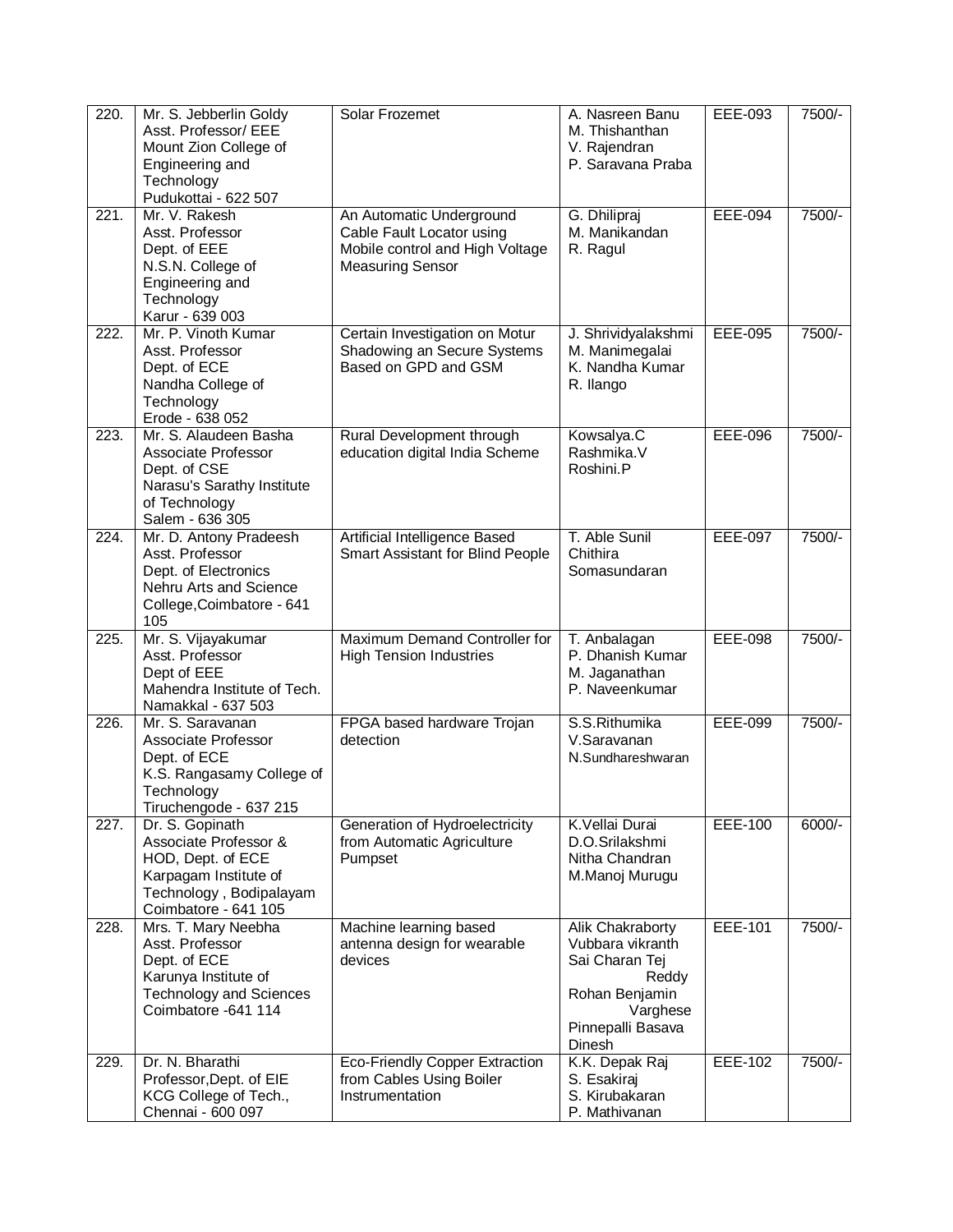| 220. | Mr. S. Jebberlin Goldy<br>Asst. Professor/ EEE<br>Mount Zion College of Engineering and Technology<br>Pudukottai - 622 507 | Solar Frozemet | A. Nasreen Banu<br>M. Thishanthan<br>V. Rajendran<br>P. Saravana Praba | EEE-093 | 7500/- |
|---|---|---|---|---|---|
| 221. | Mr. V. Rakesh<br>Asst. Professor<br>Dept. of EEE<br>N.S.N. College of Engineering and Technology<br>Karur - 639 003 | An Automatic Underground Cable Fault Locator using Mobile control and High Voltage Measuring Sensor | G. Dhilipraj<br>M. Manikandan<br>R. Ragul | EEE-094 | 7500/- |
| 222. | Mr. P. Vinoth Kumar<br>Asst. Professor<br>Dept. of ECE<br>Nandha College of Technology<br>Erode - 638 052 | Certain Investigation on Motur Shadowing an Secure Systems Based on GPD and GSM | J. Shrividyalakshmi<br>M. Manimegalai<br>K. Nandha Kumar<br>R. Ilango | EEE-095 | 7500/- |
| 223. | Mr. S. Alaudeen Basha<br>Associate Professor<br>Dept. of CSE<br>Narasu's Sarathy Institute of Technology<br>Salem - 636 305 | Rural Development through education digital India Scheme | Kowsalya.C<br>Rashmika.V<br>Roshini.P | EEE-096 | 7500/- |
| 224. | Mr. D. Antony Pradeesh<br>Asst. Professor<br>Dept. of Electronics<br>Nehru Arts and Science College,Coimbatore - 641 105 | Artificial Intelligence Based Smart Assistant for Blind People | T. Able Sunil<br>Chithira<br>Somasundaran | EEE-097 | 7500/- |
| 225. | Mr. S. Vijayakumar<br>Asst. Professor<br>Dept of EEE<br>Mahendra Institute of Tech.<br>Namakkal - 637 503 | Maximum Demand Controller for High Tension Industries | T. Anbalagan<br>P. Dhanish Kumar<br>M. Jaganathan<br>P. Naveenkumar | EEE-098 | 7500/- |
| 226. | Mr. S. Saravanan<br>Associate Professor<br>Dept. of ECE<br>K.S. Rangasamy College of Technology<br>Tiruchengode - 637 215 | FPGA based hardware Trojan detection | S.S.Rithumika<br>V.Saravanan<br>N.Sundhareshwaran | EEE-099 | 7500/- |
| 227. | Dr. S. Gopinath<br>Associate Professor &<br>HOD, Dept. of ECE<br>Karpagam Institute of Technology , Bodipalayam<br>Coimbatore - 641 105 | Generation of Hydroelectricity from Automatic Agriculture Pumpset | K.Vellai Durai<br>D.O.Srilakshmi<br>Nitha Chandran<br>M.Manoj Murugu | EEE-100 | 6000/- |
| 228. | Mrs. T. Mary Neebha<br>Asst. Professor<br>Dept. of ECE<br>Karunya Institute of Technology and Sciences<br>Coimbatore -641 114 | Machine learning based antenna design for wearable devices | Alik Chakraborty<br>Vubbara vikranth<br>Sai Charan Tej Reddy<br>Rohan Benjamin Varghese<br>Pinnepalli Basava Dinesh | EEE-101 | 7500/- |
| 229. | Dr. N. Bharathi<br>Professor,Dept. of EIE<br>KCG College of Tech.,<br>Chennai - 600 097 | Eco-Friendly Copper Extraction from Cables Using Boiler Instrumentation | K.K. Depak Raj<br>S. Esakiraj<br>S. Kirubakaran<br>P. Mathivanan | EEE-102 | 7500/- |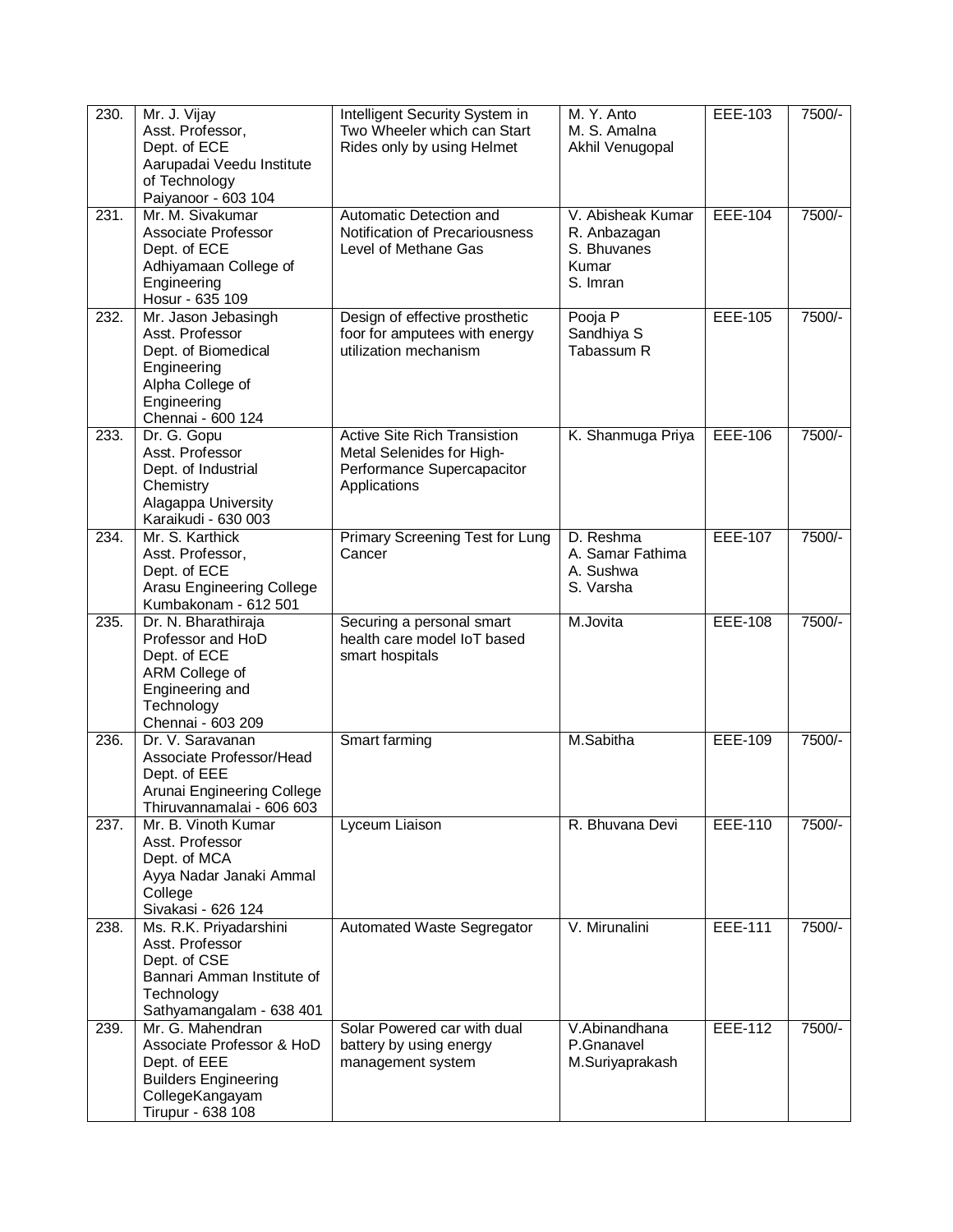| 230. | Mr. J. Vijay<br>Asst. Professor,<br>Dept. of ECE<br>Aarupadai Veedu Institute of Technology<br>Paiyanoor - 603 104 | Intelligent Security System in Two Wheeler which can Start Rides only by using Helmet | M. Y. Anto<br>M. S. Amalna<br>Akhil Venugopal | EEE-103 | 7500/- |
|---|---|---|---|---|---|
| 231. | Mr. M. Sivakumar<br>Associate Professor<br>Dept. of ECE<br>Adhiyamaan College of Engineering<br>Hosur - 635 109 | Automatic Detection and Notification of Precariousness Level of Methane Gas | V. Abisheak Kumar<br>R. Anbazagan<br>S. Bhuvanes Kumar<br>S. Imran | EEE-104 | 7500/- |
| 232. | Mr. Jason Jebasingh<br>Asst. Professor<br>Dept. of Biomedical Engineering<br>Alpha College of Engineering<br>Chennai - 600 124 | Design of effective prosthetic foor for amputees with energy utilization mechanism | Pooja P<br>Sandhiya S<br>Tabassum R | EEE-105 | 7500/- |
| 233. | Dr. G. Gopu<br>Asst. Professor<br>Dept. of Industrial Chemistry<br>Alagappa University<br>Karaikudi - 630 003 | Active Site Rich Transistion Metal Selenides for High-Performance Supercapacitor Applications | K. Shanmuga Priya | EEE-106 | 7500/- |
| 234. | Mr. S. Karthick<br>Asst. Professor,<br>Dept. of ECE<br>Arasu Engineering College<br>Kumbakonam - 612 501 | Primary Screening Test for Lung Cancer | D. Reshma<br>A. Samar Fathima<br>A. Sushwa<br>S. Varsha | EEE-107 | 7500/- |
| 235. | Dr. N. Bharathiraja<br>Professor and HoD<br>Dept. of ECE<br>ARM College of Engineering and Technology<br>Chennai - 603 209 | Securing a personal smart health care model IoT based smart hospitals | M.Jovita | EEE-108 | 7500/- |
| 236. | Dr. V. Saravanan<br>Associate Professor/Head<br>Dept. of EEE<br>Arunai Engineering College<br>Thiruvannamalai - 606 603 | Smart farming | M.Sabitha | EEE-109 | 7500/- |
| 237. | Mr. B. Vinoth Kumar<br>Asst. Professor<br>Dept. of MCA<br>Ayya Nadar Janaki Ammal College<br>Sivakasi - 626 124 | Lyceum Liaison | R. Bhuvana Devi | EEE-110 | 7500/- |
| 238. | Ms. R.K. Priyadarshini<br>Asst. Professor<br>Dept. of CSE<br>Bannari Amman Institute of Technology<br>Sathyamangalam - 638 401 | Automated Waste Segregator | V. Mirunalini | EEE-111 | 7500/- |
| 239. | Mr. G. Mahendran<br>Associate Professor & HoD<br>Dept. of EEE<br>Builders Engineering CollegeKangayam<br>Tirupur - 638 108 | Solar Powered car with dual battery by using energy management system | V.Abinandhana<br>P.Gnanavel<br>M.Suriyaprakash | EEE-112 | 7500/- |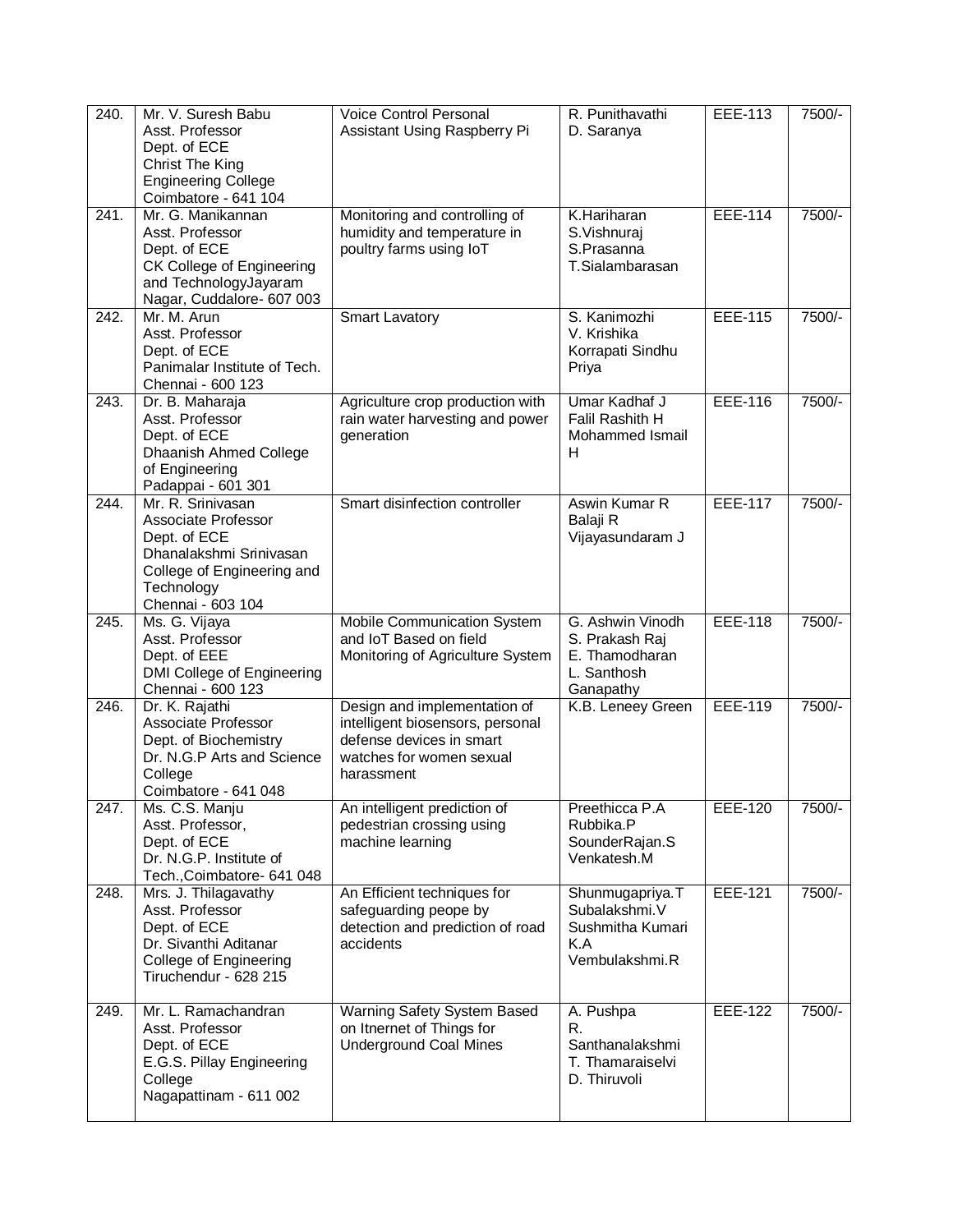| | | | | | |
|---|---|---|---|---|---|
| 240. | Mr. V. Suresh Babu<br>Asst. Professor<br>Dept. of ECE<br>Christ The King Engineering College<br>Coimbatore - 641 104 | Voice Control Personal Assistant Using Raspberry Pi | R. Punithavathi<br>D. Saranya | EEE-113 | 7500/- |
| 241. | Mr. G. Manikannan<br>Asst. Professor<br>Dept. of ECE<br>CK College of Engineering and TechnologyJayaram Nagar, Cuddalore- 607 003 | Monitoring and controlling of humidity and temperature in poultry farms using IoT | K.Hariharan<br>S.Vishnuraj<br>S.Prasanna<br>T.Sialambarasan | EEE-114 | 7500/- |
| 242. | Mr. M. Arun<br>Asst. Professor<br>Dept. of ECE<br>Panimalar Institute of Tech.<br>Chennai - 600 123 | Smart Lavatory | S. Kanimozhi<br>V. Krishika<br>Korrapati Sindhu Priya | EEE-115 | 7500/- |
| 243. | Dr. B. Maharaja<br>Asst. Professor<br>Dept. of ECE<br>Dhaanish Ahmed College of Engineering<br>Padappai - 601 301 | Agriculture crop production with rain water harvesting and power generation | Umar Kadhaf J<br>Falil Rashith H<br>Mohammed Ismail H | EEE-116 | 7500/- |
| 244. | Mr. R. Srinivasan<br>Associate Professor<br>Dept. of ECE<br>Dhanalakshmi Srinivasan College of Engineering and Technology<br>Chennai - 603 104 | Smart disinfection controller | Aswin Kumar R<br>Balaji R<br>Vijayasundaram J | EEE-117 | 7500/- |
| 245. | Ms. G. Vijaya<br>Asst. Professor<br>Dept. of EEE<br>DMI College of Engineering<br>Chennai - 600 123 | Mobile Communication System and IoT Based on field Monitoring of Agriculture System | G. Ashwin Vinodh<br>S. Prakash Raj<br>E. Thamodharan<br>L. Santhosh Ganapathy | EEE-118 | 7500/- |
| 246. | Dr. K. Rajathi<br>Associate Professor<br>Dept. of Biochemistry<br>Dr. N.G.P Arts and Science College<br>Coimbatore - 641 048 | Design and implementation of intelligent biosensors, personal defense devices in smart watches for women sexual harassment | K.B. Leneey Green | EEE-119 | 7500/- |
| 247. | Ms. C.S. Manju<br>Asst. Professor,<br>Dept. of ECE<br>Dr. N.G.P. Institute of Tech.,Coimbatore- 641 048 | An intelligent prediction of pedestrian crossing using machine learning | Preethicca P.A<br>Rubbika.P<br>SounderRajan.S<br>Venkatesh.M | EEE-120 | 7500/- |
| 248. | Mrs. J. Thilagavathy<br>Asst. Professor<br>Dept. of ECE<br>Dr. Sivanthi Aditanar College of Engineering<br>Tiruchendur - 628 215 | An Efficient techniques for safeguarding peope by detection and prediction of road accidents | Shunmugapriya.T<br>Subalakshmi.V<br>Sushmitha Kumari K.A<br>Vembulakshmi.R | EEE-121 | 7500/- |
| 249. | Mr. L. Ramachandran<br>Asst. Professor<br>Dept. of ECE<br>E.G.S. Pillay Engineering College<br>Nagapattinam - 611 002 | Warning Safety System Based on Itnernet of Things for Underground Coal Mines | A. Pushpa<br>R. Santhanalakshmi<br>T. Thamaraiselvi<br>D. Thiruvoli | EEE-122 | 7500/- |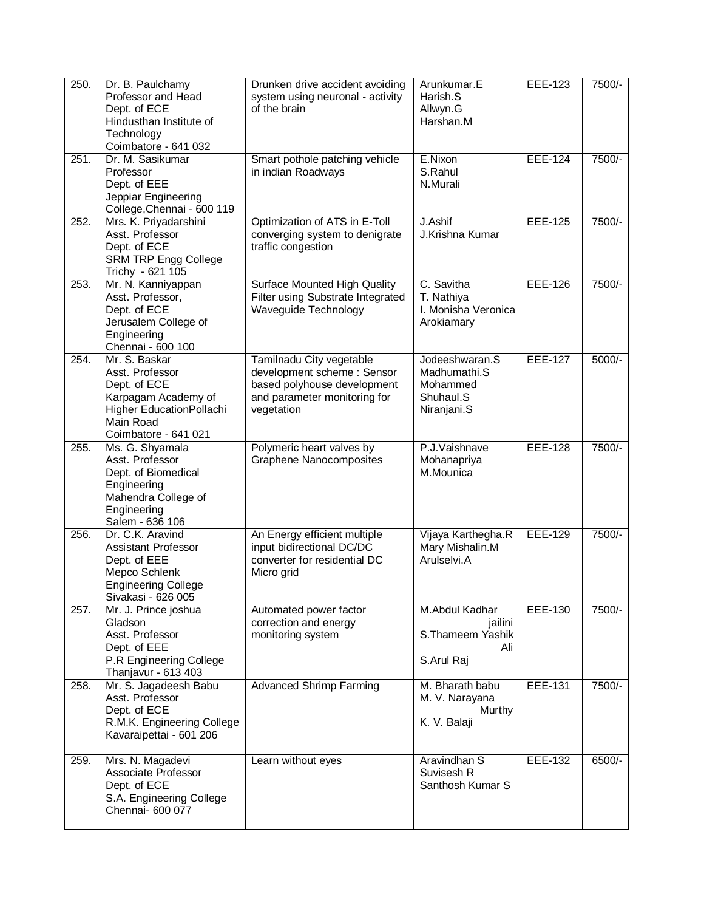| | | | | | |
|---|---|---|---|---|---|
| 250. | Dr. B. Paulchamy<br>Professor and Head<br>Dept. of ECE<br>Hindusthan Institute of Technology<br>Coimbatore - 641 032 | Drunken drive accident avoiding system using neuronal - activity of the brain | Arunkumar.E<br>Harish.S<br>Allwyn.G<br>Harshan.M | EEE-123 | 7500/- |
| 251. | Dr. M. Sasikumar<br>Professor<br>Dept. of EEE<br>Jeppiar Engineering College,Chennai - 600 119 | Smart pothole patching vehicle in indian Roadways | E.Nixon<br>S.Rahul<br>N.Murali | EEE-124 | 7500/- |
| 252. | Mrs. K. Priyadarshini<br>Asst. Professor<br>Dept. of ECE<br>SRM TRP Engg College<br>Trichy - 621 105 | Optimization of ATS in E-Toll converging system to denigrate traffic congestion | J.Ashif<br>J.Krishna Kumar | EEE-125 | 7500/- |
| 253. | Mr. N. Kanniyappan<br>Asst. Professor,<br>Dept. of ECE<br>Jerusalem College of Engineering<br>Chennai - 600 100 | Surface Mounted High Quality Filter using Substrate Integrated Waveguide Technology | C. Savitha<br>T. Nathiya<br>I. Monisha Veronica Arokiamary | EEE-126 | 7500/- |
| 254. | Mr. S. Baskar<br>Asst. Professor<br>Dept. of ECE<br>Karpagam Academy of Higher EducationPollachi Main Road<br>Coimbatore - 641 021 | Tamilnadu City vegetable development scheme : Sensor based polyhouse development and parameter monitoring for vegetation | Jodeeshwaran.S<br>Madhumathi.S<br>Mohammed Shuhaul.S<br>Niranjani.S | EEE-127 | 5000/- |
| 255. | Ms. G. Shyamala<br>Asst. Professor<br>Dept. of Biomedical Engineering<br>Mahendra College of Engineering<br>Salem - 636 106 | Polymeric heart valves by Graphene Nanocomposites | P.J.Vaishnave<br>Mohanapriya<br>M.Mounica | EEE-128 | 7500/- |
| 256. | Dr. C.K. Aravind<br>Assistant Professor<br>Dept. of EEE<br>Mepco Schlenk Engineering College<br>Sivakasi - 626 005 | An Energy efficient multiple input bidirectional DC/DC converter for residential DC Micro grid | Vijaya Karthegha.R<br>Mary Mishalin.M<br>Arulselvi.A | EEE-129 | 7500/- |
| 257. | Mr. J. Prince joshua Gladson<br>Asst. Professor<br>Dept. of EEE<br>P.R Engineering College<br>Thanjavur - 613 403 | Automated power factor correction and energy monitoring system | M.Abdul Kadhar jailini<br>S.Thameem Yashik Ali<br>S.Arul Raj | EEE-130 | 7500/- |
| 258. | Mr. S. Jagadeesh Babu<br>Asst. Professor<br>Dept. of ECE<br>R.M.K. Engineering College<br>Kavaraipettai - 601 206 | Advanced Shrimp Farming | M. Bharath babu<br>M. V. Narayana Murthy<br>K. V. Balaji | EEE-131 | 7500/- |
| 259. | Mrs. N. Magadevi<br>Associate Professor<br>Dept. of ECE<br>S.A. Engineering College<br>Chennai- 600 077 | Learn without eyes | Aravindhan S<br>Suvisesh R<br>Santhosh Kumar S | EEE-132 | 6500/- |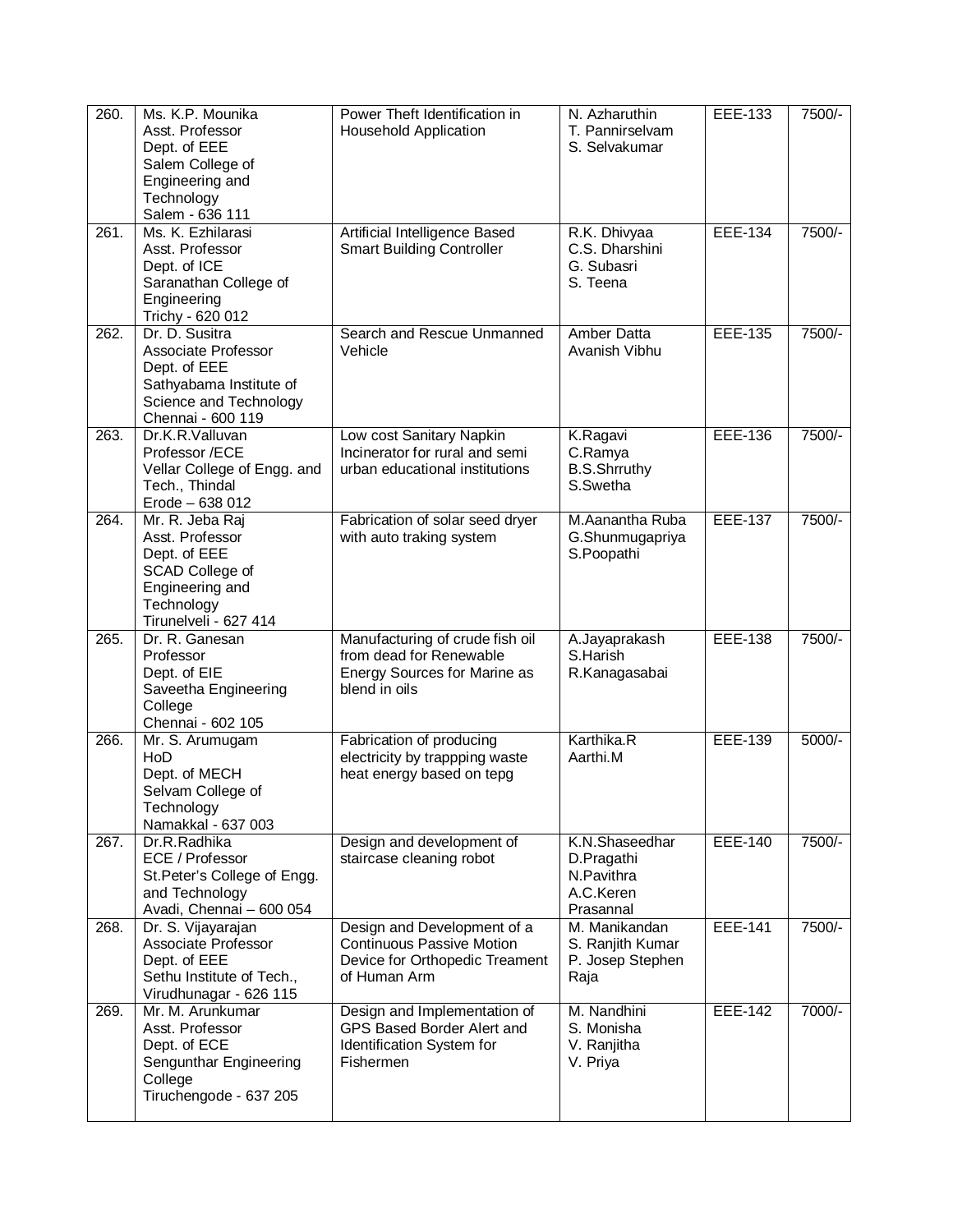| 260. | Ms. K.P. Mounika<br>Asst. Professor<br>Dept. of EEE<br>Salem College of Engineering and Technology<br>Salem - 636 111 | Power Theft Identification in Household Application | N. Azharuthin<br>T. Pannirselvam<br>S. Selvakumar | EEE-133 | 7500/- |
|---|---|---|---|---|---|
| 261. | Ms. K. Ezhilarasi<br>Asst. Professor<br>Dept. of ICE<br>Saranathan College of Engineering<br>Trichy - 620 012 | Artificial Intelligence Based Smart Building Controller | R.K. Dhivyaa<br>C.S. Dharshini<br>G. Subasri<br>S. Teena | EEE-134 | 7500/- |
| 262. | Dr. D. Susitra<br>Associate Professor<br>Dept. of EEE<br>Sathyabama Institute of Science and Technology<br>Chennai - 600 119 | Search and Rescue Unmanned Vehicle | Amber Datta<br>Avanish Vibhu | EEE-135 | 7500/- |
| 263. | Dr.K.R.Valluvan<br>Professor /ECE<br>Vellar College of Engg. and Tech., Thindal<br>Erode – 638 012 | Low cost Sanitary Napkin Incinerator for rural and semi urban educational institutions | K.Ragavi<br>C.Ramya<br>B.S.Shrruthy<br>S.Swetha | EEE-136 | 7500/- |
| 264. | Mr. R. Jeba Raj<br>Asst. Professor<br>Dept. of EEE<br>SCAD College of Engineering and Technology<br>Tirunelveli - 627 414 | Fabrication of solar seed dryer with auto traking system | M.Aanantha Ruba<br>G.Shunmugapriya<br>S.Poopathi | EEE-137 | 7500/- |
| 265. | Dr. R. Ganesan<br>Professor<br>Dept. of EIE<br>Saveetha Engineering College<br>Chennai - 602 105 | Manufacturing of crude fish oil from dead for Renewable Energy Sources for Marine as blend in oils | A.Jayaprakash<br>S.Harish<br>R.Kanagasabai | EEE-138 | 7500/- |
| 266. | Mr. S. Arumugam<br>HoD<br>Dept. of MECH<br>Selvam College of Technology<br>Namakkal - 637 003 | Fabrication of producing electricity by trappping waste heat energy based on tepg | Karthika.R<br>Aarthi.M | EEE-139 | 5000/- |
| 267. | Dr.R.Radhika<br>ECE / Professor<br>St.Peter's College of Engg. and Technology<br>Avadi, Chennai – 600 054 | Design and development of staircase cleaning robot | K.N.Shaseedhar<br>D.Pragathi<br>N.Pavithra<br>A.C.Keren Prasannal | EEE-140 | 7500/- |
| 268. | Dr. S. Vijayarajan<br>Associate Professor<br>Dept. of EEE<br>Sethu Institute of Tech.,<br>Virudhunagar - 626 115 | Design and Development of a Continuous Passive Motion Device for Orthopedic Treament of Human Arm | M. Manikandan<br>S. Ranjith Kumar<br>P. Josep Stephen Raja | EEE-141 | 7500/- |
| 269. | Mr. M. Arunkumar<br>Asst. Professor<br>Dept. of ECE<br>Sengunthar Engineering College<br>Tiruchengode - 637 205 | Design and Implementation of GPS Based Border Alert and Identification System for Fishermen | M. Nandhini<br>S. Monisha<br>V. Ranjitha<br>V. Priya | EEE-142 | 7000/- |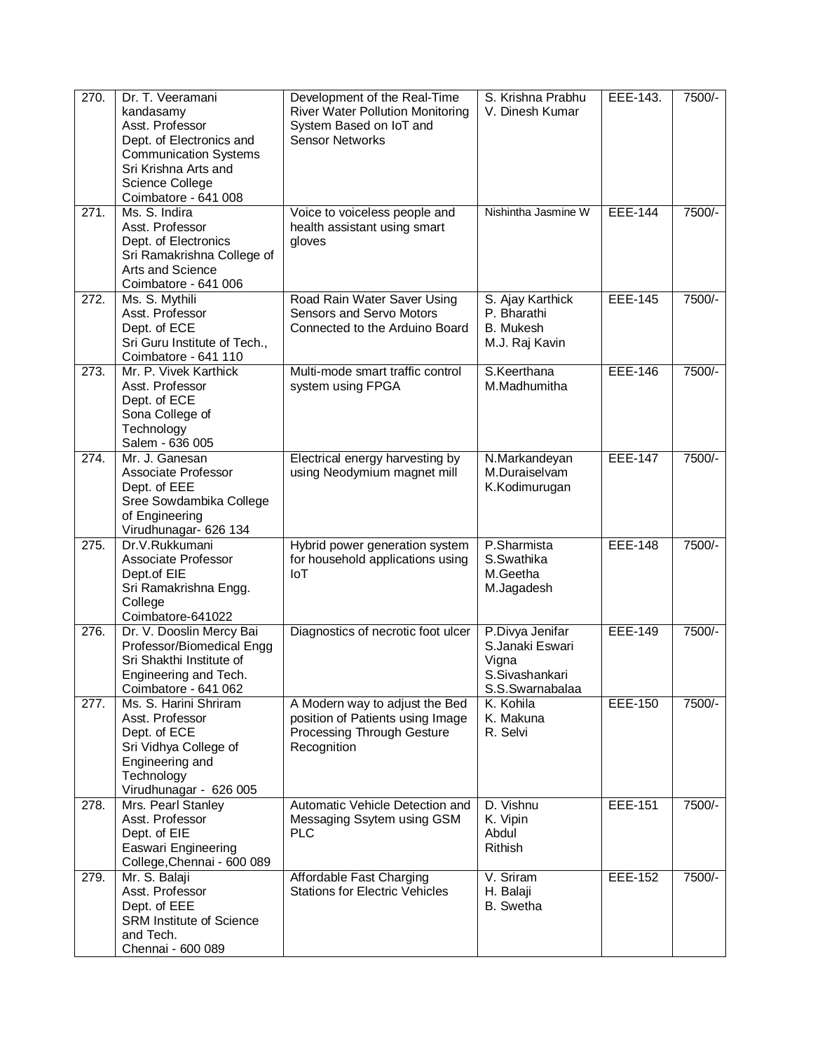| | | | | | |
|---|---|---|---|---|---|
| 270. | Dr. T. Veeramani kandasamy<br>Asst. Professor<br>Dept. of Electronics and Communication Systems<br>Sri Krishna Arts and Science College<br>Coimbatore - 641 008 | Development of the Real-Time River Water Pollution Monitoring System Based on IoT and Sensor Networks | S. Krishna Prabhu<br>V. Dinesh Kumar | EEE-143. | 7500/- |
| 271. | Ms. S. Indira<br>Asst. Professor<br>Dept. of Electronics<br>Sri Ramakrishna College of Arts and Science<br>Coimbatore - 641 006 | Voice to voiceless people and health assistant using smart gloves | Nishintha Jasmine W | EEE-144 | 7500/- |
| 272. | Ms. S. Mythili<br>Asst. Professor<br>Dept. of ECE<br>Sri Guru Institute of Tech.,<br>Coimbatore - 641 110 | Road Rain Water Saver Using Sensors and Servo Motors Connected to the Arduino Board | S. Ajay Karthick<br>P. Bharathi<br>B. Mukesh<br>M.J. Raj Kavin | EEE-145 | 7500/- |
| 273. | Mr. P. Vivek Karthick<br>Asst. Professor<br>Dept. of ECE<br>Sona College of Technology<br>Salem - 636 005 | Multi-mode smart traffic control system using FPGA | S.Keerthana<br>M.Madhumitha | EEE-146 | 7500/- |
| 274. | Mr. J. Ganesan<br>Associate Professor<br>Dept. of EEE<br>Sree Sowdambika College of Engineering<br>Virudhunagar- 626 134 | Electrical energy harvesting by using Neodymium magnet mill | N.Markandeyan<br>M.Duraiselvam<br>K.Kodimurugan | EEE-147 | 7500/- |
| 275. | Dr.V.Rukkumani<br>Associate Professor<br>Dept.of EIE<br>Sri Ramakrishna Engg. College<br>Coimbatore-641022 | Hybrid power generation system for household applications using IoT | P.Sharmista<br>S.Swathika<br>M.Geetha<br>M.Jagadesh | EEE-148 | 7500/- |
| 276. | Dr. V. Dooslin Mercy Bai<br>Professor/Biomedical Engg<br>Sri Shakthi Institute of Engineering and Tech.<br>Coimbatore - 641 062 | Diagnostics of necrotic foot ulcer | P.Divya Jenifar<br>S.Janaki Eswari Vigna<br>S.Sivashankari<br>S.S.Swarnabalaa | EEE-149 | 7500/- |
| 277. | Ms. S. Harini Shriram<br>Asst. Professor<br>Dept. of ECE<br>Sri Vidhya College of Engineering and Technology<br>Virudhunagar - 626 005 | A Modern way to adjust the Bed position of Patients using Image Processing Through Gesture Recognition | K. Kohila<br>K. Makuna<br>R. Selvi | EEE-150 | 7500/- |
| 278. | Mrs. Pearl Stanley<br>Asst. Professor<br>Dept. of EIE<br>Easwari Engineering College,Chennai - 600 089 | Automatic Vehicle Detection and Messaging Ssytem using GSM PLC | D. Vishnu<br>K. Vipin<br>Abdul<br>Rithish | EEE-151 | 7500/- |
| 279. | Mr. S. Balaji<br>Asst. Professor<br>Dept. of EEE<br>SRM Institute of Science and Tech.<br>Chennai - 600 089 | Affordable Fast Charging Stations for Electric Vehicles | V. Sriram<br>H. Balaji<br>B. Swetha | EEE-152 | 7500/- |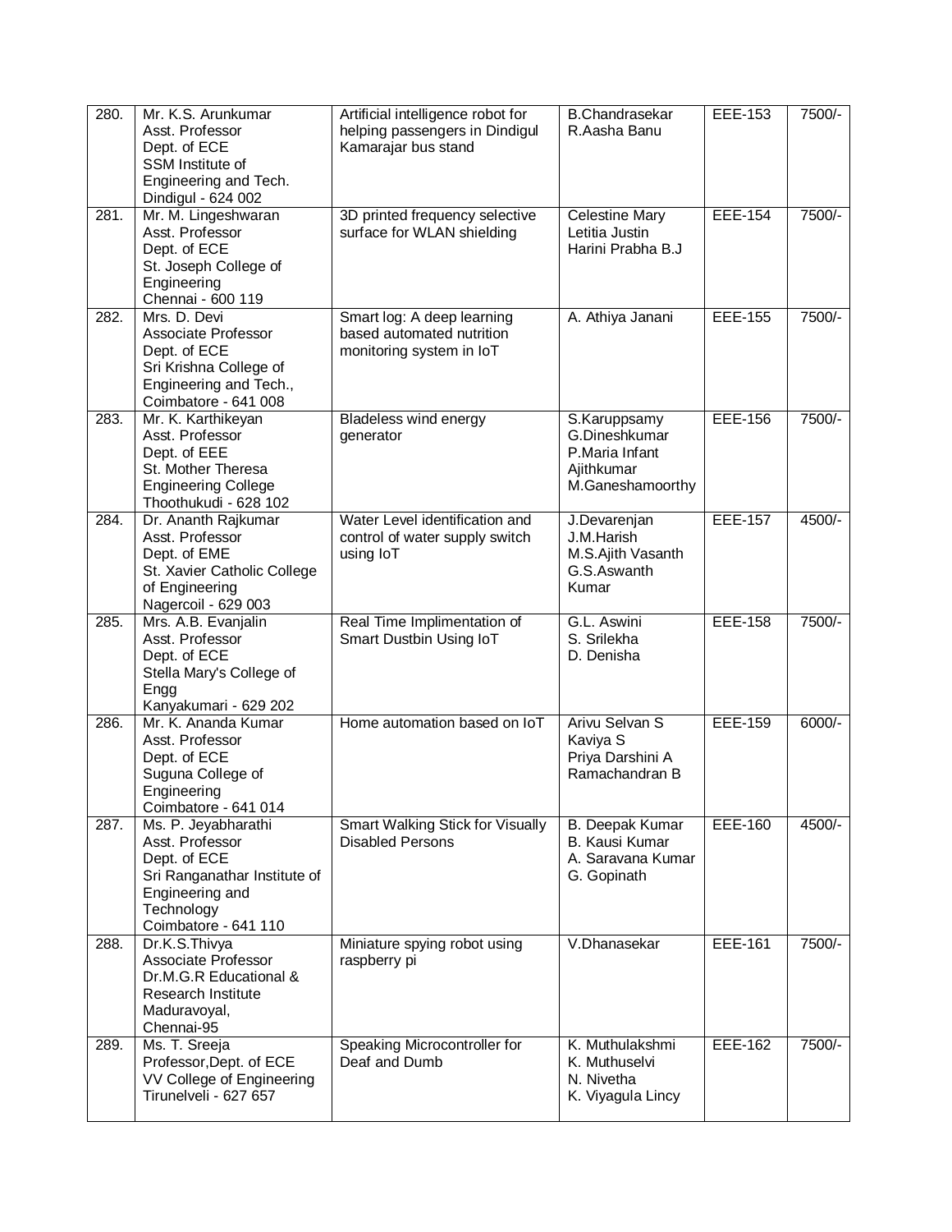| 280. | Mr. K.S. Arunkumar<br>Asst. Professor<br>Dept. of ECE<br>SSM Institute of Engineering and Tech.<br>Dindigul - 624 002 | Artificial intelligence robot for helping passengers in Dindigul Kamarajar bus stand | B.Chandrasekar<br>R.Aasha Banu | EEE-153 | 7500/- |
|---|---|---|---|---|---|
| 281. | Mr. M. Lingeshwaran<br>Asst. Professor<br>Dept. of ECE<br>St. Joseph College of Engineering<br>Chennai - 600 119 | 3D printed frequency selective surface for WLAN shielding | Celestine Mary<br>Letitia Justin<br>Harini Prabha B.J | EEE-154 | 7500/- |
| 282. | Mrs. D. Devi<br>Associate Professor<br>Dept. of ECE<br>Sri Krishna College of Engineering and Tech.,<br>Coimbatore - 641 008 | Smart log: A deep learning based automated nutrition monitoring system in IoT | A. Athiya Janani | EEE-155 | 7500/- |
| 283. | Mr. K. Karthikeyan<br>Asst. Professor<br>Dept. of EEE<br>St. Mother Theresa Engineering College<br>Thoothukudi - 628 102 | Bladeless wind energy generator | S.Karuppsamy<br>G.Dineshkumar<br>P.Maria Infant Ajithkumar<br>M.Ganeshamoorthy | EEE-156 | 7500/- |
| 284. | Dr. Ananth Rajkumar<br>Asst. Professor<br>Dept. of EME<br>St. Xavier Catholic College of Engineering<br>Nagercoil - 629 003 | Water Level identification and control of water supply switch using IoT | J.Devarenjan<br>J.M.Harish<br>M.S.Ajith Vasanth<br>G.S.Aswanth Kumar | EEE-157 | 4500/- |
| 285. | Mrs. A.B. Evanjalin<br>Asst. Professor<br>Dept. of ECE<br>Stella Mary's College of Engg<br>Kanyakumari - 629 202 | Real Time Implimentation of Smart Dustbin Using IoT | G.L. Aswini<br>S. Srilekha<br>D. Denisha | EEE-158 | 7500/- |
| 286. | Mr. K. Ananda Kumar<br>Asst. Professor<br>Dept. of ECE<br>Suguna College of Engineering<br>Coimbatore - 641 014 | Home automation based on IoT | Arivu Selvan S<br>Kaviya S<br>Priya Darshini A<br>Ramachandran B | EEE-159 | 6000/- |
| 287. | Ms. P. Jeyabharathi<br>Asst. Professor<br>Dept. of ECE<br>Sri Ranganathar Institute of Engineering and Technology<br>Coimbatore - 641 110 | Smart Walking Stick for Visually Disabled Persons | B. Deepak Kumar<br>B. Kausi Kumar<br>A. Saravana Kumar<br>G. Gopinath | EEE-160 | 4500/- |
| 288. | Dr.K.S.Thivya<br>Associate Professor<br>Dr.M.G.R Educational & Research Institute<br>Maduravoyal,<br>Chennai-95 | Miniature spying robot using raspberry pi | V.Dhanasekar | EEE-161 | 7500/- |
| 289. | Ms. T. Sreeja<br>Professor,Dept. of ECE<br>VV College of Engineering<br>Tirunelveli - 627 657 | Speaking Microcontroller for Deaf and Dumb | K. Muthulakshmi<br>K. Muthuselvi<br>N. Nivetha<br>K. Viyagula Lincy | EEE-162 | 7500/- |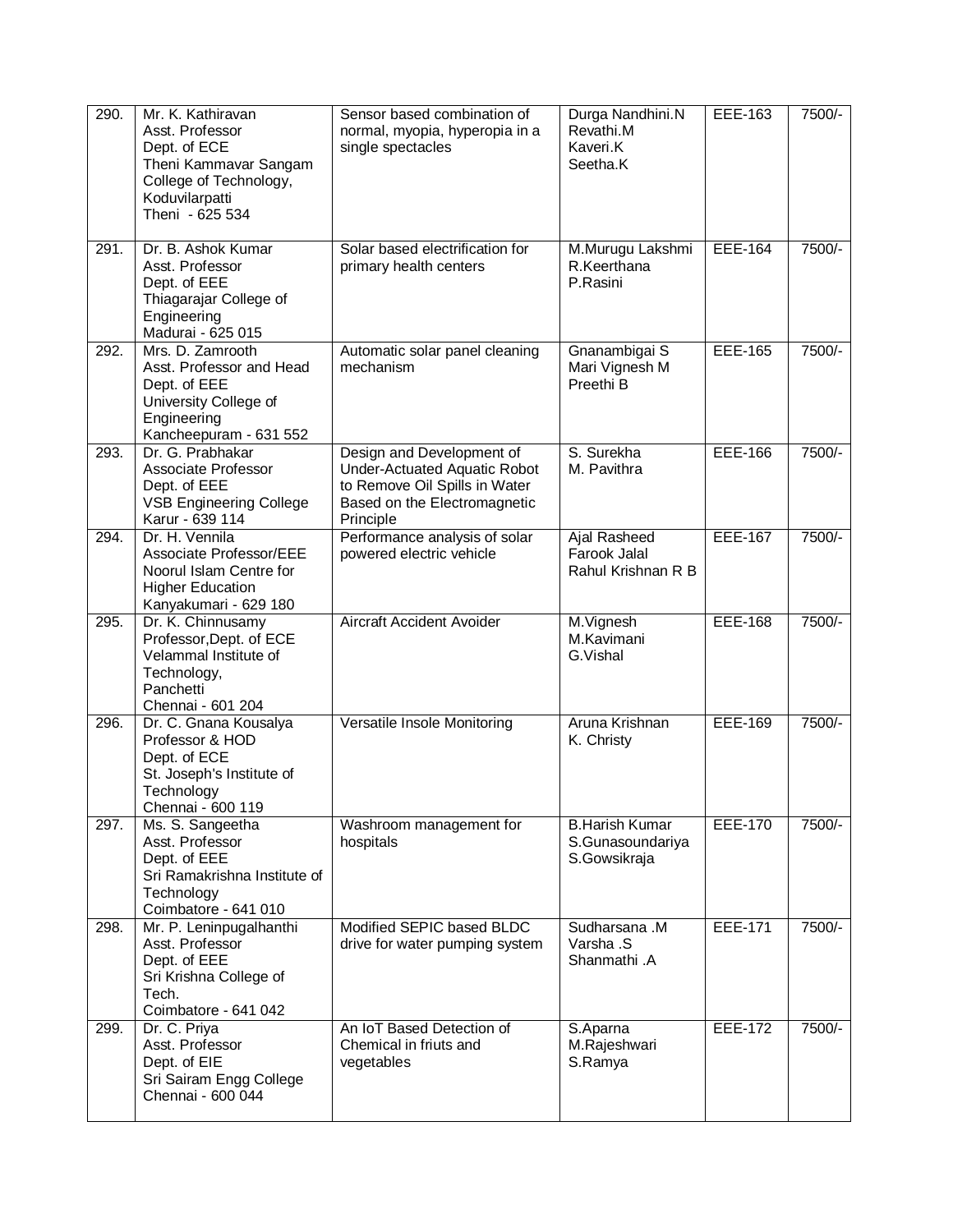| 290. | Mr. K. Kathiravan<br>Asst. Professor<br>Dept. of ECE<br>Theni Kammavar Sangam College of Technology, Koduvilarpatti<br>Theni - 625 534 | Sensor based combination of normal, myopia, hyperopia in a single spectacles | Durga Nandhini.N<br>Revathi.M<br>Kaveri.K<br>Seetha.K | EEE-163 | 7500/- |
|---|---|---|---|---|---|
| 291. | Dr. B. Ashok Kumar<br>Asst. Professor<br>Dept. of EEE<br>Thiagarajar College of Engineering<br>Madurai - 625 015 | Solar based electrification for primary health centers | M.Murugu Lakshmi<br>R.Keerthana<br>P.Rasini | EEE-164 | 7500/- |
| 292. | Mrs. D. Zamrooth<br>Asst. Professor and Head<br>Dept. of EEE<br>University College of Engineering<br>Kancheepuram - 631 552 | Automatic solar panel cleaning mechanism | Gnanambigai S<br>Mari Vignesh M<br>Preethi B | EEE-165 | 7500/- |
| 293. | Dr. G. Prabhakar<br>Associate Professor<br>Dept. of EEE<br>VSB Engineering College<br>Karur - 639 114 | Design and Development of Under-Actuated Aquatic Robot to Remove Oil Spills in Water Based on the Electromagnetic Principle | S. Surekha<br>M. Pavithra | EEE-166 | 7500/- |
| 294. | Dr. H. Vennila<br>Associate Professor/EEE<br>Noorul Islam Centre for Higher Education<br>Kanyakumari - 629 180 | Performance analysis of solar powered electric vehicle | Ajal Rasheed<br>Farook Jalal<br>Rahul Krishnan R B | EEE-167 | 7500/- |
| 295. | Dr. K. Chinnusamy<br>Professor,Dept. of ECE<br>Velammal Institute of Technology,<br>Panchetti<br>Chennai - 601 204 | Aircraft Accident Avoider | M.Vignesh<br>M.Kavimani<br>G.Vishal | EEE-168 | 7500/- |
| 296. | Dr. C. Gnana Kousalya<br>Professor & HOD<br>Dept. of ECE<br>St. Joseph's Institute of Technology<br>Chennai - 600 119 | Versatile Insole Monitoring | Aruna Krishnan<br>K. Christy | EEE-169 | 7500/- |
| 297. | Ms. S. Sangeetha<br>Asst. Professor<br>Dept. of EEE<br>Sri Ramakrishna Institute of Technology<br>Coimbatore - 641 010 | Washroom management for hospitals | B.Harish Kumar<br>S.Gunasoundariya<br>S.Gowsikraja | EEE-170 | 7500/- |
| 298. | Mr. P. Leninpugalhanthi<br>Asst. Professor<br>Dept. of EEE<br>Sri Krishna College of Tech.<br>Coimbatore - 641 042 | Modified SEPIC based BLDC drive for water pumping system | Sudharsana .M<br>Varsha .S<br>Shanmathi .A | EEE-171 | 7500/- |
| 299. | Dr. C. Priya<br>Asst. Professor<br>Dept. of EIE<br>Sri Sairam Engg College<br>Chennai - 600 044 | An IoT Based Detection of Chemical in friuts and vegetables | S.Aparna<br>M.Rajeshwari<br>S.Ramya | EEE-172 | 7500/- |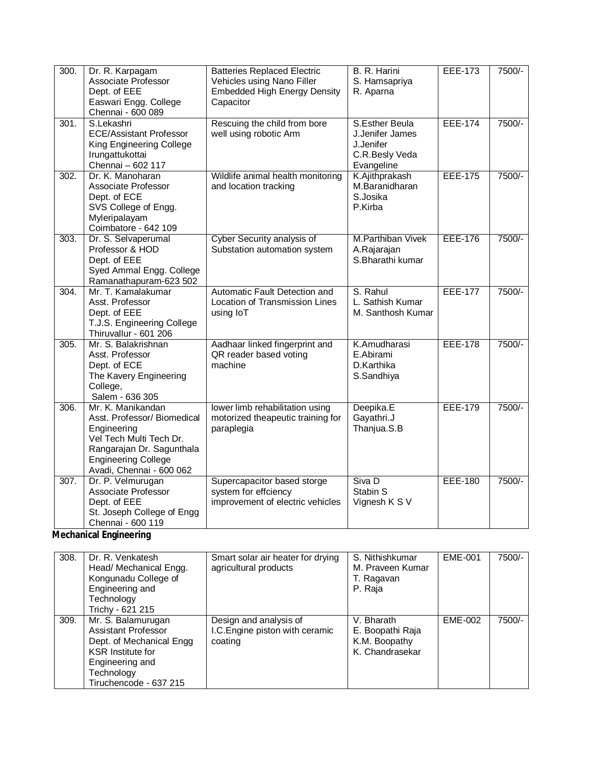| 300. | Dr. R. Karpagam<br>Associate Professor<br>Dept. of EEE<br>Easwari Engg. College<br>Chennai - 600 089 | Batteries Replaced Electric Vehicles using Nano Filler Embedded High Energy Density Capacitor | B. R. Harini<br>S. Hamsapriya<br>R. Aparna | EEE-173 | 7500/- |
|---|---|---|---|---|---|
| 301. | S.Lekashri<br>ECE/Assistant Professor<br>King Engineering College<br>Irungattukottai<br>Chennai – 602 117 | Rescuing the child from bore well using robotic Arm | S.Esther Beula<br>J.Jenifer James<br>J.Jenifer<br>C.R.Besly Veda Evangeline | EEE-174 | 7500/- |
| 302. | Dr. K. Manoharan<br>Associate Professor<br>Dept. of ECE<br>SVS College of Engg.<br>Myleripalayam<br>Coimbatore - 642 109 | Wildlife animal health monitoring and location tracking | K.Ajithprakash<br>M.Baranidharan<br>S.Josika<br>P.Kirba | EEE-175 | 7500/- |
| 303. | Dr. S. Selvaperumal<br>Professor & HOD<br>Dept. of EEE<br>Syed Ammal Engg. College<br>Ramanathapuram-623 502 | Cyber Security analysis of Substation automation system | M.Parthiban Vivek<br>A.Rajarajan<br>S.Bharathi kumar | EEE-176 | 7500/- |
| 304. | Mr. T. Kamalakumar<br>Asst. Professor<br>Dept. of EEE<br>T.J.S. Engineering College<br>Thiruvallur - 601 206 | Automatic Fault Detection and Location of Transmission Lines using IoT | S. Rahul<br>L. Sathish Kumar<br>M. Santhosh Kumar | EEE-177 | 7500/- |
| 305. | Mr. S. Balakrishnan<br>Asst. Professor<br>Dept. of ECE<br>The Kavery Engineering College,<br>Salem - 636 305 | Aadhaar linked fingerprint and QR reader based voting machine | K.Amudharasi<br>E.Abirami<br>D.Karthika<br>S.Sandhiya | EEE-178 | 7500/- |
| 306. | Mr. K. Manikandan<br>Asst. Professor/ Biomedical Engineering<br>Vel Tech Multi Tech Dr. Rangarajan Dr. Sagunthala Engineering College<br>Avadi, Chennai - 600 062 | lower limb rehabilitation using motorized theapeutic training for paraplegia | Deepika.E<br>Gayathri.J<br>Thanjua.S.B | EEE-179 | 7500/- |
| 307. | Dr. P. Velmurugan<br>Associate Professor<br>Dept. of EEE<br>St. Joseph College of Engg<br>Chennai - 600 119 | Supercapacitor based storge system for effciency improvement of electric vehicles | Siva D<br>Stabin S<br>Vignesh K S V | EEE-180 | 7500/- |

**Mechanical Engineering**

| 308. | Dr. R. Venkatesh<br>Head/ Mechanical Engg.<br>Kongunadu College of Engineering and Technology<br>Trichy - 621 215 | Smart solar air heater for drying agricultural products | S. Nithishkumar<br>M. Praveen Kumar<br>T. Ragavan<br>P. Raja | EME-001 | 7500/- |
|---|---|---|---|---|---|
| 309. | Mr. S. Balamurugan<br>Assistant Professor<br>Dept. of Mechanical Engg<br>KSR Institute for Engineering and Technology<br>Tiruchencode - 637 215 | Design and analysis of I.C.Engine piston with ceramic coating | V. Bharath<br>E. Boopathi Raja<br>K.M. Boopathy<br>K. Chandrasekar | EME-002 | 7500/- |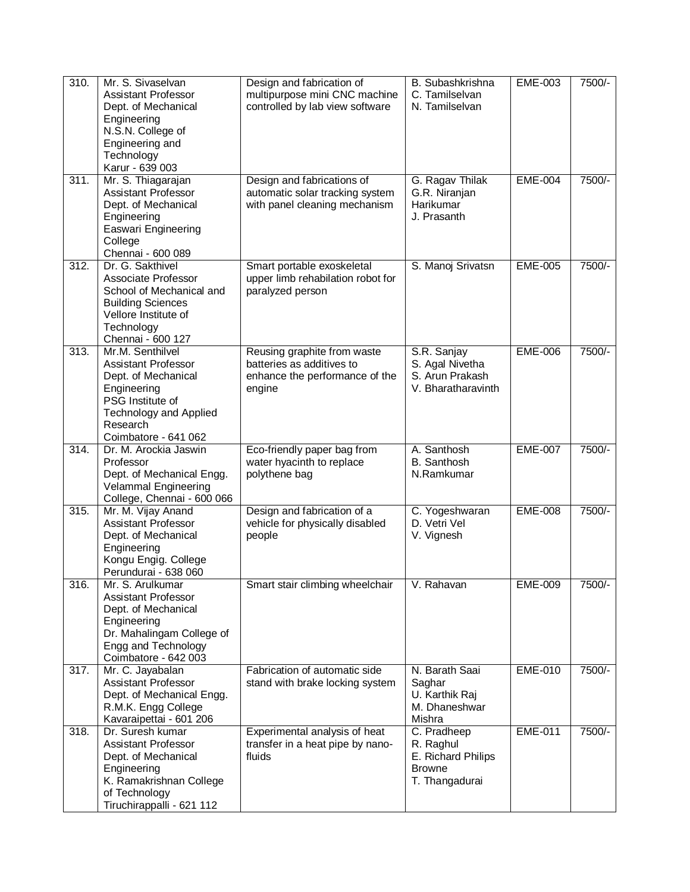| 310. | Mr. S. Sivaselvan<br>Assistant Professor<br>Dept. of Mechanical Engineering<br>N.S.N. College of Engineering and Technology<br>Karur - 639 003 | Design and fabrication of multipurpose mini CNC machine controlled by lab view software | B. Subashkrishna<br>C. Tamilselvan<br>N. Tamilselvan | EME-003 | 7500/- |
|---|---|---|---|---|---|
| 311. | Mr. S. Thiagarajan<br>Assistant Professor<br>Dept. of Mechanical Engineering<br>Easwari Engineering College<br>Chennai - 600 089 | Design and fabrications of automatic solar tracking system with panel cleaning mechanism | G. Ragav Thilak<br>G.R. Niranjan Harikumar<br>J. Prasanth | EME-004 | 7500/- |
| 312. | Dr. G. Sakthivel<br>Associate Professor<br>School of Mechanical and Building Sciences<br>Vellore Institute of Technology<br>Chennai - 600 127 | Smart portable exoskeletal upper limb rehabilation robot for paralyzed person | S. Manoj Srivatsn | EME-005 | 7500/- |
| 313. | Mr.M. Senthilvel<br>Assistant Professor<br>Dept. of Mechanical Engineering<br>PSG Institute of Technology and Applied Research<br>Coimbatore - 641 062 | Reusing graphite from waste batteries as additives to enhance the performance of the engine | S.R. Sanjay<br>S. Agal Nivetha<br>S. Arun Prakash<br>V. Bharatharavinth | EME-006 | 7500/- |
| 314. | Dr. M. Arockia Jaswin<br>Professor<br>Dept. of Mechanical Engg.<br>Velammal Engineering College, Chennai - 600 066 | Eco-friendly paper bag from water hyacinth to replace polythene bag | A. Santhosh<br>B. Santhosh<br>N.Ramkumar | EME-007 | 7500/- |
| 315. | Mr. M. Vijay Anand<br>Assistant Professor<br>Dept. of Mechanical Engineering<br>Kongu Engig. College<br>Perundurai - 638 060 | Design and fabrication of a vehicle for physically disabled people | C. Yogeshwaran<br>D. Vetri Vel<br>V. Vignesh | EME-008 | 7500/- |
| 316. | Mr. S. Arulkumar<br>Assistant Professor<br>Dept. of Mechanical Engineering<br>Dr. Mahalingam College of Engg and Technology<br>Coimbatore - 642 003 | Smart stair climbing wheelchair | V. Rahavan | EME-009 | 7500/- |
| 317. | Mr. C. Jayabalan<br>Assistant Professor<br>Dept. of Mechanical Engg.<br>R.M.K. Engg College<br>Kavaraipettai - 601 206 | Fabrication of automatic side stand with brake locking system | N. Barath Saai Saghar<br>U. Karthik Raj<br>M. Dhaneshwar Mishra | EME-010 | 7500/- |
| 318. | Dr. Suresh kumar<br>Assistant Professor<br>Dept. of Mechanical Engineering<br>K. Ramakrishnan College of Technology<br>Tiruchirappalli - 621 112 | Experimental analysis of heat transfer in a heat pipe by nano-fluids | C. Pradheep<br>R. Raghul<br>E. Richard Philips Browne<br>T. Thangadurai | EME-011 | 7500/- |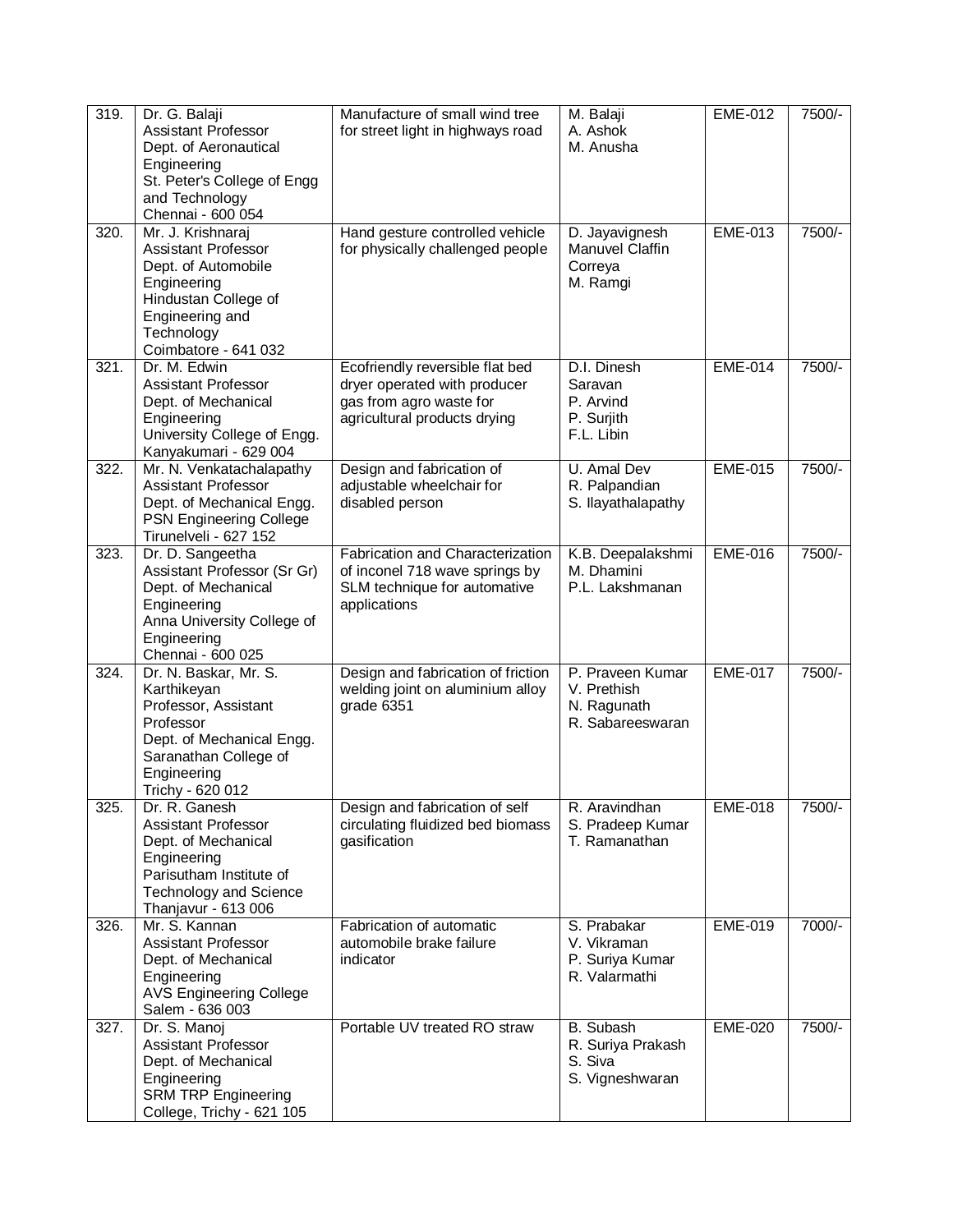| 319. | Dr. G. Balaji<br>Assistant Professor<br>Dept. of Aeronautical Engineering<br>St. Peter's College of Engg and Technology<br>Chennai - 600 054 | Manufacture of small wind tree for street light in highways road | M. Balaji<br>A. Ashok<br>M. Anusha | EME-012 | 7500/- |
|---|---|---|---|---|---|
| 320. | Mr. J. Krishnaraj<br>Assistant Professor<br>Dept. of Automobile Engineering<br>Hindustan College of Engineering and Technology<br>Coimbatore - 641 032 | Hand gesture controlled vehicle for physically challenged people | D. Jayavignesh<br>Manuvel Claffin Correya<br>M. Ramgi | EME-013 | 7500/- |
| 321. | Dr. M. Edwin<br>Assistant Professor<br>Dept. of Mechanical Engineering<br>University College of Engg.<br>Kanyakumari - 629 004 | Ecofriendly reversible flat bed dryer operated with producer gas from agro waste for agricultural products drying | D.I. Dinesh Saravan<br>P. Arvind<br>P. Surjith<br>F.L. Libin | EME-014 | 7500/- |
| 322. | Mr. N. Venkatachalapathy<br>Assistant Professor<br>Dept. of Mechanical Engg.<br>PSN Engineering College<br>Tirunelveli - 627 152 | Design and fabrication of adjustable wheelchair for disabled person | U. Amal Dev<br>R. Palpandian<br>S. Ilayathalapathy | EME-015 | 7500/- |
| 323. | Dr. D. Sangeetha<br>Assistant Professor (Sr Gr)<br>Dept. of Mechanical Engineering<br>Anna University College of Engineering<br>Chennai - 600 025 | Fabrication and Characterization of inconel 718 wave springs by SLM technique for automative applications | K.B. Deepalakshmi<br>M. Dhamini<br>P.L. Lakshmanan | EME-016 | 7500/- |
| 324. | Dr. N. Baskar, Mr. S. Karthikeyan<br>Professor, Assistant Professor<br>Dept. of Mechanical Engg.<br>Saranathan College of Engineering<br>Trichy - 620 012 | Design and fabrication of friction welding joint on aluminium alloy grade 6351 | P. Praveen Kumar<br>V. Prethish<br>N. Ragunath<br>R. Sabareeswaran | EME-017 | 7500/- |
| 325. | Dr. R. Ganesh<br>Assistant Professor<br>Dept. of Mechanical Engineering<br>Parisutham Institute of Technology and Science<br>Thanjavur - 613 006 | Design and fabrication of self circulating fluidized bed biomass gasification | R. Aravindhan<br>S. Pradeep Kumar<br>T. Ramanathan | EME-018 | 7500/- |
| 326. | Mr. S. Kannan<br>Assistant Professor<br>Dept. of Mechanical Engineering<br>AVS Engineering College<br>Salem - 636 003 | Fabrication of automatic automobile brake failure indicator | S. Prabakar<br>V. Vikraman<br>P. Suriya Kumar<br>R. Valarmathi | EME-019 | 7000/- |
| 327. | Dr. S. Manoj<br>Assistant Professor<br>Dept. of Mechanical Engineering<br>SRM TRP Engineering College, Trichy - 621 105 | Portable UV treated RO straw | B. Subash<br>R. Suriya Prakash<br>S. Siva<br>S. Vigneshwaran | EME-020 | 7500/- |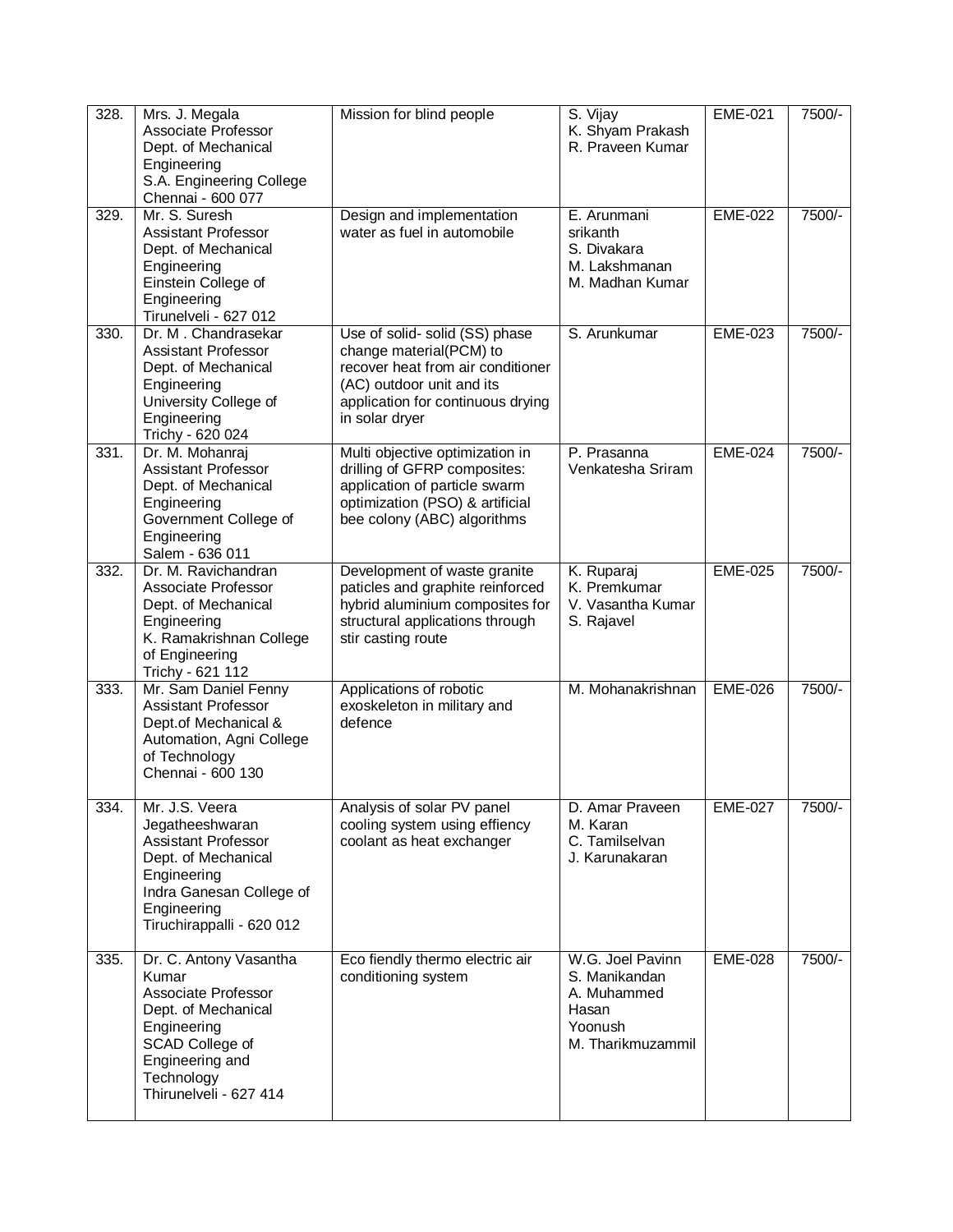| 328. | Mrs. J. Megala<br>Associate Professor<br>Dept. of Mechanical Engineering<br>S.A. Engineering College<br>Chennai - 600 077 | Mission for blind people | S. Vijay<br>K. Shyam Prakash<br>R. Praveen Kumar | EME-021 | 7500/- |
|---|---|---|---|---|---|
| 329. | Mr. S. Suresh<br>Assistant Professor<br>Dept. of Mechanical Engineering<br>Einstein College of Engineering<br>Tirunelveli - 627 012 | Design and implementation water as fuel in automobile | E. Arunmani<br>srikanth<br>S. Divakara<br>M. Lakshmanan<br>M. Madhan Kumar | EME-022 | 7500/- |
| 330. | Dr. M . Chandrasekar<br>Assistant Professor<br>Dept. of Mechanical Engineering<br>University College of Engineering<br>Trichy - 620 024 | Use of solid- solid (SS) phase change material(PCM) to recover heat from air conditioner (AC) outdoor unit and its application for continuous drying in solar dryer | S. Arunkumar | EME-023 | 7500/- |
| 331. | Dr. M. Mohanraj<br>Assistant Professor<br>Dept. of Mechanical Engineering<br>Government College of Engineering<br>Salem - 636 011 | Multi objective optimization in drilling of GFRP composites: application of particle swarm optimization (PSO) & artificial bee colony (ABC) algorithms | P. Prasanna Venkatesha Sriram | EME-024 | 7500/- |
| 332. | Dr. M. Ravichandran<br>Associate Professor<br>Dept. of Mechanical Engineering<br>K. Ramakrishnan College of Engineering<br>Trichy - 621 112 | Development of waste granite paticles and graphite reinforced hybrid aluminium composites for structural applications through stir casting route | K. Ruparaj<br>K. Premkumar<br>V. Vasantha Kumar<br>S. Rajavel | EME-025 | 7500/- |
| 333. | Mr. Sam Daniel Fenny<br>Assistant Professor<br>Dept.of Mechanical & Automation, Agni College of Technology<br>Chennai - 600 130 | Applications of robotic exoskeleton in military and defence | M. Mohanakrishnan | EME-026 | 7500/- |
| 334. | Mr. J.S. Veera Jegatheeshwaran<br>Assistant Professor<br>Dept. of Mechanical Engineering<br>Indra Ganesan College of Engineering<br>Tiruchirappalli - 620 012 | Analysis of solar PV panel cooling system using effiency coolant as heat exchanger | D. Amar Praveen<br>M. Karan<br>C. Tamilselvan<br>J. Karunakaran | EME-027 | 7500/- |
| 335. | Dr. C. Antony Vasantha Kumar<br>Associate Professor<br>Dept. of Mechanical Engineering<br>SCAD College of Engineering and Technology<br>Thirunelveli - 627 414 | Eco fiendly thermo electric air conditioning system | W.G. Joel Pavinn<br>S. Manikandan<br>A. Muhammed Hasan<br>Yoonush<br>M. Tharikmuzammil | EME-028 | 7500/- |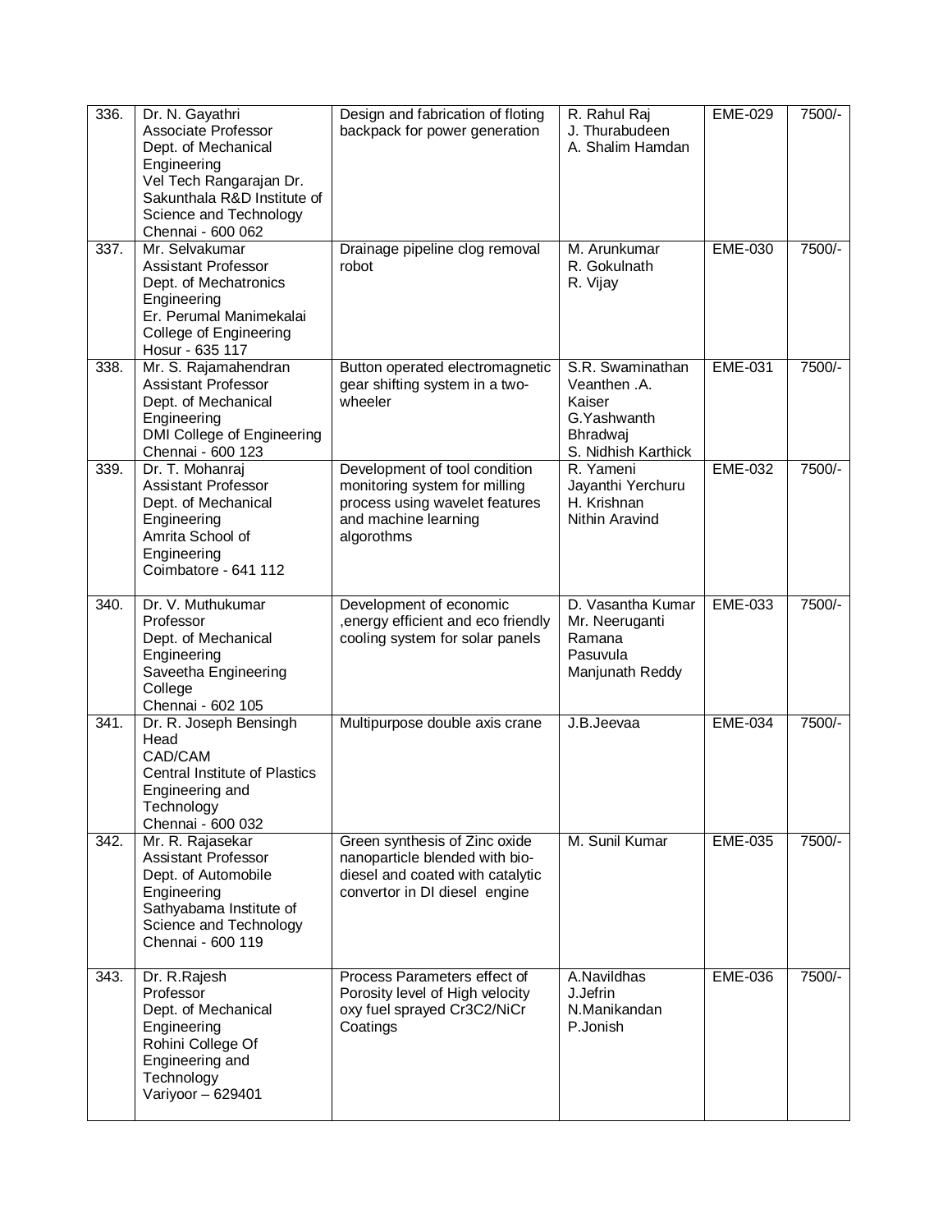| 336. | Dr. N. Gayathri<br>Associate Professor<br>Dept. of Mechanical Engineering<br>Vel Tech Rangarajan Dr. Sakunthala R&D Institute of Science and Technology<br>Chennai - 600 062 | Design and fabrication of floting backpack for power generation | R. Rahul Raj<br>J. Thurabudeen<br>A. Shalim Hamdan | EME-029 | 7500/- |
|---|---|---|---|---|---|
| 337. | Mr. Selvakumar<br>Assistant Professor<br>Dept. of Mechatronics Engineering<br>Er. Perumal Manimekalai College of Engineering<br>Hosur - 635 117 | Drainage pipeline clog removal robot | M. Arunkumar<br>R. Gokulnath<br>R. Vijay | EME-030 | 7500/- |
| 338. | Mr. S. Rajamahendran<br>Assistant Professor<br>Dept. of Mechanical Engineering<br>DMI College of Engineering<br>Chennai - 600 123 | Button operated electromagnetic gear shifting system in a two-wheeler | S.R. Swaminathan<br>Veanthen .A. Kaiser<br>G.Yashwanth Bhradwaj<br>S. Nidhish Karthick | EME-031 | 7500/- |
| 339. | Dr. T. Mohanraj<br>Assistant Professor<br>Dept. of Mechanical Engineering<br>Amrita School of Engineering<br>Coimbatore - 641 112 | Development of tool condition monitoring system for milling process using wavelet features and machine learning algorothms | R. Yameni<br>Jayanthi Yerchuru<br>H. Krishnan<br>Nithin Aravind | EME-032 | 7500/- |
| 340. | Dr. V. Muthukumar<br>Professor<br>Dept. of Mechanical Engineering<br>Saveetha Engineering College<br>Chennai - 602 105 | Development of economic ,energy efficient and eco friendly cooling system for solar panels | D. Vasantha Kumar<br>Mr. Neeruganti Ramana<br>Pasuvula Manjunath Reddy | EME-033 | 7500/- |
| 341. | Dr. R. Joseph Bensingh<br>Head<br>CAD/CAM<br>Central Institute of Plastics Engineering and Technology<br>Chennai - 600 032 | Multipurpose double axis crane | J.B.Jeevaa | EME-034 | 7500/- |
| 342. | Mr. R. Rajasekar<br>Assistant Professor<br>Dept. of Automobile Engineering<br>Sathyabama Institute of Science and Technology<br>Chennai - 600 119 | Green synthesis of Zinc oxide nanoparticle blended with bio-diesel and coated with catalytic convertor in DI diesel engine | M. Sunil Kumar | EME-035 | 7500/- |
| 343. | Dr. R.Rajesh<br>Professor<br>Dept. of Mechanical Engineering<br>Rohini College Of Engineering and Technology<br>Variyoor – 629401 | Process Parameters effect of Porosity level of High velocity oxy fuel sprayed Cr3C2/NiCr Coatings | A.Navildhas<br>J.Jefrin<br>N.Manikandan<br>P.Jonish | EME-036 | 7500/- |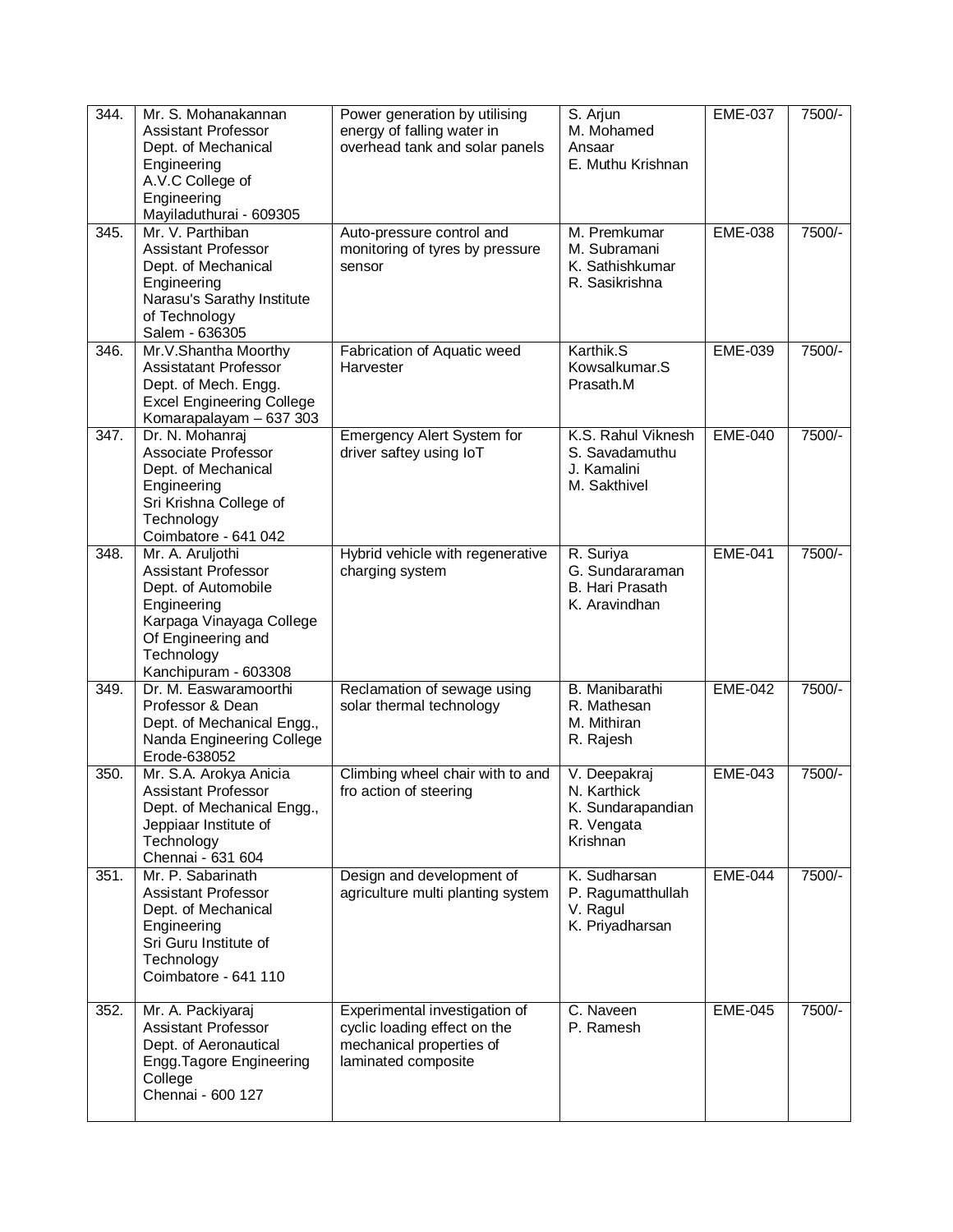| 344. | Mr. S. Mohanakannan Assistant Professor Dept. of Mechanical Engineering A.V.C College of Engineering Mayiladuthurai - 609305 | Power generation by utilising energy of falling water in overhead tank and solar panels | S. Arjun M. Mohamed Ansaar E. Muthu Krishnan | EME-037 | 7500/- |
|---|---|---|---|---|---|
| 345. | Mr. V. Parthiban Assistant Professor Dept. of Mechanical Engineering Narasu's Sarathy Institute of Technology Salem - 636305 | Auto-pressure control and monitoring of tyres by pressure sensor | M. Premkumar M. Subramani K. Sathishkumar R. Sasikrishna | EME-038 | 7500/- |
| 346. | Mr.V.Shantha Moorthy Assistatant Professor Dept. of Mech. Engg. Excel Engineering College Komarapalayam – 637 303 | Fabrication of Aquatic weed Harvester | Karthik.S Kowsalkumar.S Prasath.M | EME-039 | 7500/- |
| 347. | Dr. N. Mohanraj Associate Professor Dept. of Mechanical Engineering Sri Krishna College of Technology Coimbatore - 641 042 | Emergency Alert System for driver saftey using IoT | K.S. Rahul Viknesh S. Savadamuthu J. Kamalini M. Sakthivel | EME-040 | 7500/- |
| 348. | Mr. A. Aruljothi Assistant Professor Dept. of Automobile Engineering Karpaga Vinayaga College Of Engineering and Technology Kanchipuram - 603308 | Hybrid vehicle with regenerative charging system | R. Suriya G. Sundararaman B. Hari Prasath K. Aravindhan | EME-041 | 7500/- |
| 349. | Dr. M. Easwaramoorthi Professor & Dean Dept. of Mechanical Engg., Nanda Engineering College Erode-638052 | Reclamation of sewage using solar thermal technology | B. Manibarathi R. Mathesan M. Mithiran R. Rajesh | EME-042 | 7500/- |
| 350. | Mr. S.A. Arokya Anicia Assistant Professor Dept. of Mechanical Engg., Jeppiaar Institute of Technology Chennai - 631 604 | Climbing wheel chair with to and fro action of steering | V. Deepakraj N. Karthick K. Sundarapandian R. Vengata Krishnan | EME-043 | 7500/- |
| 351. | Mr. P. Sabarinath Assistant Professor Dept. of Mechanical Engineering Sri Guru Institute of Technology Coimbatore - 641 110 | Design and development of agriculture multi planting system | K. Sudharsan P. Ragumatthullah V. Ragul K. Priyadharsan | EME-044 | 7500/- |
| 352. | Mr. A. Packiyaraj Assistant Professor Dept. of Aeronautical Engg.Tagore Engineering College Chennai - 600 127 | Experimental investigation of cyclic loading effect on the mechanical properties of laminated composite | C. Naveen P. Ramesh | EME-045 | 7500/- |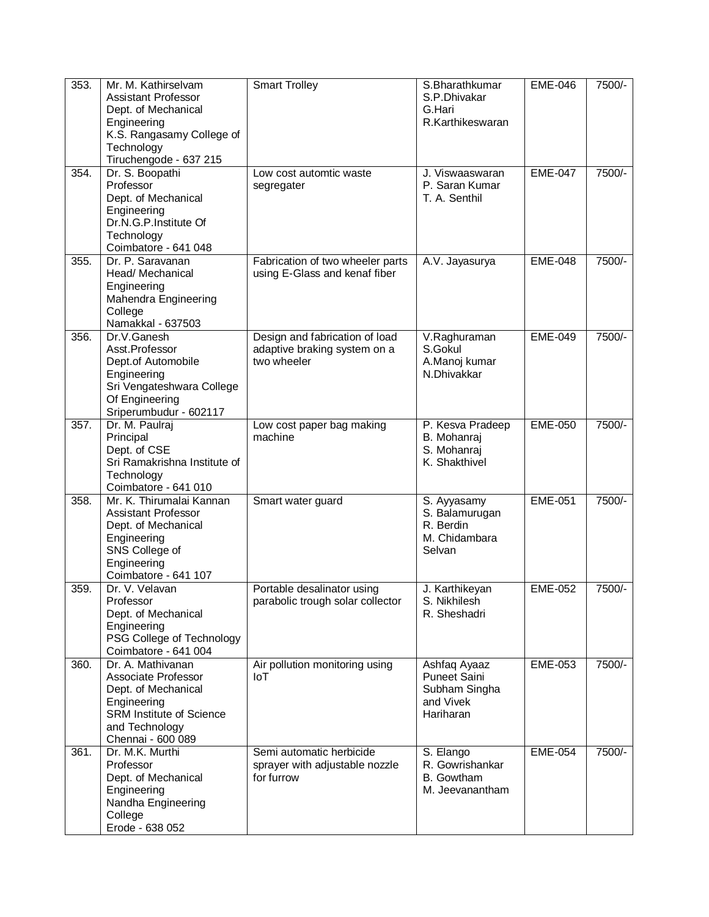| 353. | Mr. M. Kathirselvam<br>Assistant Professor<br>Dept. of Mechanical Engineering<br>K.S. Rangasamy College of Technology<br>Tiruchengode - 637 215 | Smart Trolley | S.Bharathkumar<br>S.P.Dhivakar<br>G.Hari<br>R.Karthikeswaran | EME-046 | 7500/- |
|---|---|---|---|---|---|
| 354. | Dr. S. Boopathi<br>Professor<br>Dept. of Mechanical Engineering<br>Dr.N.G.P.Institute Of Technology<br>Coimbatore - 641 048 | Low cost automtic waste segregater | J. Viswaaswaran<br>P. Saran Kumar<br>T. A. Senthil | EME-047 | 7500/- |
| 355. | Dr. P. Saravanan<br>Head/ Mechanical Engineering<br>Mahendra Engineering College<br>Namakkal - 637503 | Fabrication of two wheeler parts using E-Glass and kenaf fiber | A.V. Jayasurya | EME-048 | 7500/- |
| 356. | Dr.V.Ganesh<br>Asst.Professor<br>Dept.of Automobile Engineering<br>Sri Vengateshwara College Of Engineering<br>Sriperumbudur - 602117 | Design and fabrication of load adaptive braking system on a two wheeler | V.Raghuraman<br>S.Gokul<br>A.Manoj kumar<br>N.Dhivakkar | EME-049 | 7500/- |
| 357. | Dr. M. Paulraj<br>Principal<br>Dept. of CSE<br>Sri Ramakrishna Institute of Technology<br>Coimbatore - 641 010 | Low cost paper bag making machine | P. Kesva Pradeep<br>B. Mohanraj<br>S. Mohanraj<br>K. Shakthivel | EME-050 | 7500/- |
| 358. | Mr. K. Thirumalai Kannan<br>Assistant Professor<br>Dept. of Mechanical Engineering<br>SNS College of Engineering<br>Coimbatore - 641 107 | Smart water guard | S. Ayyasamy<br>S. Balamurugan<br>R. Berdin<br>M. Chidambara Selvan | EME-051 | 7500/- |
| 359. | Dr. V. Velavan<br>Professor<br>Dept. of Mechanical Engineering<br>PSG College of Technology<br>Coimbatore - 641 004 | Portable desalinator using parabolic trough solar collector | J. Karthikeyan<br>S. Nikhilesh<br>R. Sheshadri | EME-052 | 7500/- |
| 360. | Dr. A. Mathivanan<br>Associate Professor<br>Dept. of Mechanical Engineering<br>SRM Institute of Science and Technology<br>Chennai - 600 089 | Air pollution monitoring using IoT | Ashfaq Ayaaz<br>Puneet Saini<br>Subham Singha and Vivek Hariharan | EME-053 | 7500/- |
| 361. | Dr. M.K. Murthi<br>Professor<br>Dept. of Mechanical Engineering<br>Nandha Engineering College<br>Erode - 638 052 | Semi automatic herbicide sprayer with adjustable nozzle for furrow | S. Elango<br>R. Gowrishankar<br>B. Gowtham<br>M. Jeevanantham | EME-054 | 7500/- |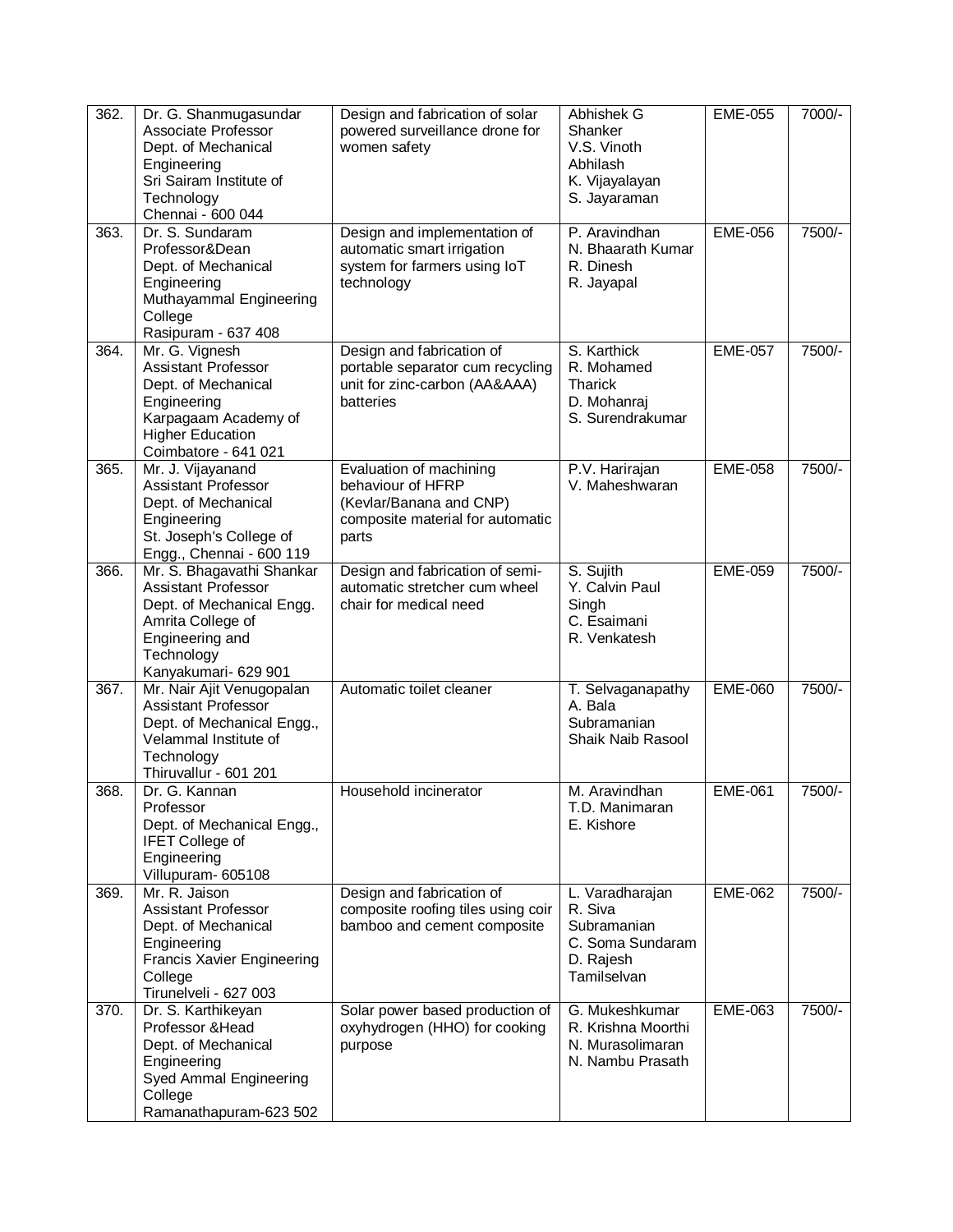| 362. | Dr. G. Shanmugasundar<br>Associate Professor<br>Dept. of Mechanical Engineering<br>Sri Sairam Institute of Technology<br>Chennai - 600 044 | Design and fabrication of solar powered surveillance drone for women safety | Abhishek G Shanker<br>V.S. Vinoth Abhilash<br>K. Vijayalayan<br>S. Jayaraman | EME-055 | 7000/- |
|---|---|---|---|---|---|
| 363. | Dr. S. Sundaram<br>Professor&Dean<br>Dept. of Mechanical Engineering<br>Muthayammal Engineering College<br>Rasipuram - 637 408 | Design and implementation of automatic smart irrigation system for farmers using IoT technology | P. Aravindhan<br>N. Bhaarath Kumar<br>R. Dinesh<br>R. Jayapal | EME-056 | 7500/- |
| 364. | Mr. G. Vignesh<br>Assistant Professor<br>Dept. of Mechanical Engineering<br>Karpagaam Academy of Higher Education<br>Coimbatore - 641 021 | Design and fabrication of portable separator cum recycling unit for zinc-carbon (AA&AAA) batteries | S. Karthick<br>R. Mohamed Tharick<br>D. Mohanraj<br>S. Surendrakumar | EME-057 | 7500/- |
| 365. | Mr. J. Vijayanand<br>Assistant Professor<br>Dept. of Mechanical Engineering<br>St. Joseph's College of Engg., Chennai - 600 119 | Evaluation of machining behaviour of HFRP (Kevlar/Banana and CNP) composite material for automatic parts | P.V. Harirajan<br>V. Maheshwaran | EME-058 | 7500/- |
| 366. | Mr. S. Bhagavathi Shankar<br>Assistant Professor<br>Dept. of Mechanical Engg.<br>Amrita College of Engineering and Technology<br>Kanyakumari- 629 901 | Design and fabrication of semi-automatic stretcher cum wheel chair for medical need | S. Sujith<br>Y. Calvin Paul Singh<br>C. Esaimani<br>R. Venkatesh | EME-059 | 7500/- |
| 367. | Mr. Nair Ajit Venugopalan<br>Assistant Professor<br>Dept. of Mechanical Engg.,<br>Velammal Institute of Technology<br>Thiruvallur - 601 201 | Automatic toilet cleaner | T. Selvaganapathy<br>A. Bala Subramanian<br>Shaik Naib Rasool | EME-060 | 7500/- |
| 368. | Dr. G. Kannan<br>Professor<br>Dept. of Mechanical Engg.,<br>IFET College of Engineering<br>Villupuram- 605108 | Household incinerator | M. Aravindhan<br>T.D. Manimaran<br>E. Kishore | EME-061 | 7500/- |
| 369. | Mr. R. Jaison<br>Assistant Professor<br>Dept. of Mechanical Engineering<br>Francis Xavier Engineering College<br>Tirunelveli - 627 003 | Design and fabrication of composite roofing tiles using coir bamboo and cement composite | L. Varadharajan<br>R. Siva Subramanian<br>C. Soma Sundaram<br>D. Rajesh Tamilselvan | EME-062 | 7500/- |
| 370. | Dr. S. Karthikeyan<br>Professor &Head<br>Dept. of Mechanical Engineering<br>Syed Ammal Engineering College<br>Ramanathapuram-623 502 | Solar power based production of oxyhydrogen (HHO) for cooking purpose | G. Mukeshkumar<br>R. Krishna Moorthi<br>N. Murasolimaran<br>N. Nambu Prasath | EME-063 | 7500/- |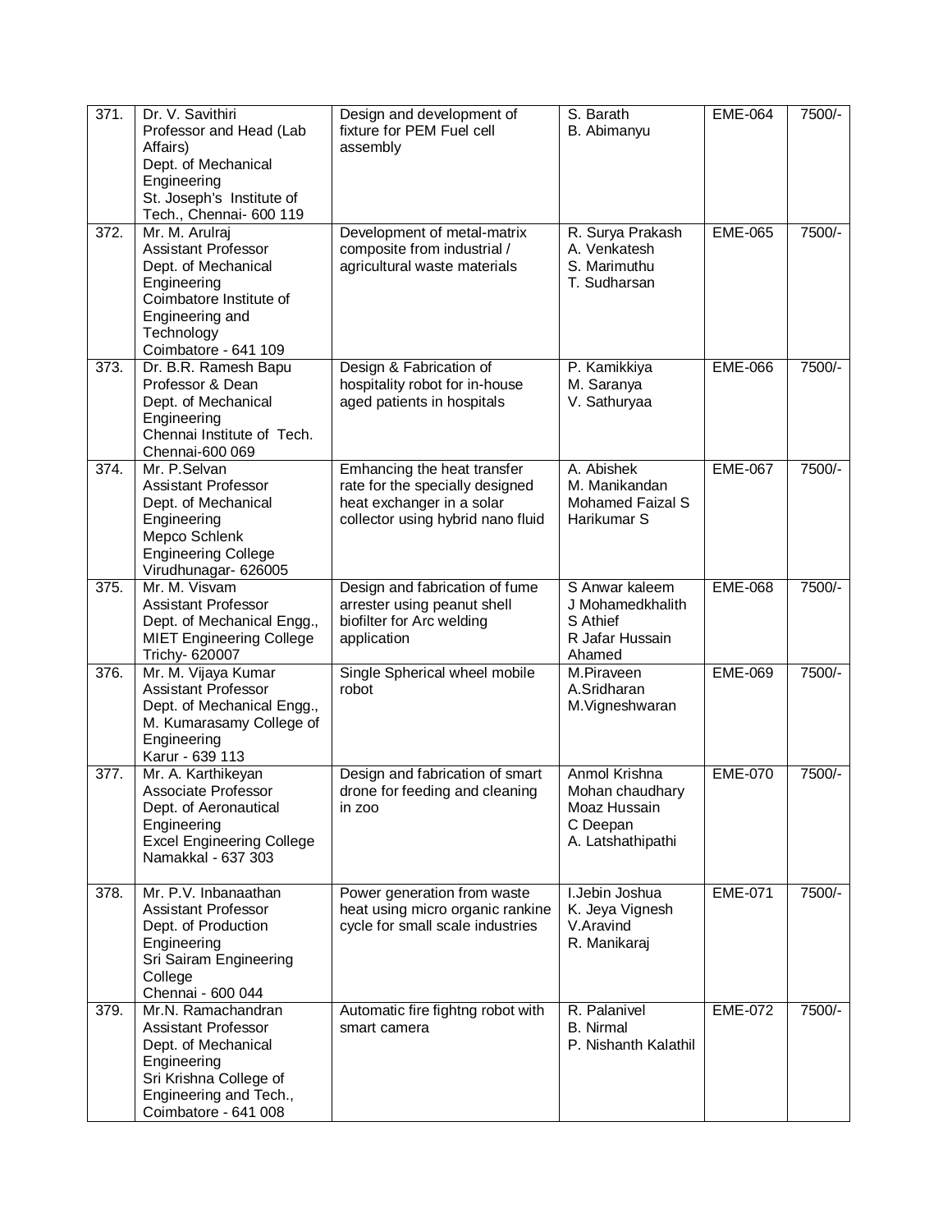| 371. | Dr. V. Savithiri<br>Professor and Head (Lab Affairs)<br>Dept. of Mechanical Engineering<br>St. Joseph's Institute of Tech., Chennai- 600 119 | Design and development of fixture for PEM Fuel cell assembly | S. Barath<br>B. Abimanyu | EME-064 | 7500/- |
|---|---|---|---|---|---|
| 372. | Mr. M. Arulraj<br>Assistant Professor<br>Dept. of Mechanical Engineering<br>Coimbatore Institute of Engineering and Technology<br>Coimbatore - 641 109 | Development of metal-matrix composite from industrial / agricultural waste materials | R. Surya Prakash<br>A. Venkatesh<br>S. Marimuthu<br>T. Sudharsan | EME-065 | 7500/- |
| 373. | Dr. B.R. Ramesh Bapu<br>Professor & Dean<br>Dept. of Mechanical Engineering<br>Chennai Institute of Tech.<br>Chennai-600 069 | Design & Fabrication of hospitality robot for in-house aged patients in hospitals | P. Kamikkiya<br>M. Saranya<br>V. Sathuryaa | EME-066 | 7500/- |
| 374. | Mr. P.Selvan<br>Assistant Professor<br>Dept. of Mechanical Engineering<br>Mepco Schlenk Engineering College<br>Virudhunagar- 626005 | Emhancing the heat transfer rate for the specially designed heat exchanger in a solar collector using hybrid nano fluid | A. Abishek<br>M. Manikandan<br>Mohamed Faizal S<br>Harikumar S | EME-067 | 7500/- |
| 375. | Mr. M. Visvam<br>Assistant Professor<br>Dept. of Mechanical Engg.,<br>MIET Engineering College<br>Trichy- 620007 | Design and fabrication of fume arrester using peanut shell biofilter for Arc welding application | S Anwar kaleem<br>J Mohamedkhalith<br>S Athief<br>R Jafar Hussain Ahamed | EME-068 | 7500/- |
| 376. | Mr. M. Vijaya Kumar<br>Assistant Professor<br>Dept. of Mechanical Engg.,<br>M. Kumarasamy College of Engineering<br>Karur - 639 113 | Single Spherical wheel mobile robot | M.Piraveen<br>A.Sridharan<br>M.Vigneshwaran | EME-069 | 7500/- |
| 377. | Mr. A. Karthikeyan<br>Associate Professor<br>Dept. of Aeronautical Engineering<br>Excel Engineering College<br>Namakkal - 637 303 | Design and fabrication of smart drone for feeding and cleaning in zoo | Anmol Krishna<br>Mohan chaudhary<br>Moaz Hussain<br>C Deepan<br>A. Latshathipathi | EME-070 | 7500/- |
| 378. | Mr. P.V. Inbanaathan<br>Assistant Professor<br>Dept. of Production Engineering<br>Sri Sairam Engineering College<br>Chennai - 600 044 | Power generation from waste heat using micro organic rankine cycle for small scale industries | I.Jebin Joshua<br>K. Jeya Vignesh<br>V.Aravind<br>R. Manikaraj | EME-071 | 7500/- |
| 379. | Mr.N. Ramachandran<br>Assistant Professor<br>Dept. of Mechanical Engineering<br>Sri Krishna College of Engineering and Tech.,<br>Coimbatore - 641 008 | Automatic fire fightng robot with smart camera | R. Palanivel<br>B. Nirmal<br>P. Nishanth Kalathil | EME-072 | 7500/- |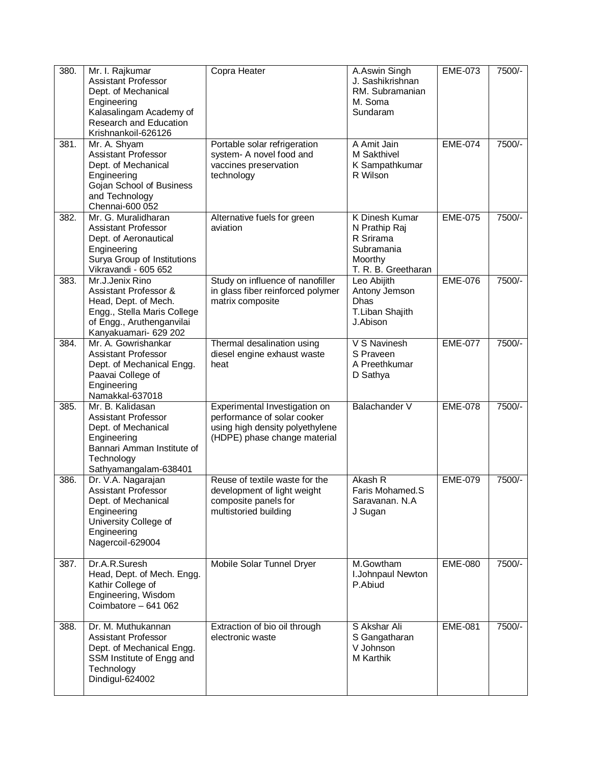| 380. | Mr. I. Rajkumar<br>Assistant Professor<br>Dept. of Mechanical Engineering<br>Kalasalingam Academy of Research and Education<br>Krishnankoil-626126 | Copra Heater | A.Aswin Singh<br>J. Sashikrishnan<br>RM. Subramanian<br>M. Soma Sundaram | EME-073 | 7500/- |
|---|---|---|---|---|---|
| 381. | Mr. A. Shyam<br>Assistant Professor<br>Dept. of Mechanical Engineering<br>Gojan School of Business and Technology<br>Chennai-600 052 | Portable solar refrigeration system- A novel food and vaccines preservation technology | A Amit Jain<br>M Sakthivel<br>K Sampathkumar<br>R Wilson | EME-074 | 7500/- |
| 382. | Mr. G. Muralidharan<br>Assistant Professor<br>Dept. of Aeronautical Engineering<br>Surya Group of Institutions<br>Vikravandi - 605 652 | Alternative fuels for green aviation | K Dinesh Kumar<br>N Prathip Raj<br>R Srirama Subramania Moorthy<br>T. R. B. Greetharan | EME-075 | 7500/- |
| 383. | Mr.J.Jenix Rino<br>Assistant Professor & Head, Dept. of Mech. Engg., Stella Maris College of Engg., Aruthenganvilai Kanyakuamari- 629 202 | Study on influence of nanofiller in glass fiber reinforced polymer matrix composite | Leo Abijith<br>Antony Jemson Dhas<br>T.Liban Shajith<br>J.Abison | EME-076 | 7500/- |
| 384. | Mr. A. Gowrishankar<br>Assistant Professor<br>Dept. of Mechanical Engg.<br>Paavai College of Engineering<br>Namakkal-637018 | Thermal desalination using diesel engine exhaust waste heat | V S Navinesh<br>S Praveen<br>A Preethkumar<br>D Sathya | EME-077 | 7500/- |
| 385. | Mr. B. Kalidasan<br>Assistant Professor<br>Dept. of Mechanical Engineering<br>Bannari Amman Institute of Technology<br>Sathyamangalam-638401 | Experimental Investigation on performance of solar cooker using high density polyethylene (HDPE) phase change material | Balachander V | EME-078 | 7500/- |
| 386. | Dr. V.A. Nagarajan<br>Assistant Professor<br>Dept. of Mechanical Engineering<br>University College of Engineering<br>Nagercoil-629004 | Reuse of textile waste for the development of light weight composite panels for multistoried building | Akash R<br>Faris Mohamed.S<br>Saravanan. N.A<br>J Sugan | EME-079 | 7500/- |
| 387. | Dr.A.R.Suresh<br>Head, Dept. of Mech. Engg.<br>Kathir College of Engineering, Wisdom<br>Coimbatore – 641 062 | Mobile Solar Tunnel Dryer | M.Gowtham<br>I.Johnpaul Newton<br>P.Abiud | EME-080 | 7500/- |
| 388. | Dr. M. Muthukannan<br>Assistant Professor<br>Dept. of Mechanical Engg.<br>SSM Institute of Engg and Technology<br>Dindigul-624002 | Extraction of bio oil through electronic waste | S Akshar Ali<br>S Gangatharan<br>V Johnson<br>M Karthik | EME-081 | 7500/- |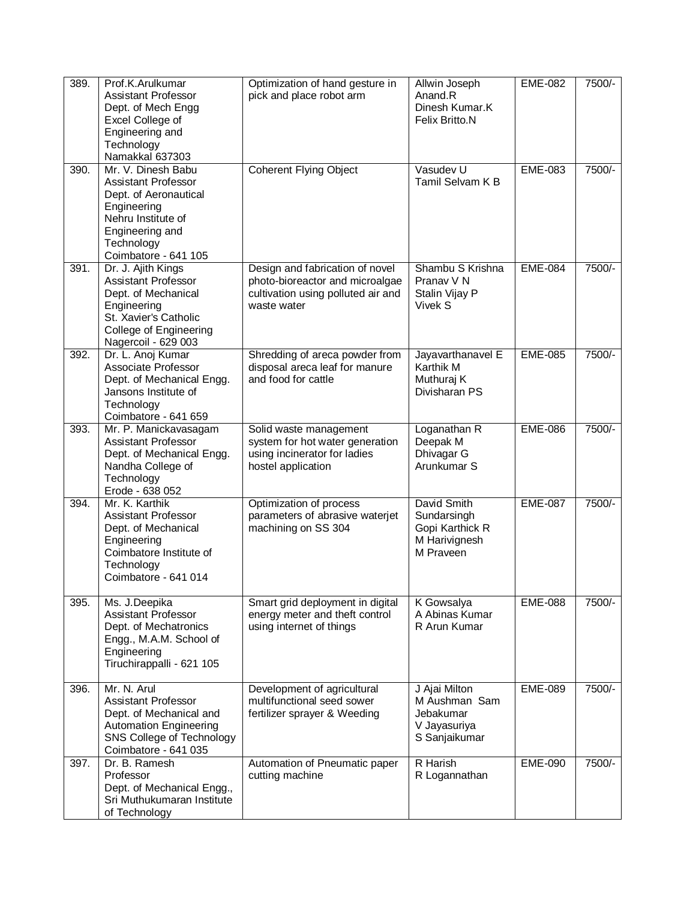| 389. | Prof.K.Arulkumar<br>Assistant Professor<br>Dept. of Mech Engg<br>Excel College of Engineering and Technology<br>Namakkal 637303 | Optimization of hand gesture in pick and place robot arm | Allwin Joseph<br>Anand.R<br>Dinesh Kumar.K<br>Felix Britto.N | EME-082 | 7500/- |
|---|---|---|---|---|---|
| 390. | Mr. V. Dinesh Babu<br>Assistant Professor<br>Dept. of Aeronautical Engineering<br>Nehru Institute of Engineering and Technology<br>Coimbatore - 641 105 | Coherent Flying Object | Vasudev U<br>Tamil Selvam K B | EME-083 | 7500/- |
| 391. | Dr. J. Ajith Kings<br>Assistant Professor<br>Dept. of Mechanical Engineering<br>St. Xavier's Catholic College of Engineering<br>Nagercoil - 629 003 | Design and fabrication of novel photo-bioreactor and microalgae cultivation using polluted air and waste water | Shambu S Krishna<br>Pranav V N<br>Stalin Vijay P<br>Vivek S | EME-084 | 7500/- |
| 392. | Dr. L. Anoj Kumar<br>Associate Professor<br>Dept. of Mechanical Engg.<br>Jansons Institute of Technology<br>Coimbatore - 641 659 | Shredding of areca powder from disposal areca leaf for manure and food for cattle | Jayavarthanavel E<br>Karthik M<br>Muthuraj K<br>Divisharan PS | EME-085 | 7500/- |
| 393. | Mr. P. Manickavasagam<br>Assistant Professor<br>Dept. of Mechanical Engg.<br>Nandha College of Technology<br>Erode - 638 052 | Solid waste management system for hot water generation using incinerator for ladies hostel application | Loganathan R<br>Deepak M<br>Dhivagar G<br>Arunkumar S | EME-086 | 7500/- |
| 394. | Mr. K. Karthik<br>Assistant Professor<br>Dept. of Mechanical Engineering<br>Coimbatore Institute of Technology<br>Coimbatore - 641 014 | Optimization of process parameters of abrasive waterjet machining on SS 304 | David Smith Sundarsingh<br>Gopi Karthick R<br>M Harivignesh<br>M Praveen | EME-087 | 7500/- |
| 395. | Ms. J.Deepika<br>Assistant Professor<br>Dept. of Mechatronics Engg., M.A.M. School of Engineering<br>Tiruchirappalli - 621 105 | Smart grid deployment in digital energy meter and theft control using internet of things | K Gowsalya<br>A Abinas Kumar<br>R Arun Kumar | EME-088 | 7500/- |
| 396. | Mr. N. Arul<br>Assistant Professor<br>Dept. of Mechanical and Automation Engineering<br>SNS College of Technology<br>Coimbatore - 641 035 | Development of agricultural multifunctional seed sower fertilizer sprayer & Weeding | J Ajai Milton<br>M Aushman Sam Jebakumar<br>V Jayasuriya<br>S Sanjaikumar | EME-089 | 7500/- |
| 397. | Dr. B. Ramesh<br>Professor<br>Dept. of Mechanical Engg.,<br>Sri Muthukumaran Institute of Technology | Automation of Pneumatic paper cutting machine | R Harish<br>R Logannathan | EME-090 | 7500/- |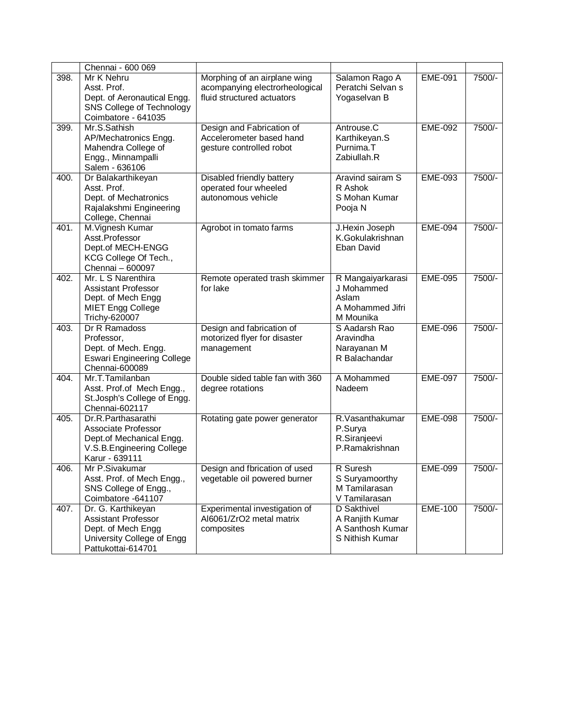| | | | | | |
|---|---|---|---|---|---|
| | Chennai - 600 069 | | | | |
| 398. | Mr K Nehru<br>Asst. Prof.<br>Dept. of Aeronautical Engg.<br>SNS College of Technology<br>Coimbatore - 641035 | Morphing of an airplane wing acompanying electrorheological fluid structured actuators | Salamon Rago A<br>Peratchi Selvan s<br>Yogaselvan B | EME-091 | 7500/- |
| 399. | Mr.S.Sathish<br>AP/Mechatronics Engg.<br>Mahendra College of Engg., Minnampalli<br>Salem - 636106 | Design and Fabrication of Accelerometer based hand gesture controlled robot | Antrouse.C<br>Karthikeyan.S<br>Purnima.T<br>Zabiullah.R | EME-092 | 7500/- |
| 400. | Dr Balakarthikeyan<br>Asst. Prof.<br>Dept. of Mechatronics<br>Rajalakshmi Engineering College, Chennai | Disabled friendly battery operated four wheeled autonomous vehicle | Aravind sairam S<br>R Ashok<br>S Mohan Kumar<br>Pooja N | EME-093 | 7500/- |
| 401. | M.Vignesh Kumar<br>Asst.Professor<br>Dept.of MECH-ENGG<br>KCG College Of Tech.,<br>Chennai – 600097 | Agrobot in tomato farms | J.Hexin Joseph<br>K.Gokulakrishnan<br>Eban David | EME-094 | 7500/- |
| 402. | Mr. L S Narenthira<br>Assistant Professor<br>Dept. of Mech Engg<br>MIET Engg College<br>Trichy-620007 | Remote operated trash skimmer for lake | R Mangaiyarkarasi<br>J Mohammed Aslam<br>A Mohammed Jifri<br>M Mounika | EME-095 | 7500/- |
| 403. | Dr R Ramadoss<br>Professor,<br>Dept. of Mech. Engg.<br>Eswari Engineering College<br>Chennai-600089 | Design and fabrication of motorized flyer for disaster management | S Aadarsh Rao<br>Aravindha<br>Narayanan M<br>R Balachandar | EME-096 | 7500/- |
| 404. | Mr.T.Tamilanban<br>Asst. Prof.of Mech Engg.,<br>St.Josph's College of Engg.<br>Chennai-602117 | Double sided table fan with 360 degree rotations | A Mohammed Nadeem | EME-097 | 7500/- |
| 405. | Dr.R.Parthasarathi<br>Associate Professor<br>Dept.of Mechanical Engg.<br>V.S.B.Engineering College<br>Karur - 639111 | Rotating gate power generator | R.Vasanthakumar<br>P.Surya<br>R.Siranjeevi<br>P.Ramakrishnan | EME-098 | 7500/- |
| 406. | Mr P.Sivakumar<br>Asst. Prof. of Mech Engg.,<br>SNS College of Engg.,<br>Coimbatore -641107 | Design and fbrication of used vegetable oil powered burner | R Suresh<br>S Suryamoorthy<br>M Tamilarasan<br>V Tamilarasan | EME-099 | 7500/- |
| 407. | Dr. G. Karthikeyan<br>Assistant Professor<br>Dept. of Mech Engg<br>University College of Engg<br>Pattukottai-614701 | Experimental investigation of Al6061/$ZrO_2$ metal matrix composites | D Sakthivel<br>A Ranjith Kumar<br>A Santhosh Kumar<br>S Nithish Kumar | EME-100 | 7500/- |